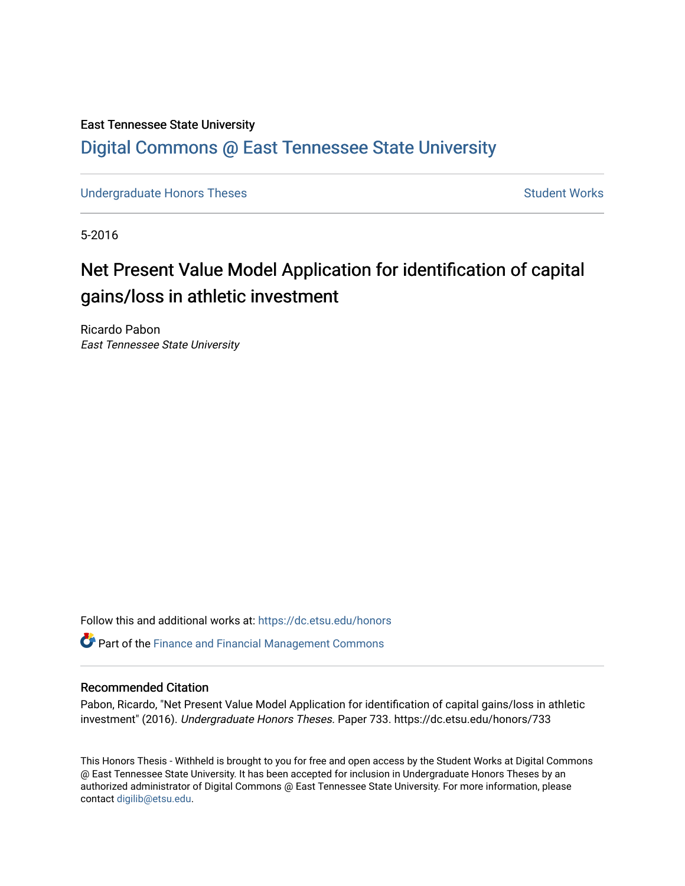East Tennessee State University

# Digital Commons @ East Tennessee State University

Undergraduate Honors Theses | Student Works

5-2016

## Net Present Value Model Application for identification of capital gains/loss in athletic investment

Ricardo Pabon
*East Tennessee State University*

Follow this and additional works at: https://dc.etsu.edu/honors

Part of the Finance and Financial Management Commons

### Recommended Citation

Pabon, Ricardo, "Net Present Value Model Application for identification of capital gains/loss in athletic investment" (2016). *Undergraduate Honors Theses.* Paper 733. https://dc.etsu.edu/honors/733

This Honors Thesis - Withheld is brought to you for free and open access by the Student Works at Digital Commons @ East Tennessee State University. It has been accepted for inclusion in Undergraduate Honors Theses by an authorized administrator of Digital Commons @ East Tennessee State University. For more information, please contact digilib@etsu.edu.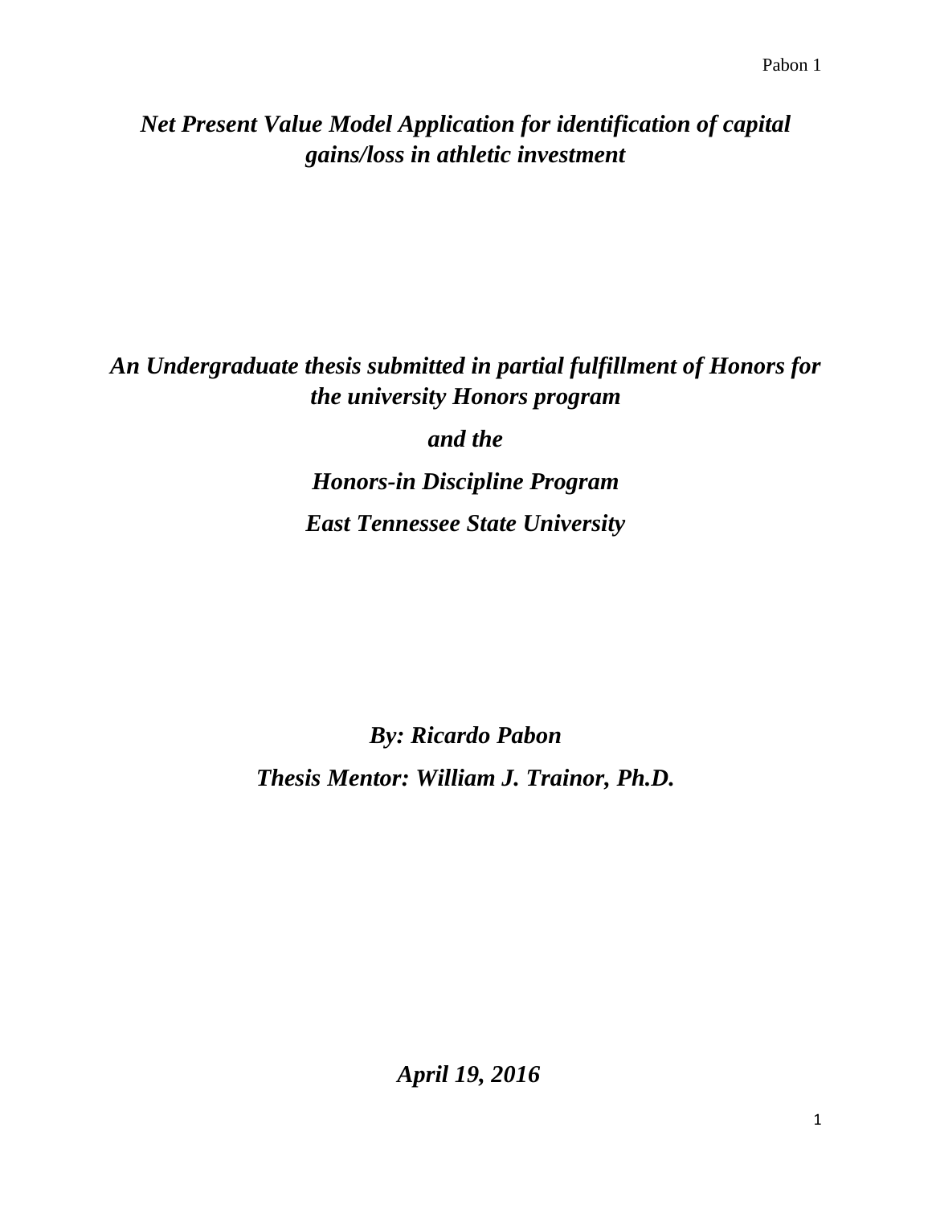# *Net Present Value Model Application for identification of capital gains/loss in athletic investment*

***An Undergraduate thesis submitted in partial fulfillment of Honors for the university Honors program***

***and the***

***Honors-in Discipline Program***

***East Tennessee State University***

***By: Ricardo Pabon***

***Thesis Mentor: William J. Trainor, Ph.D.***

***April 19, 2016***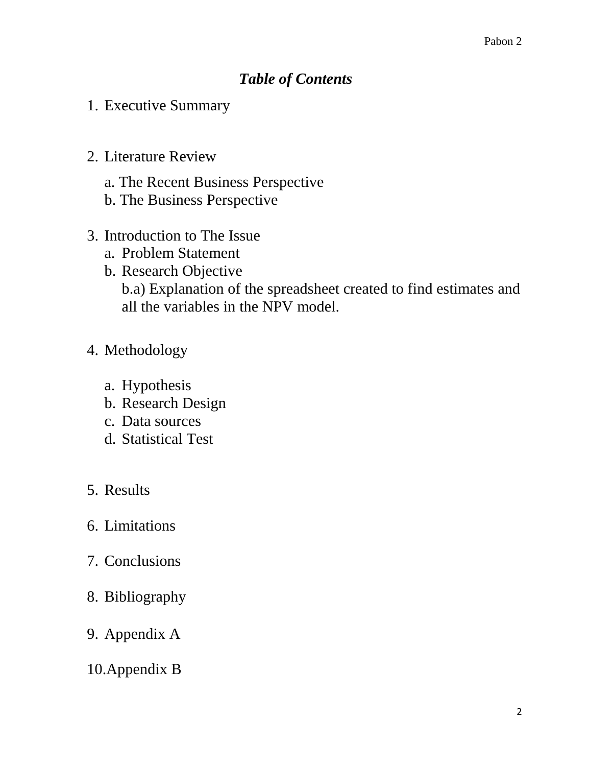# ***Table of Contents***

1. Executive Summary

2. Literature Review

   a. The Recent Business Perspective
   b. The Business Perspective

3. Introduction to The Issue
   a. Problem Statement
   b. Research Objective
      b.a) Explanation of the spreadsheet created to find estimates and all the variables in the NPV model.

4. Methodology

   a. Hypothesis
   b. Research Design
   c. Data sources
   d. Statistical Test

5. Results

6. Limitations

7. Conclusions

8. Bibliography

9. Appendix A

10. Appendix B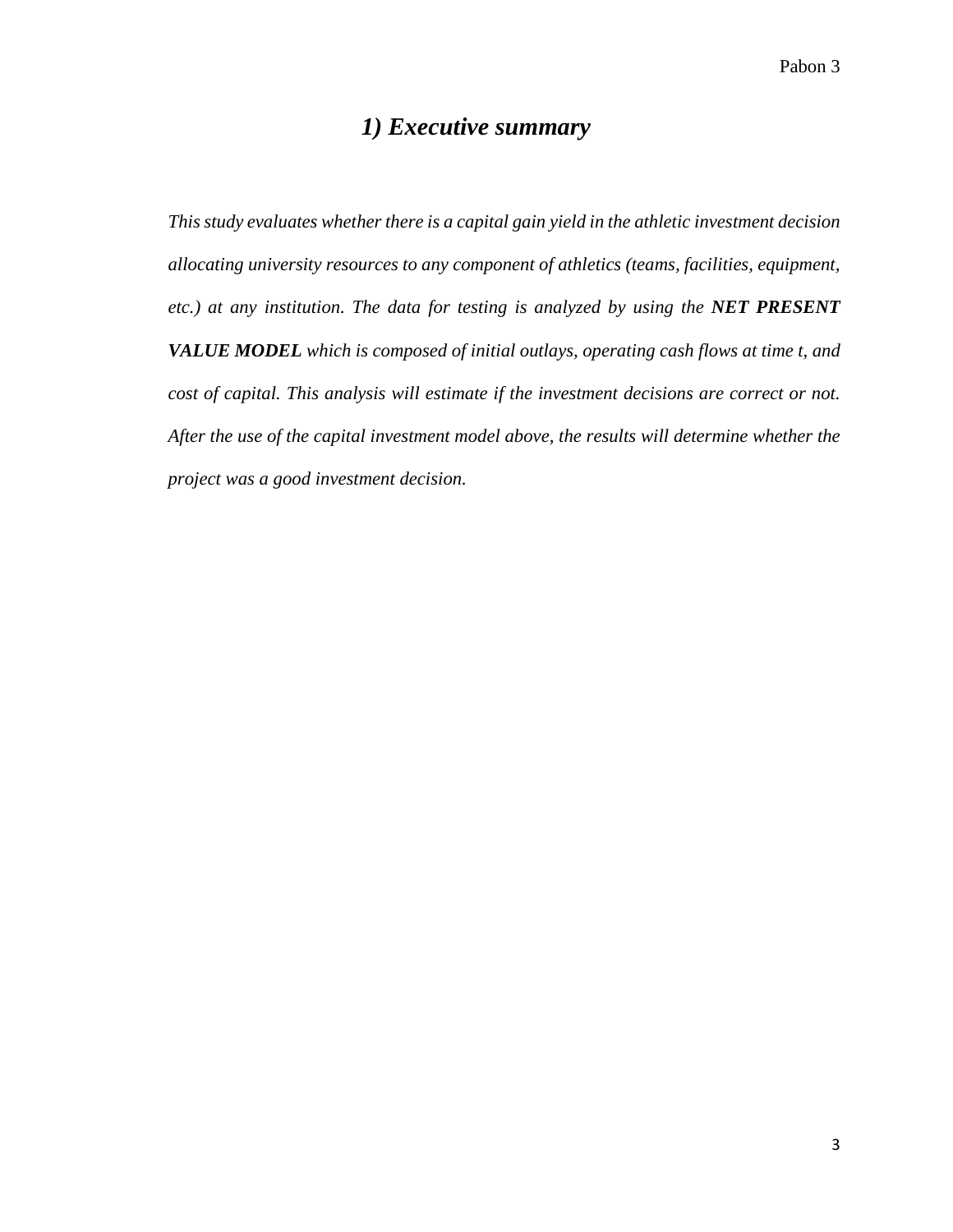# *1) Executive summary*

*This study evaluates whether there is a capital gain yield in the athletic investment decision allocating university resources to any component of athletics (teams, facilities, equipment, etc.) at any institution. The data for testing is analyzed by using the* ***NET PRESENT VALUE MODEL*** *which is composed of initial outlays, operating cash flows at time t, and cost of capital. This analysis will estimate if the investment decisions are correct or not. After the use of the capital investment model above, the results will determine whether the project was a good investment decision.*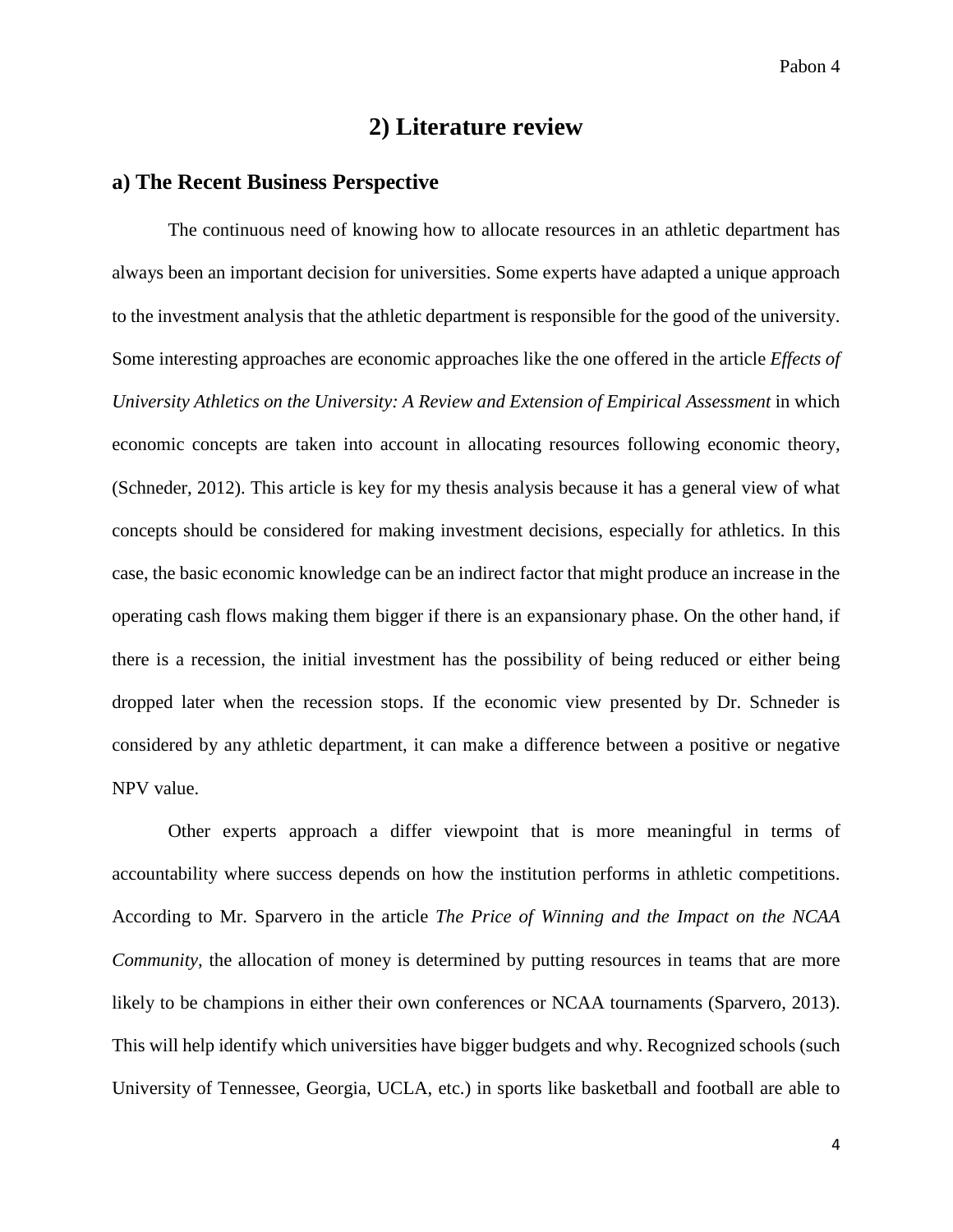## 2) Literature review

### a) The Recent Business Perspective

The continuous need of knowing how to allocate resources in an athletic department has always been an important decision for universities. Some experts have adapted a unique approach to the investment analysis that the athletic department is responsible for the good of the university. Some interesting approaches are economic approaches like the one offered in the article *Effects of University Athletics on the University: A Review and Extension of Empirical Assessment* in which economic concepts are taken into account in allocating resources following economic theory, (Schneder, 2012). This article is key for my thesis analysis because it has a general view of what concepts should be considered for making investment decisions, especially for athletics. In this case, the basic economic knowledge can be an indirect factor that might produce an increase in the operating cash flows making them bigger if there is an expansionary phase. On the other hand, if there is a recession, the initial investment has the possibility of being reduced or either being dropped later when the recession stops. If the economic view presented by Dr. Schneder is considered by any athletic department, it can make a difference between a positive or negative NPV value.

Other experts approach a differ viewpoint that is more meaningful in terms of accountability where success depends on how the institution performs in athletic competitions. According to Mr. Sparvero in the article *The Price of Winning and the Impact on the NCAA Community,* the allocation of money is determined by putting resources in teams that are more likely to be champions in either their own conferences or NCAA tournaments (Sparvero, 2013). This will help identify which universities have bigger budgets and why. Recognized schools (such University of Tennessee, Georgia, UCLA, etc.) in sports like basketball and football are able to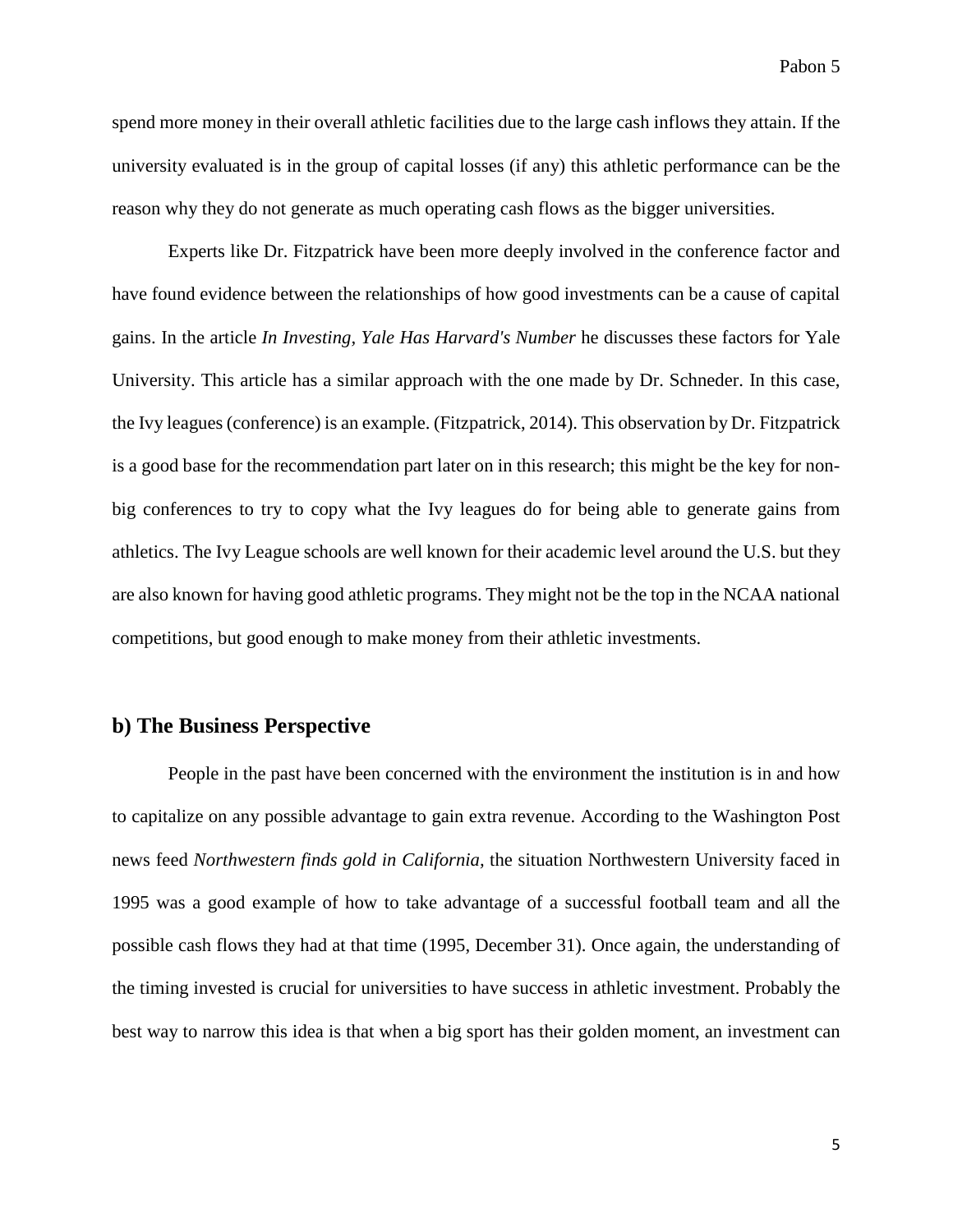spend more money in their overall athletic facilities due to the large cash inflows they attain. If the university evaluated is in the group of capital losses (if any) this athletic performance can be the reason why they do not generate as much operating cash flows as the bigger universities.

Experts like Dr. Fitzpatrick have been more deeply involved in the conference factor and have found evidence between the relationships of how good investments can be a cause of capital gains. In the article *In Investing, Yale Has Harvard's Number* he discusses these factors for Yale University. This article has a similar approach with the one made by Dr. Schneder. In this case, the Ivy leagues (conference) is an example. (Fitzpatrick, 2014). This observation by Dr. Fitzpatrick is a good base for the recommendation part later on in this research; this might be the key for non-big conferences to try to copy what the Ivy leagues do for being able to generate gains from athletics. The Ivy League schools are well known for their academic level around the U.S. but they are also known for having good athletic programs. They might not be the top in the NCAA national competitions, but good enough to make money from their athletic investments.

## b) The Business Perspective

People in the past have been concerned with the environment the institution is in and how to capitalize on any possible advantage to gain extra revenue. According to the Washington Post news feed *Northwestern finds gold in California*, the situation Northwestern University faced in 1995 was a good example of how to take advantage of a successful football team and all the possible cash flows they had at that time (1995, December 31). Once again, the understanding of the timing invested is crucial for universities to have success in athletic investment. Probably the best way to narrow this idea is that when a big sport has their golden moment, an investment can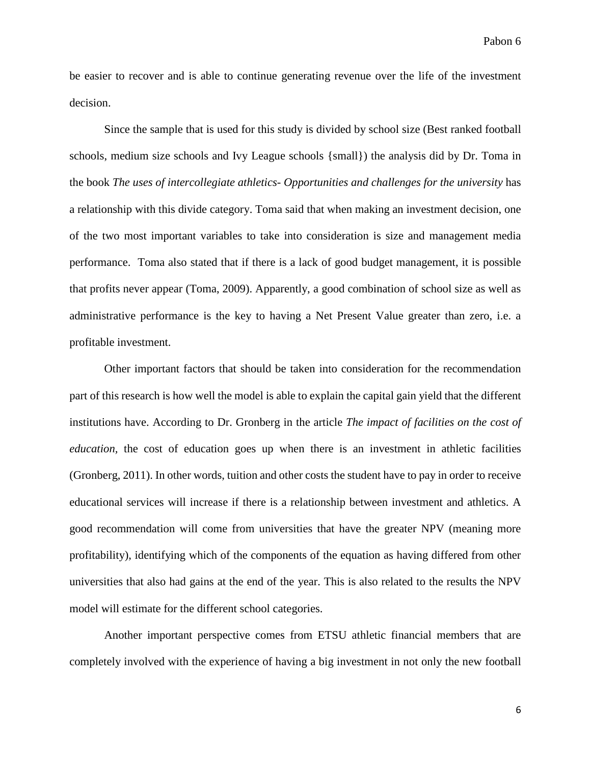be easier to recover and is able to continue generating revenue over the life of the investment decision.

Since the sample that is used for this study is divided by school size (Best ranked football schools, medium size schools and Ivy League schools {small}) the analysis did by Dr. Toma in the book *The uses of intercollegiate athletics- Opportunities and challenges for the university* has a relationship with this divide category. Toma said that when making an investment decision, one of the two most important variables to take into consideration is size and management media performance. Toma also stated that if there is a lack of good budget management, it is possible that profits never appear (Toma, 2009). Apparently, a good combination of school size as well as administrative performance is the key to having a Net Present Value greater than zero, i.e. a profitable investment.

Other important factors that should be taken into consideration for the recommendation part of this research is how well the model is able to explain the capital gain yield that the different institutions have. According to Dr. Gronberg in the article *The impact of facilities on the cost of education*, the cost of education goes up when there is an investment in athletic facilities (Gronberg, 2011). In other words, tuition and other costs the student have to pay in order to receive educational services will increase if there is a relationship between investment and athletics. A good recommendation will come from universities that have the greater NPV (meaning more profitability), identifying which of the components of the equation as having differed from other universities that also had gains at the end of the year. This is also related to the results the NPV model will estimate for the different school categories.

Another important perspective comes from ETSU athletic financial members that are completely involved with the experience of having a big investment in not only the new football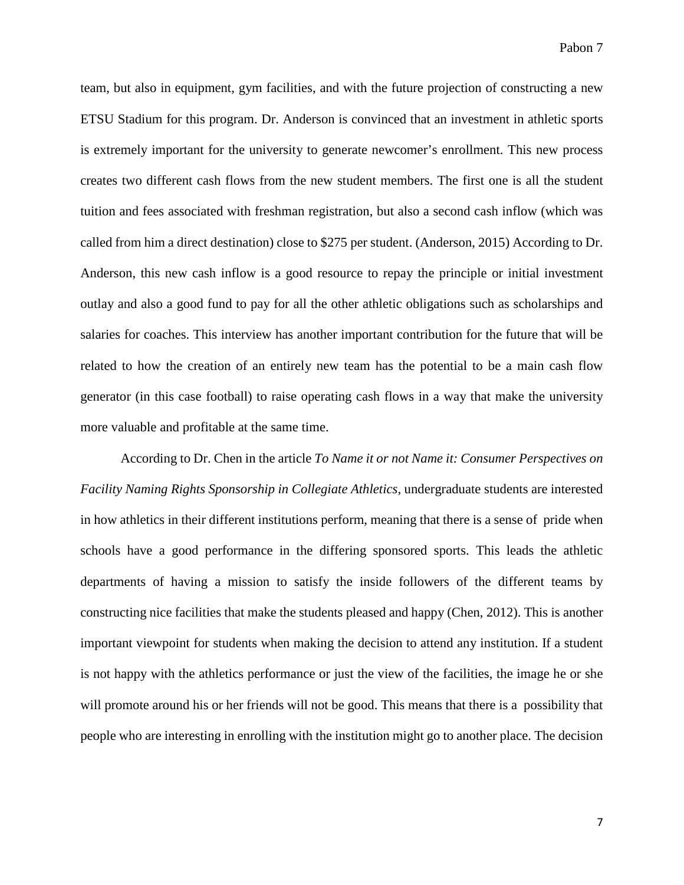team, but also in equipment, gym facilities, and with the future projection of constructing a new ETSU Stadium for this program. Dr. Anderson is convinced that an investment in athletic sports is extremely important for the university to generate newcomer's enrollment. This new process creates two different cash flows from the new student members. The first one is all the student tuition and fees associated with freshman registration, but also a second cash inflow (which was called from him a direct destination) close to $275 per student. (Anderson, 2015) According to Dr. Anderson, this new cash inflow is a good resource to repay the principle or initial investment outlay and also a good fund to pay for all the other athletic obligations such as scholarships and salaries for coaches. This interview has another important contribution for the future that will be related to how the creation of an entirely new team has the potential to be a main cash flow generator (in this case football) to raise operating cash flows in a way that make the university more valuable and profitable at the same time.

According to Dr. Chen in the article *To Name it or not Name it: Consumer Perspectives on Facility Naming Rights Sponsorship in Collegiate Athletics*, undergraduate students are interested in how athletics in their different institutions perform, meaning that there is a sense of pride when schools have a good performance in the differing sponsored sports. This leads the athletic departments of having a mission to satisfy the inside followers of the different teams by constructing nice facilities that make the students pleased and happy (Chen, 2012). This is another important viewpoint for students when making the decision to attend any institution. If a student is not happy with the athletics performance or just the view of the facilities, the image he or she will promote around his or her friends will not be good. This means that there is a possibility that people who are interesting in enrolling with the institution might go to another place. The decision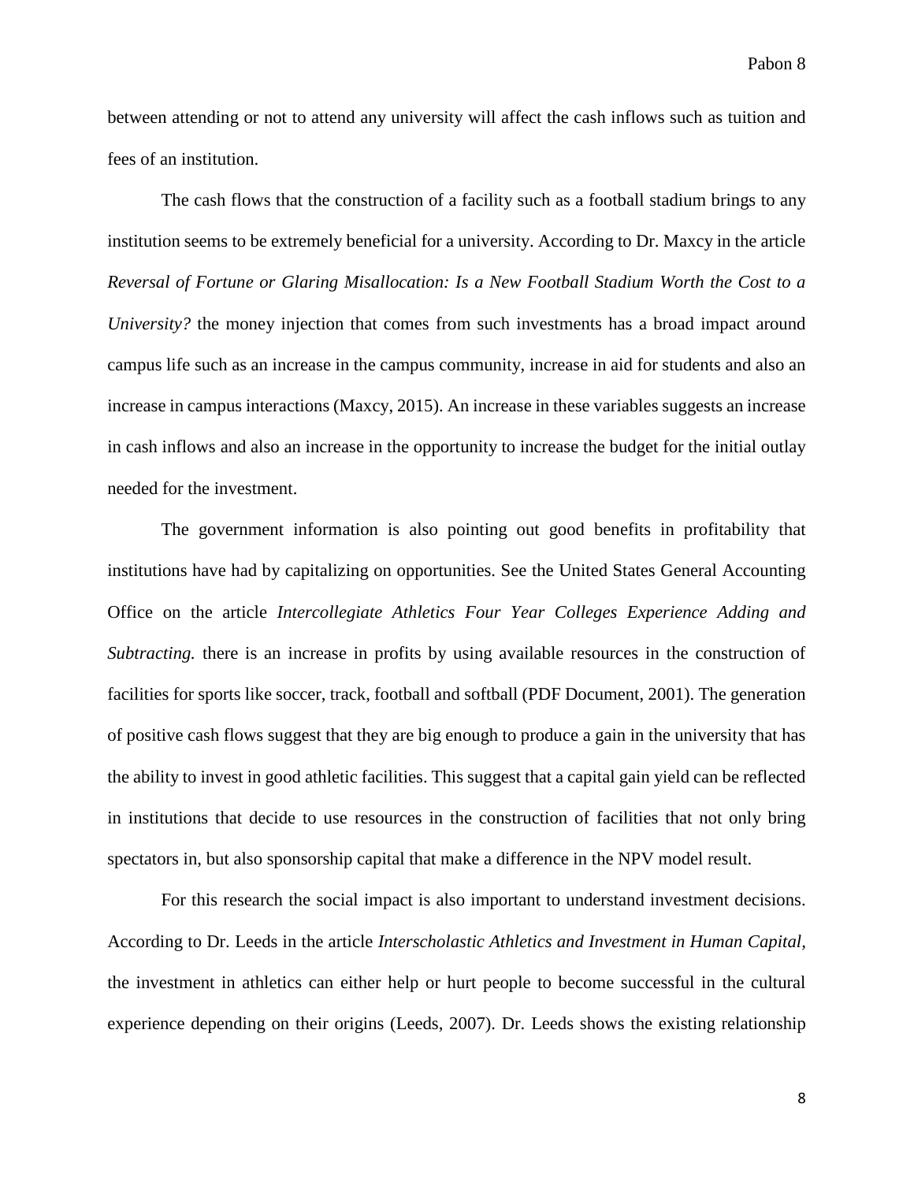between attending or not to attend any university will affect the cash inflows such as tuition and fees of an institution.

The cash flows that the construction of a facility such as a football stadium brings to any institution seems to be extremely beneficial for a university. According to Dr. Maxcy in the article *Reversal of Fortune or Glaring Misallocation: Is a New Football Stadium Worth the Cost to a University?* the money injection that comes from such investments has a broad impact around campus life such as an increase in the campus community, increase in aid for students and also an increase in campus interactions (Maxcy, 2015). An increase in these variables suggests an increase in cash inflows and also an increase in the opportunity to increase the budget for the initial outlay needed for the investment.

The government information is also pointing out good benefits in profitability that institutions have had by capitalizing on opportunities. See the United States General Accounting Office on the article *Intercollegiate Athletics Four Year Colleges Experience Adding and Subtracting.* there is an increase in profits by using available resources in the construction of facilities for sports like soccer, track, football and softball (PDF Document, 2001). The generation of positive cash flows suggest that they are big enough to produce a gain in the university that has the ability to invest in good athletic facilities. This suggest that a capital gain yield can be reflected in institutions that decide to use resources in the construction of facilities that not only bring spectators in, but also sponsorship capital that make a difference in the NPV model result.

For this research the social impact is also important to understand investment decisions. According to Dr. Leeds in the article *Interscholastic Athletics and Investment in Human Capital*, the investment in athletics can either help or hurt people to become successful in the cultural experience depending on their origins (Leeds, 2007). Dr. Leeds shows the existing relationship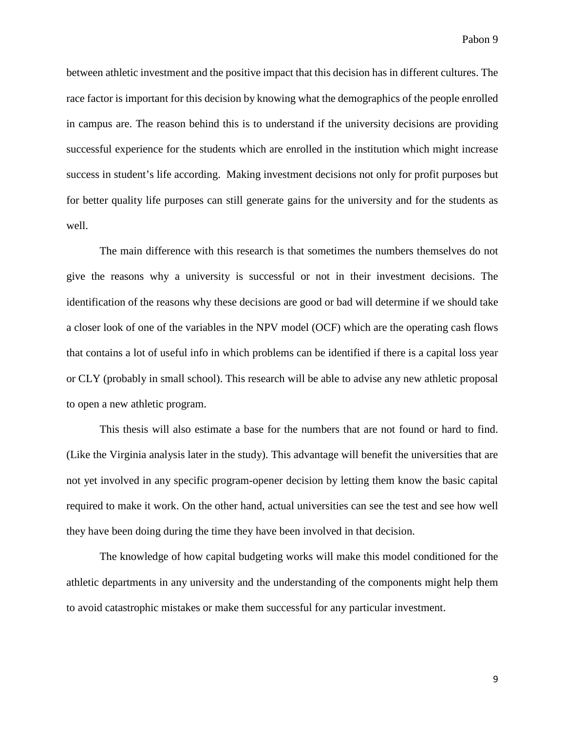between athletic investment and the positive impact that this decision has in different cultures. The race factor is important for this decision by knowing what the demographics of the people enrolled in campus are. The reason behind this is to understand if the university decisions are providing successful experience for the students which are enrolled in the institution which might increase success in student's life according. Making investment decisions not only for profit purposes but for better quality life purposes can still generate gains for the university and for the students as well.

The main difference with this research is that sometimes the numbers themselves do not give the reasons why a university is successful or not in their investment decisions. The identification of the reasons why these decisions are good or bad will determine if we should take a closer look of one of the variables in the NPV model (OCF) which are the operating cash flows that contains a lot of useful info in which problems can be identified if there is a capital loss year or CLY (probably in small school). This research will be able to advise any new athletic proposal to open a new athletic program.

This thesis will also estimate a base for the numbers that are not found or hard to find. (Like the Virginia analysis later in the study). This advantage will benefit the universities that are not yet involved in any specific program-opener decision by letting them know the basic capital required to make it work. On the other hand, actual universities can see the test and see how well they have been doing during the time they have been involved in that decision.

The knowledge of how capital budgeting works will make this model conditioned for the athletic departments in any university and the understanding of the components might help them to avoid catastrophic mistakes or make them successful for any particular investment.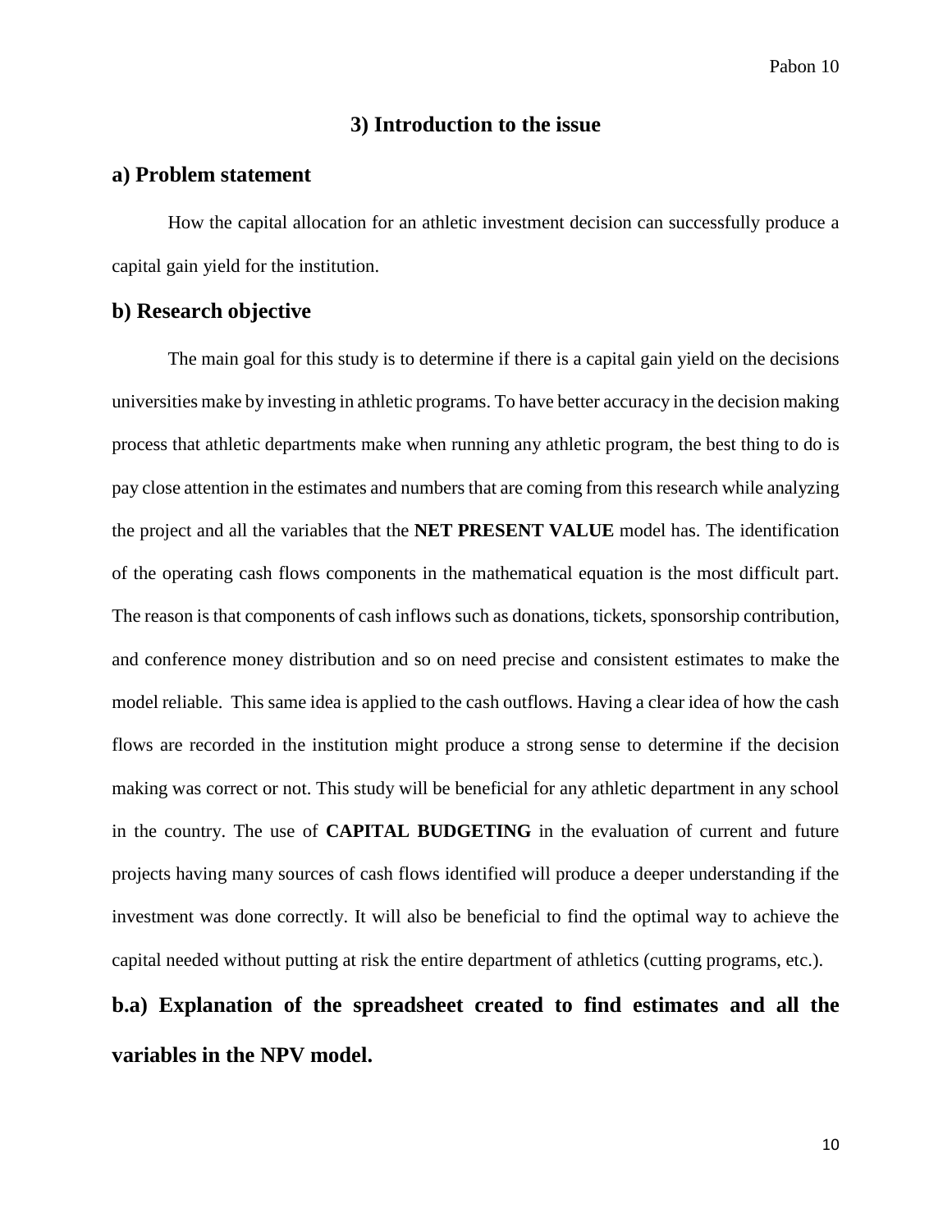## 3) Introduction to the issue

### a) Problem statement

How the capital allocation for an athletic investment decision can successfully produce a capital gain yield for the institution.

### b) Research objective

The main goal for this study is to determine if there is a capital gain yield on the decisions universities make by investing in athletic programs. To have better accuracy in the decision making process that athletic departments make when running any athletic program, the best thing to do is pay close attention in the estimates and numbers that are coming from this research while analyzing the project and all the variables that the **NET PRESENT VALUE** model has. The identification of the operating cash flows components in the mathematical equation is the most difficult part. The reason is that components of cash inflows such as donations, tickets, sponsorship contribution, and conference money distribution and so on need precise and consistent estimates to make the model reliable. This same idea is applied to the cash outflows. Having a clear idea of how the cash flows are recorded in the institution might produce a strong sense to determine if the decision making was correct or not. This study will be beneficial for any athletic department in any school in the country. The use of **CAPITAL BUDGETING** in the evaluation of current and future projects having many sources of cash flows identified will produce a deeper understanding if the investment was done correctly. It will also be beneficial to find the optimal way to achieve the capital needed without putting at risk the entire department of athletics (cutting programs, etc.).

### b.a) Explanation of the spreadsheet created to find estimates and all the variables in the NPV model.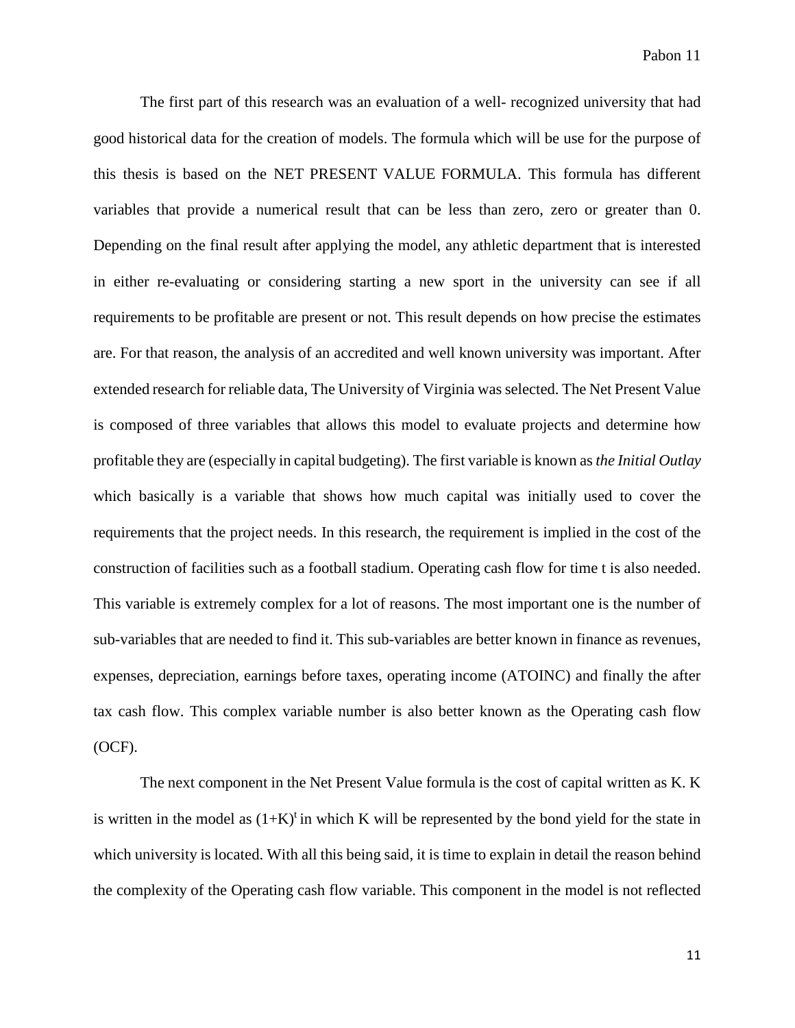The first part of this research was an evaluation of a well- recognized university that had good historical data for the creation of models. The formula which will be use for the purpose of this thesis is based on the NET PRESENT VALUE FORMULA. This formula has different variables that provide a numerical result that can be less than zero, zero or greater than 0. Depending on the final result after applying the model, any athletic department that is interested in either re-evaluating or considering starting a new sport in the university can see if all requirements to be profitable are present or not. This result depends on how precise the estimates are. For that reason, the analysis of an accredited and well known university was important. After extended research for reliable data, The University of Virginia was selected. The Net Present Value is composed of three variables that allows this model to evaluate projects and determine how profitable they are (especially in capital budgeting). The first variable is known as *the Initial Outlay* which basically is a variable that shows how much capital was initially used to cover the requirements that the project needs. In this research, the requirement is implied in the cost of the construction of facilities such as a football stadium. Operating cash flow for time t is also needed. This variable is extremely complex for a lot of reasons. The most important one is the number of sub-variables that are needed to find it. This sub-variables are better known in finance as revenues, expenses, depreciation, earnings before taxes, operating income (ATOINC) and finally the after tax cash flow. This complex variable number is also better known as the Operating cash flow (OCF).

The next component in the Net Present Value formula is the cost of capital written as K. K is written in the model as $(1+K)^t$ in which K will be represented by the bond yield for the state in which university is located. With all this being said, it is time to explain in detail the reason behind the complexity of the Operating cash flow variable. This component in the model is not reflected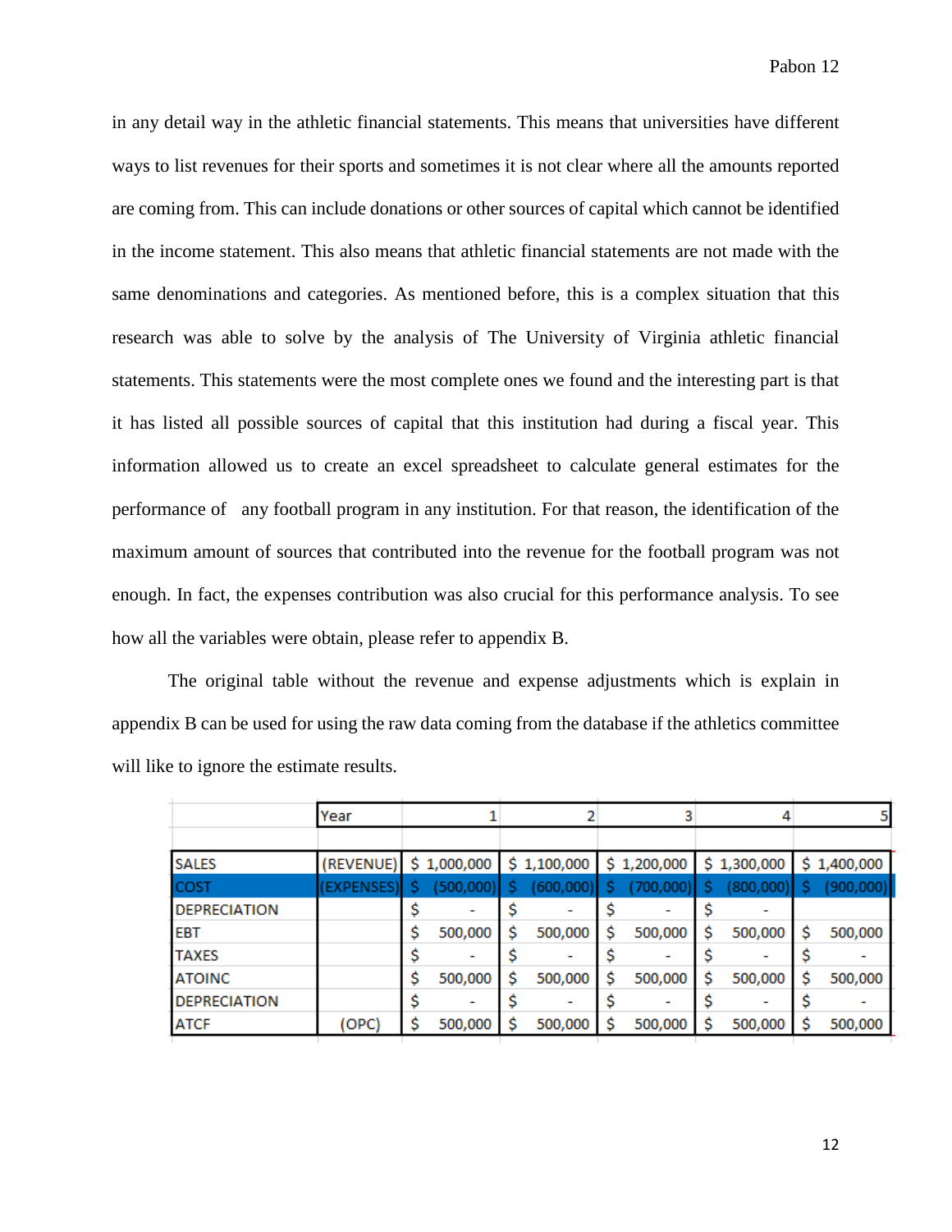in any detail way in the athletic financial statements. This means that universities have different ways to list revenues for their sports and sometimes it is not clear where all the amounts reported are coming from. This can include donations or other sources of capital which cannot be identified in the income statement. This also means that athletic financial statements are not made with the same denominations and categories. As mentioned before, this is a complex situation that this research was able to solve by the analysis of The University of Virginia athletic financial statements. This statements were the most complete ones we found and the interesting part is that it has listed all possible sources of capital that this institution had during a fiscal year. This information allowed us to create an excel spreadsheet to calculate general estimates for the performance of any football program in any institution. For that reason, the identification of the maximum amount of sources that contributed into the revenue for the football program was not enough. In fact, the expenses contribution was also crucial for this performance analysis. To see how all the variables were obtain, please refer to appendix B.

The original table without the revenue and expense adjustments which is explain in appendix B can be used for using the raw data coming from the database if the athletics committee will like to ignore the estimate results.

| | Year | 1 | 2 | 3 | 4 | 5 |
|---|---|---|---|---|---|---|
| SALES | (REVENUE) | $ 1,000,000 | $ 1,100,000 | $ 1,200,000 | $ 1,300,000 | $ 1,400,000 |
| COST | (EXPENSES) | $ (500,000) | $ (600,000) | $ (700,000) | $ (800,000) | $ (900,000) |
| DEPRECIATION | | $ - | $ - | $ - | $ - | |
| EBT | | $ 500,000 | $ 500,000 | $ 500,000 | $ 500,000 | $ 500,000 |
| TAXES | | $ - | $ - | $ - | $ - | $ - |
| ATOINC | | $ 500,000 | $ 500,000 | $ 500,000 | $ 500,000 | $ 500,000 |
| DEPRECIATION | | $ - | $ - | $ - | $ - | $ - |
| ATCF | (OPC) | $ 500,000 | $ 500,000 | $ 500,000 | $ 500,000 | $ 500,000 |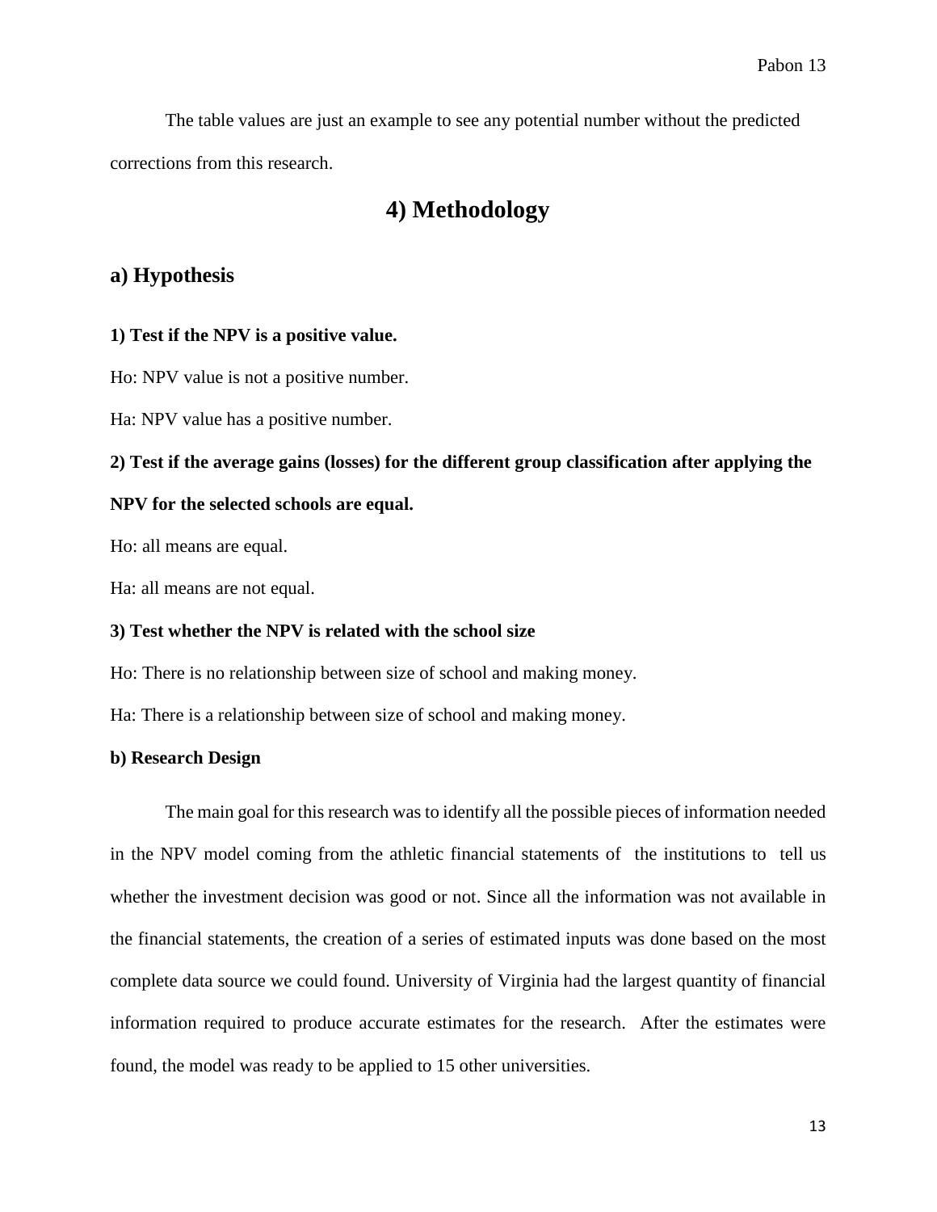The table values are just an example to see any potential number without the predicted corrections from this research.

# 4) Methodology

## a) Hypothesis

**1) Test if the NPV is a positive value.**

Ho: NPV value is not a positive number.

Ha: NPV value has a positive number.

**2) Test if the average gains (losses) for the different group classification after applying the NPV for the selected schools are equal.**

Ho: all means are equal.

Ha: all means are not equal.

**3) Test whether the NPV is related with the school size**

Ho: There is no relationship between size of school and making money.

Ha: There is a relationship between size of school and making money.

**b) Research Design**

The main goal for this research was to identify all the possible pieces of information needed in the NPV model coming from the athletic financial statements of the institutions to tell us whether the investment decision was good or not. Since all the information was not available in the financial statements, the creation of a series of estimated inputs was done based on the most complete data source we could found. University of Virginia had the largest quantity of financial information required to produce accurate estimates for the research. After the estimates were found, the model was ready to be applied to 15 other universities.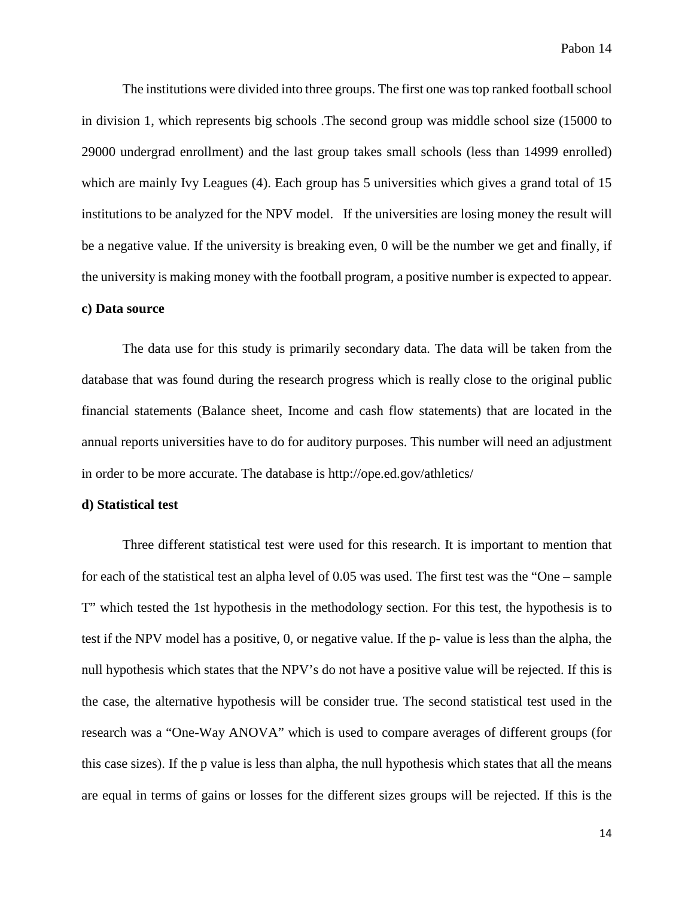The institutions were divided into three groups. The first one was top ranked football school in division 1, which represents big schools .The second group was middle school size (15000 to 29000 undergrad enrollment) and the last group takes small schools (less than 14999 enrolled) which are mainly Ivy Leagues (4). Each group has 5 universities which gives a grand total of 15 institutions to be analyzed for the NPV model. If the universities are losing money the result will be a negative value. If the university is breaking even, 0 will be the number we get and finally, if the university is making money with the football program, a positive number is expected to appear.

**c) Data source**

The data use for this study is primarily secondary data. The data will be taken from the database that was found during the research progress which is really close to the original public financial statements (Balance sheet, Income and cash flow statements) that are located in the annual reports universities have to do for auditory purposes. This number will need an adjustment in order to be more accurate. The database is http://ope.ed.gov/athletics/

**d) Statistical test**

Three different statistical test were used for this research. It is important to mention that for each of the statistical test an alpha level of 0.05 was used. The first test was the "One – sample T" which tested the 1st hypothesis in the methodology section. For this test, the hypothesis is to test if the NPV model has a positive, 0, or negative value. If the p- value is less than the alpha, the null hypothesis which states that the NPV's do not have a positive value will be rejected. If this is the case, the alternative hypothesis will be consider true. The second statistical test used in the research was a "One-Way ANOVA" which is used to compare averages of different groups (for this case sizes). If the p value is less than alpha, the null hypothesis which states that all the means are equal in terms of gains or losses for the different sizes groups will be rejected. If this is the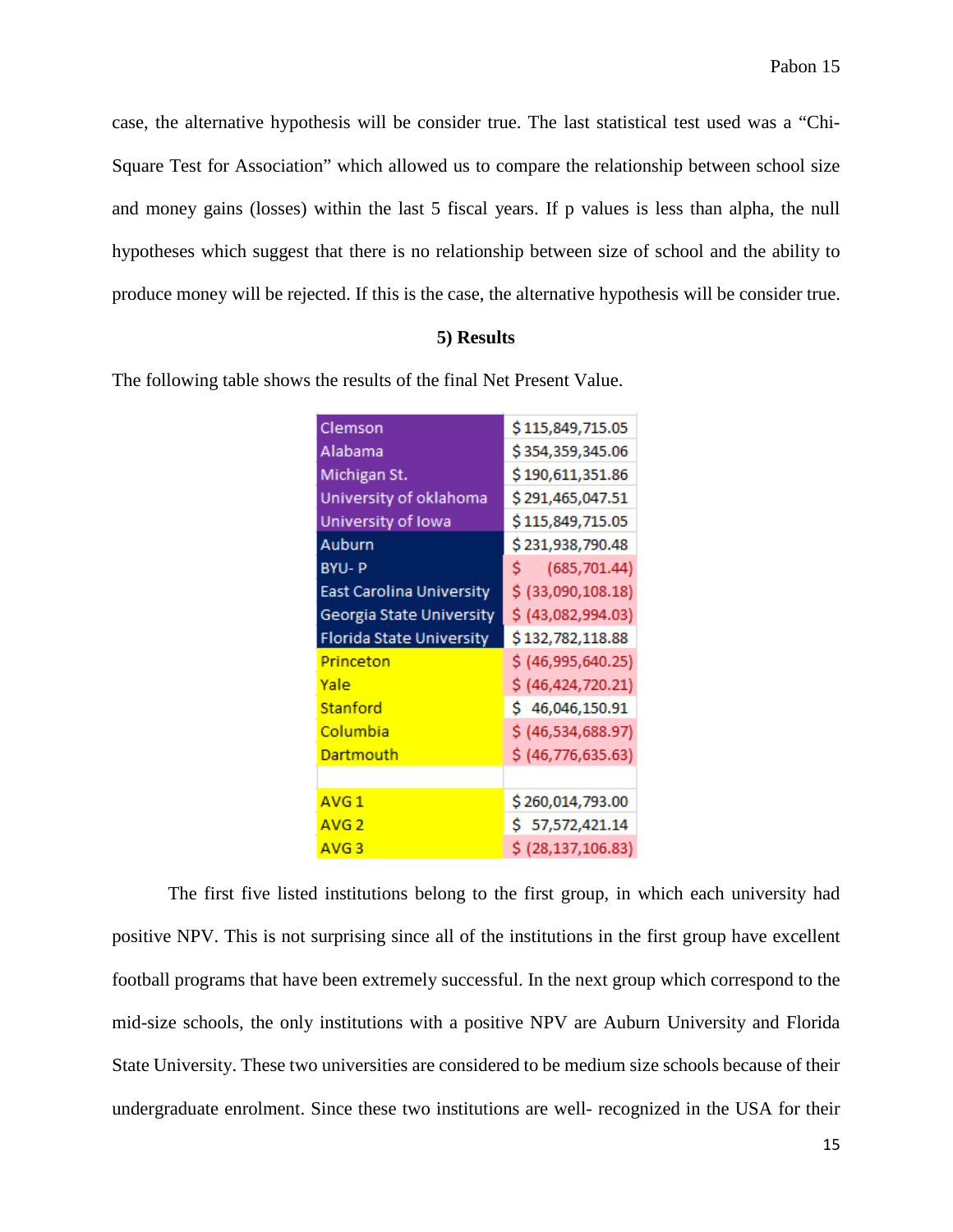case, the alternative hypothesis will be consider true. The last statistical test used was a "Chi-Square Test for Association" which allowed us to compare the relationship between school size and money gains (losses) within the last 5 fiscal years. If p values is less than alpha, the null hypotheses which suggest that there is no relationship between size of school and the ability to produce money will be rejected. If this is the case, the alternative hypothesis will be consider true.

## 5) Results

The following table shows the results of the final Net Present Value.

| | |
|---|---|
| Clemson | $ 115,849,715.05 |
| Alabama | $ 354,359,345.06 |
| Michigan St. | $ 190,611,351.86 |
| University of oklahoma | $ 291,465,047.51 |
| University of Iowa | $ 115,849,715.05 |
| Auburn | $ 231,938,790.48 |
| BYU- P | $ (685,701.44) |
| East Carolina University | $ (33,090,108.18) |
| Georgia State University | $ (43,082,994.03) |
| Florida State University | $ 132,782,118.88 |
| Princeton | $ (46,995,640.25) |
| Yale | $ (46,424,720.21) |
| Stanford | $ 46,046,150.91 |
| Columbia | $ (46,534,688.97) |
| Dartmouth | $ (46,776,635.63) |
| | |
| AVG 1 | $ 260,014,793.00 |
| AVG 2 | $ 57,572,421.14 |
| AVG 3 | $ (28,137,106.83) |

The first five listed institutions belong to the first group, in which each university had positive NPV. This is not surprising since all of the institutions in the first group have excellent football programs that have been extremely successful. In the next group which correspond to the mid-size schools, the only institutions with a positive NPV are Auburn University and Florida State University. These two universities are considered to be medium size schools because of their undergraduate enrolment. Since these two institutions are well- recognized in the USA for their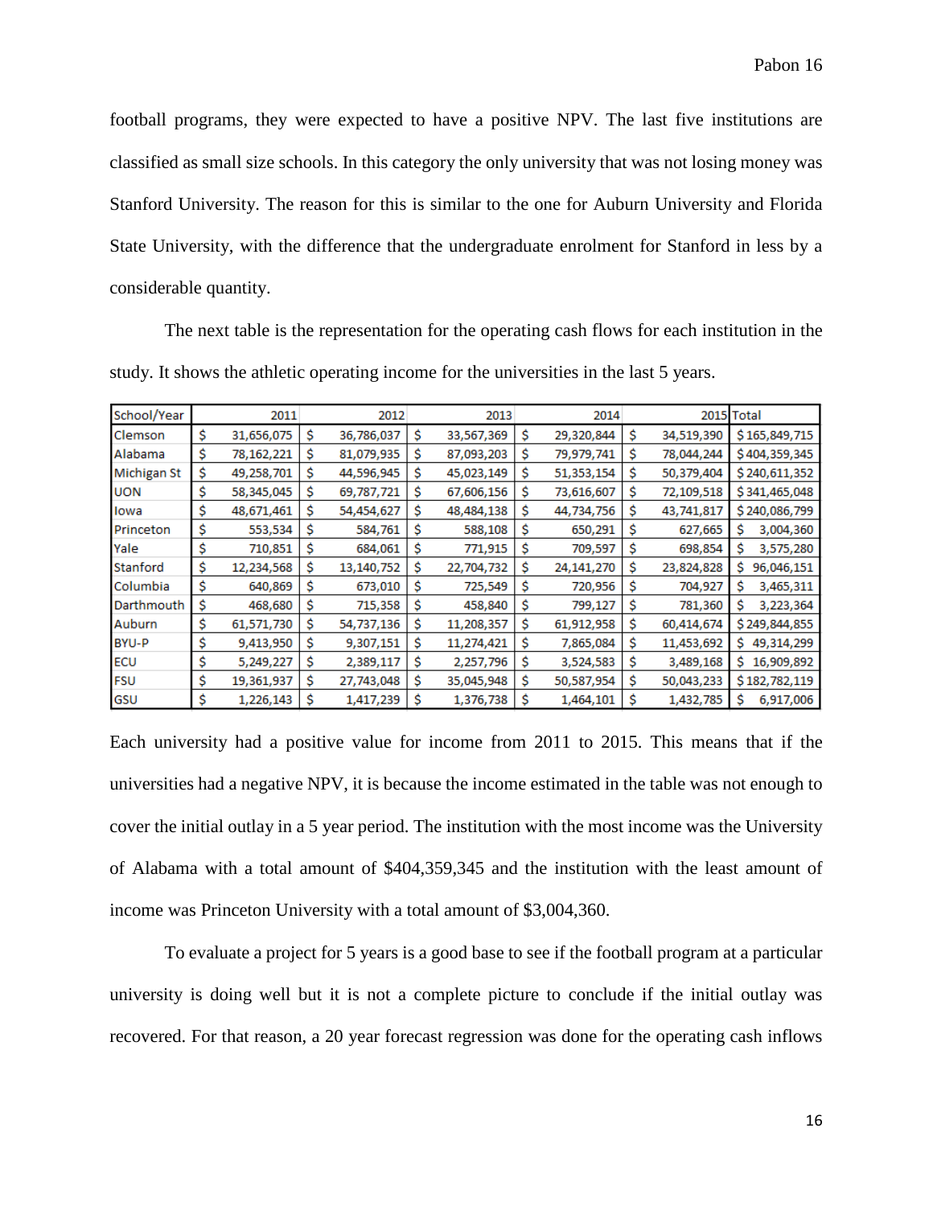football programs, they were expected to have a positive NPV. The last five institutions are classified as small size schools. In this category the only university that was not losing money was Stanford University. The reason for this is similar to the one for Auburn University and Florida State University, with the difference that the undergraduate enrolment for Stanford in less by a considerable quantity.

The next table is the representation for the operating cash flows for each institution in the study. It shows the athletic operating income for the universities in the last 5 years.

| School/Year | 2011 | 2012 | 2013 | 2014 | 2015 | Total |
|---|---|---|---|---|---|---|
| Clemson | $ 31,656,075 | $ 36,786,037 | $ 33,567,369 | $ 29,320,844 | $ 34,519,390 | $ 165,849,715 |
| Alabama | $ 78,162,221 | $ 81,079,935 | $ 87,093,203 | $ 79,979,741 | $ 78,044,244 | $ 404,359,345 |
| Michigan St | $ 49,258,701 | $ 44,596,945 | $ 45,023,149 | $ 51,353,154 | $ 50,379,404 | $ 240,611,352 |
| UON | $ 58,345,045 | $ 69,787,721 | $ 67,606,156 | $ 73,616,607 | $ 72,109,518 | $ 341,465,048 |
| Iowa | $ 48,671,461 | $ 54,454,627 | $ 48,484,138 | $ 44,734,756 | $ 43,741,817 | $ 240,086,799 |
| Princeton | $ 553,534 | $ 584,761 | $ 588,108 | $ 650,291 | $ 627,665 | $ 3,004,360 |
| Yale | $ 710,851 | $ 684,061 | $ 771,915 | $ 709,597 | $ 698,854 | $ 3,575,280 |
| Stanford | $ 12,234,568 | $ 13,140,752 | $ 22,704,732 | $ 24,141,270 | $ 23,824,828 | $ 96,046,151 |
| Columbia | $ 640,869 | $ 673,010 | $ 725,549 | $ 720,956 | $ 704,927 | $ 3,465,311 |
| Darthmouth | $ 468,680 | $ 715,358 | $ 458,840 | $ 799,127 | $ 781,360 | $ 3,223,364 |
| Auburn | $ 61,571,730 | $ 54,737,136 | $ 11,208,357 | $ 61,912,958 | $ 60,414,674 | $ 249,844,855 |
| BYU-P | $ 9,413,950 | $ 9,307,151 | $ 11,274,421 | $ 7,865,084 | $ 11,453,692 | $ 49,314,299 |
| ECU | $ 5,249,227 | $ 2,389,117 | $ 2,257,796 | $ 3,524,583 | $ 3,489,168 | $ 16,909,892 |
| FSU | $ 19,361,937 | $ 27,743,048 | $ 35,045,948 | $ 50,587,954 | $ 50,043,233 | $ 182,782,119 |
| GSU | $ 1,226,143 | $ 1,417,239 | $ 1,376,738 | $ 1,464,101 | $ 1,432,785 | $ 6,917,006 |

Each university had a positive value for income from 2011 to 2015. This means that if the universities had a negative NPV, it is because the income estimated in the table was not enough to cover the initial outlay in a 5 year period. The institution with the most income was the University of Alabama with a total amount of $404,359,345 and the institution with the least amount of income was Princeton University with a total amount of $3,004,360.

To evaluate a project for 5 years is a good base to see if the football program at a particular university is doing well but it is not a complete picture to conclude if the initial outlay was recovered. For that reason, a 20 year forecast regression was done for the operating cash inflows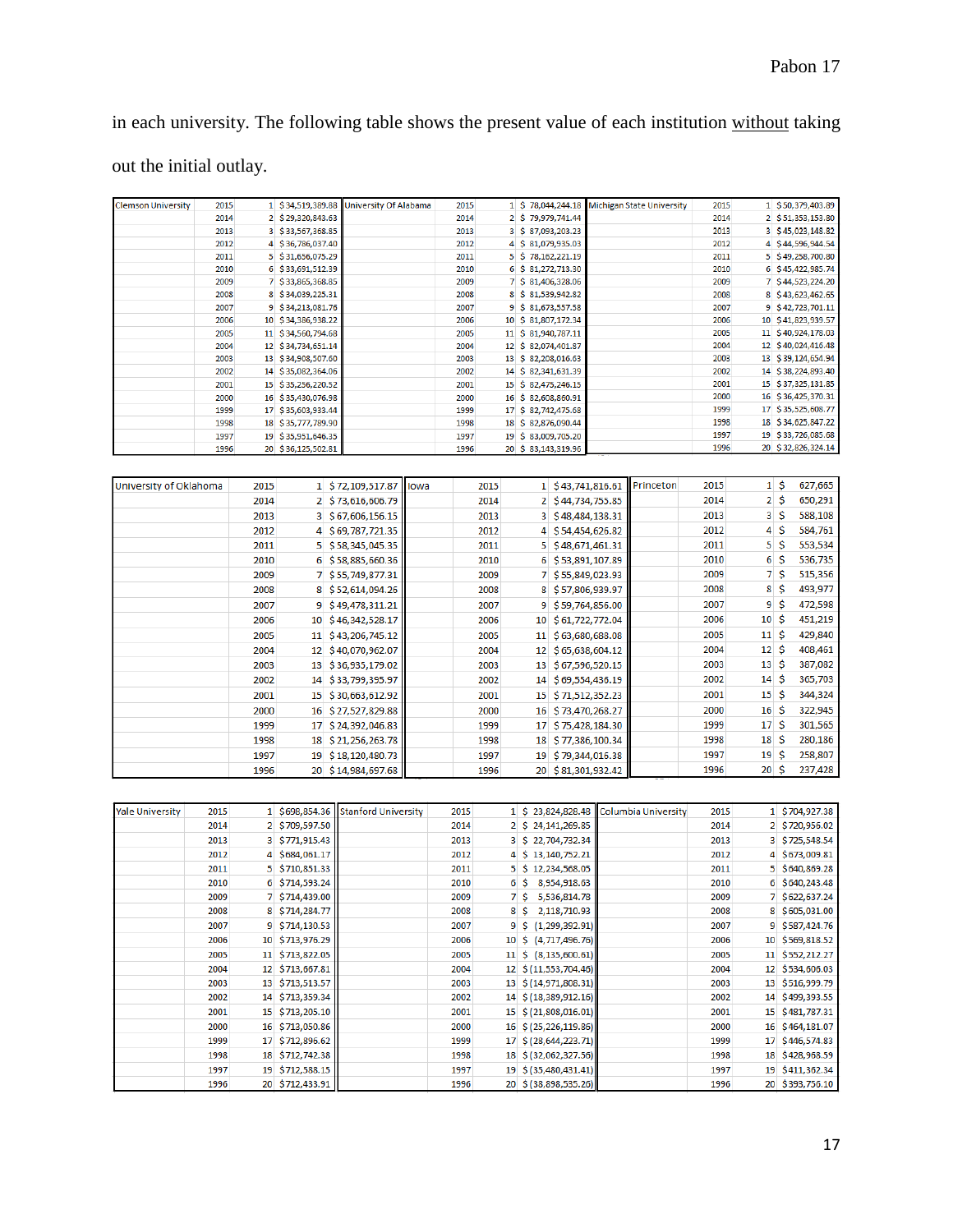in each university. The following table shows the present value of each institution without taking out the initial outlay.

| Clemson University | | | | University Of Alabama | | | | Michigan State University | | | |
|---|---|---|---|---|---|---|---|---|---|---|---|
| | 2015 | 1 | $ 34,519,389.88 | | 2015 | 1 | $ 78,044,244.18 | | 2015 | 1 | $ 50,379,403.89 |
| | 2014 | 2 | $ 29,320,843.63 | | 2014 | 2 | $ 79,979,741.44 | | 2014 | 2 | $ 51,353,153.80 |
| | 2013 | 3 | $ 33,567,368.85 | | 2013 | 3 | $ 87,093,203.23 | | 2013 | 3 | $ 45,023,148.82 |
| | 2012 | 4 | $ 36,786,037.40 | | 2012 | 4 | $ 81,079,935.03 | | 2012 | 4 | $ 44,596,944.54 |
| | 2011 | 5 | $ 31,656,075.29 | | 2011 | 5 | $ 78,162,221.19 | | 2011 | 5 | $ 49,258,700.80 |
| | 2010 | 6 | $ 33,691,512.39 | | 2010 | 6 | $ 81,272,713.30 | | 2010 | 6 | $ 45,422,985.74 |
| | 2009 | 7 | $ 33,865,368.85 | | 2009 | 7 | $ 81,406,328.06 | | 2009 | 7 | $ 44,523,224.20 |
| | 2008 | 8 | $ 34,039,225.31 | | 2008 | 8 | $ 81,539,942.82 | | 2008 | 8 | $ 43,623,462.65 |
| | 2007 | 9 | $ 34,213,081.76 | | 2007 | 9 | $ 81,673,557.58 | | 2007 | 9 | $ 42,723,701.11 |
| | 2006 | 10 | $ 34,386,938.22 | | 2006 | 10 | $ 81,807,172.34 | | 2006 | 10 | $ 41,823,939.57 |
| | 2005 | 11 | $ 34,560,794.68 | | 2005 | 11 | $ 81,940,787.11 | | 2005 | 11 | $ 40,924,178.03 |
| | 2004 | 12 | $ 34,734,651.14 | | 2004 | 12 | $ 82,074,401.87 | | 2004 | 12 | $ 40,024,416.48 |
| | 2003 | 13 | $ 34,908,507.60 | | 2003 | 13 | $ 82,208,016.63 | | 2003 | 13 | $ 39,124,654.94 |
| | 2002 | 14 | $ 35,082,364.06 | | 2002 | 14 | $ 82,341,631.39 | | 2002 | 14 | $ 38,224,893.40 |
| | 2001 | 15 | $ 35,256,220.52 | | 2001 | 15 | $ 82,475,246.15 | | 2001 | 15 | $ 37,325,131.85 |
| | 2000 | 16 | $ 35,430,076.98 | | 2000 | 16 | $ 82,608,860.91 | | 2000 | 16 | $ 36,425,370.31 |
| | 1999 | 17 | $ 35,603,933.44 | | 1999 | 17 | $ 82,742,475.68 | | 1999 | 17 | $ 35,525,608.77 |
| | 1998 | 18 | $ 35,777,789.90 | | 1998 | 18 | $ 82,876,090.44 | | 1998 | 18 | $ 34,625,847.22 |
| | 1997 | 19 | $ 35,951,646.35 | | 1997 | 19 | $ 83,009,705.20 | | 1997 | 19 | $ 33,726,085.68 |
| | 1996 | 20 | $ 36,125,502.81 | | 1996 | 20 | $ 83,143,319.96 | | 1996 | 20 | $ 32,826,324.14 |

| University of Oklahoma | | | | Iowa | | | | Princeton | | | |
|---|---|---|---|---|---|---|---|---|---|---|---|
| | 2015 | 1 | $ 72,109,517.87 | | 2015 | 1 | $ 43,741,816.61 | | 2015 | 1 | $ 627,665 |
| | 2014 | 2 | $ 73,616,606.79 | | 2014 | 2 | $ 44,734,755.85 | | 2014 | 2 | $ 650,291 |
| | 2013 | 3 | $ 67,606,156.15 | | 2013 | 3 | $ 48,484,138.31 | | 2013 | 3 | $ 588,108 |
| | 2012 | 4 | $ 69,787,721.35 | | 2012 | 4 | $ 54,454,626.82 | | 2012 | 4 | $ 584,761 |
| | 2011 | 5 | $ 58,345,045.35 | | 2011 | 5 | $ 48,671,461.31 | | 2011 | 5 | $ 553,534 |
| | 2010 | 6 | $ 58,885,660.36 | | 2010 | 6 | $ 53,891,107.89 | | 2010 | 6 | $ 536,735 |
| | 2009 | 7 | $ 55,749,877.31 | | 2009 | 7 | $ 55,849,023.93 | | 2009 | 7 | $ 515,356 |
| | 2008 | 8 | $ 52,614,094.26 | | 2008 | 8 | $ 57,806,939.97 | | 2008 | 8 | $ 493,977 |
| | 2007 | 9 | $ 49,478,311.21 | | 2007 | 9 | $ 59,764,856.00 | | 2007 | 9 | $ 472,598 |
| | 2006 | 10 | $ 46,342,528.17 | | 2006 | 10 | $ 61,722,772.04 | | 2006 | 10 | $ 451,219 |
| | 2005 | 11 | $ 43,206,745.12 | | 2005 | 11 | $ 63,680,688.08 | | 2005 | 11 | $ 429,840 |
| | 2004 | 12 | $ 40,070,962.07 | | 2004 | 12 | $ 65,638,604.12 | | 2004 | 12 | $ 408,461 |
| | 2003 | 13 | $ 36,935,179.02 | | 2003 | 13 | $ 67,596,520.15 | | 2003 | 13 | $ 387,082 |
| | 2002 | 14 | $ 33,799,395.97 | | 2002 | 14 | $ 69,554,436.19 | | 2002 | 14 | $ 365,703 |
| | 2001 | 15 | $ 30,663,612.92 | | 2001 | 15 | $ 71,512,352.23 | | 2001 | 15 | $ 344,324 |
| | 2000 | 16 | $ 27,527,829.88 | | 2000 | 16 | $ 73,470,268.27 | | 2000 | 16 | $ 322,945 |
| | 1999 | 17 | $ 24,392,046.83 | | 1999 | 17 | $ 75,428,184.30 | | 1999 | 17 | $ 301,565 |
| | 1998 | 18 | $ 21,256,263.78 | | 1998 | 18 | $ 77,386,100.34 | | 1998 | 18 | $ 280,186 |
| | 1997 | 19 | $ 18,120,480.73 | | 1997 | 19 | $ 79,344,016.38 | | 1997 | 19 | $ 258,807 |
| | 1996 | 20 | $ 14,984,697.68 | | 1996 | 20 | $ 81,301,932.42 | | 1996 | 20 | $ 237,428 |

| Yale University | | | | Stanford University | | | | Columbia University | | | |
|---|---|---|---|---|---|---|---|---|---|---|---|
| | 2015 | 1 | $698,854.36 | | 2015 | 1 | $ 23,824,828.48 | | 2015 | 1 | $704,927.38 |
| | 2014 | 2 | $709,597.50 | | 2014 | 2 | $ 24,141,269.85 | | 2014 | 2 | $720,956.02 |
| | 2013 | 3 | $771,915.43 | | 2013 | 3 | $ 22,704,732.34 | | 2013 | 3 | $725,548.54 |
| | 2012 | 4 | $684,061.17 | | 2012 | 4 | $ 13,140,752.21 | | 2012 | 4 | $673,009.81 |
| | 2011 | 5 | $710,851.33 | | 2011 | 5 | $ 12,234,568.05 | | 2011 | 5 | $640,869.28 |
| | 2010 | 6 | $714,593.24 | | 2010 | 6 | $ 8,954,918.63 | | 2010 | 6 | $640,243.48 |
| | 2009 | 7 | $714,439.00 | | 2009 | 7 | $ 5,536,814.78 | | 2009 | 7 | $622,637.24 |
| | 2008 | 8 | $714,284.77 | | 2008 | 8 | $ 2,118,710.93 | | 2008 | 8 | $605,031.00 |
| | 2007 | 9 | $714,130.53 | | 2007 | 9 | $ (1,299,392.91) | | 2007 | 9 | $587,424.76 |
| | 2006 | 10 | $713,976.29 | | 2006 | 10 | $ (4,717,496.76) | | 2006 | 10 | $569,818.52 |
| | 2005 | 11 | $713,822.05 | | 2005 | 11 | $ (8,135,600.61) | | 2005 | 11 | $552,212.27 |
| | 2004 | 12 | $713,667.81 | | 2004 | 12 | $ (11,553,704.46) | | 2004 | 12 | $534,606.03 |
| | 2003 | 13 | $713,513.57 | | 2003 | 13 | $ (14,971,808.31) | | 2003 | 13 | $516,999.79 |
| | 2002 | 14 | $713,359.34 | | 2002 | 14 | $ (18,389,912.16) | | 2002 | 14 | $499,393.55 |
| | 2001 | 15 | $713,205.10 | | 2001 | 15 | $ (21,808,016.01) | | 2001 | 15 | $481,787.31 |
| | 2000 | 16 | $713,050.86 | | 2000 | 16 | $ (25,226,119.86) | | 2000 | 16 | $464,181.07 |
| | 1999 | 17 | $712,896.62 | | 1999 | 17 | $ (28,644,223.71) | | 1999 | 17 | $446,574.83 |
| | 1998 | 18 | $712,742.38 | | 1998 | 18 | $ (32,062,327.56) | | 1998 | 18 | $428,968.59 |
| | 1997 | 19 | $712,588.15 | | 1997 | 19 | $ (35,480,431.41) | | 1997 | 19 | $411,362.34 |
| | 1996 | 20 | $712,433.91 | | 1996 | 20 | $ (38,898,535.26) | | 1996 | 20 | $393,756.10 |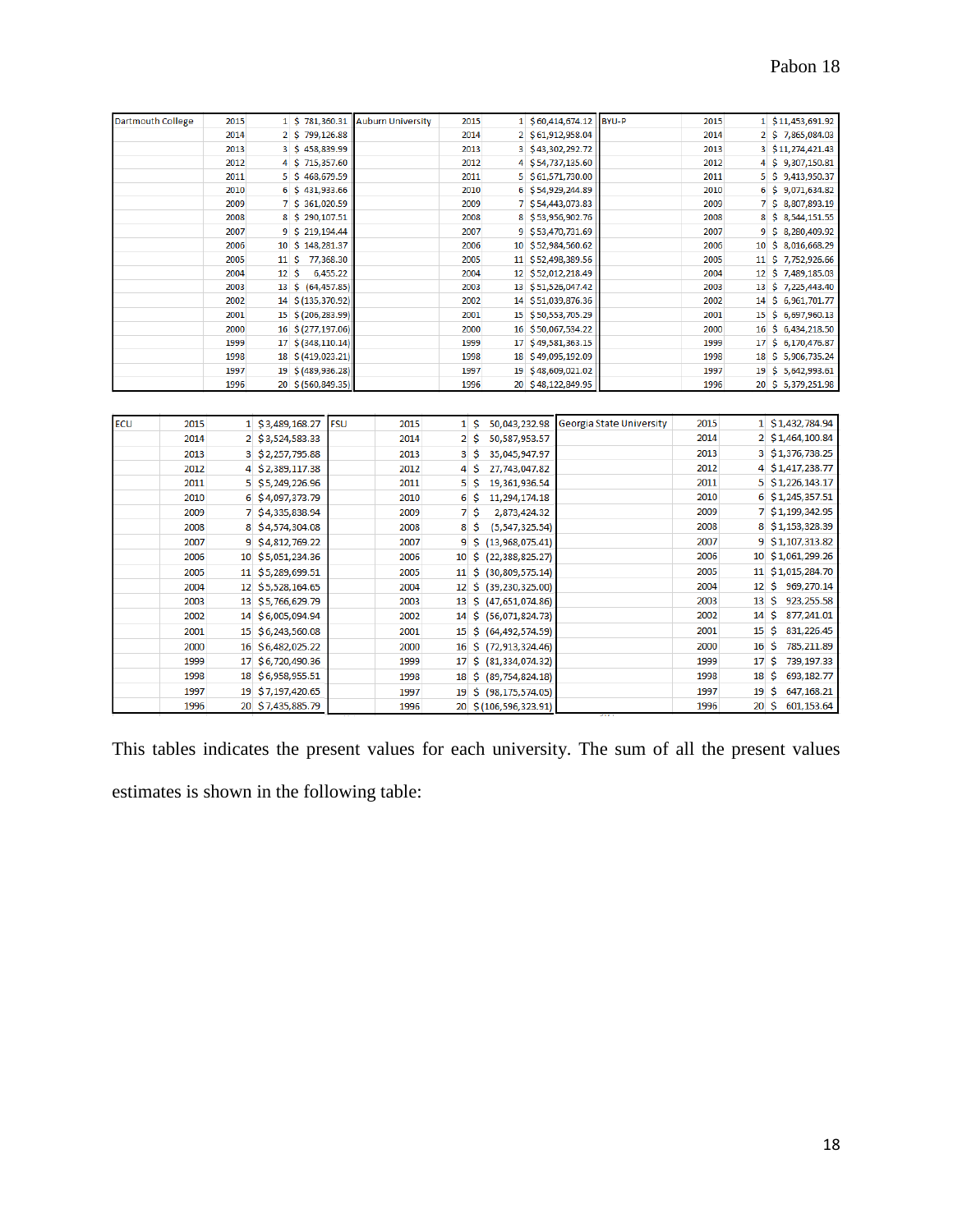| Dartmouth College | 2015 | 1 | $ 781,360.31 | Auburn University | 2015 | 1 | $ 60,414,674.12 | BYU-P | 2015 | 1 | $ 11,453,691.92 |
|---|---|---|---|---|---|---|---|---|---|---|---|
| | 2014 | 2 | $ 799,126.88 | | 2014 | 2 | $ 61,912,958.04 | | 2014 | 2 | $ 7,865,084.03 |
| | 2013 | 3 | $ 458,839.99 | | 2013 | 3 | $ 43,302,292.72 | | 2013 | 3 | $ 11,274,421.43 |
| | 2012 | 4 | $ 715,357.60 | | 2012 | 4 | $ 54,737,135.60 | | 2012 | 4 | $ 9,307,150.81 |
| | 2011 | 5 | $ 468,679.59 | | 2011 | 5 | $ 61,571,730.00 | | 2011 | 5 | $ 9,413,950.37 |
| | 2010 | 6 | $ 431,933.66 | | 2010 | 6 | $ 54,929,244.89 | | 2010 | 6 | $ 9,071,634.82 |
| | 2009 | 7 | $ 361,020.59 | | 2009 | 7 | $ 54,443,073.83 | | 2009 | 7 | $ 8,807,893.19 |
| | 2008 | 8 | $ 290,107.51 | | 2008 | 8 | $ 53,956,902.76 | | 2008 | 8 | $ 8,544,151.55 |
| | 2007 | 9 | $ 219,194.44 | | 2007 | 9 | $ 53,470,731.69 | | 2007 | 9 | $ 8,280,409.92 |
| | 2006 | 10 | $ 148,281.37 | | 2006 | 10 | $ 52,984,560.62 | | 2006 | 10 | $ 8,016,668.29 |
| | 2005 | 11 | $ 77,368.30 | | 2005 | 11 | $ 52,498,389.56 | | 2005 | 11 | $ 7,752,926.66 |
| | 2004 | 12 | $ 6,455.22 | | 2004 | 12 | $ 52,012,218.49 | | 2004 | 12 | $ 7,489,185.03 |
| | 2003 | 13 | $ (64,457.85) | | 2003 | 13 | $ 51,526,047.42 | | 2003 | 13 | $ 7,225,443.40 |
| | 2002 | 14 | $ (135,370.92) | | 2002 | 14 | $ 51,039,876.36 | | 2002 | 14 | $ 6,961,701.77 |
| | 2001 | 15 | $ (206,283.99) | | 2001 | 15 | $ 50,553,705.29 | | 2001 | 15 | $ 6,697,960.13 |
| | 2000 | 16 | $ (277,197.06) | | 2000 | 16 | $ 50,067,534.22 | | 2000 | 16 | $ 6,434,218.50 |
| | 1999 | 17 | $ (348,110.14) | | 1999 | 17 | $ 49,581,363.15 | | 1999 | 17 | $ 6,170,476.87 |
| | 1998 | 18 | $ (419,023.21) | | 1998 | 18 | $ 49,095,192.09 | | 1998 | 18 | $ 5,906,735.24 |
| | 1997 | 19 | $ (489,936.28) | | 1997 | 19 | $ 48,609,021.02 | | 1997 | 19 | $ 5,642,993.61 |
| | 1996 | 20 | $ (560,849.35) | | 1996 | 20 | $ 48,122,849.95 | | 1996 | 20 | $ 5,379,251.98 |

| ECU | 2015 | 1 | $ 3,489,168.27 | FSU | 2015 | 1 | $ 50,043,232.98 | Georgia State University | 2015 | 1 | $ 1,432,784.94 |
|---|---|---|---|---|---|---|---|---|---|---|---|
| | 2014 | 2 | $ 3,524,583.33 | | 2014 | 2 | $ 50,587,953.57 | | 2014 | 2 | $ 1,464,100.84 |
| | 2013 | 3 | $ 2,257,795.88 | | 2013 | 3 | $ 35,045,947.97 | | 2013 | 3 | $ 1,376,738.25 |
| | 2012 | 4 | $ 2,389,117.38 | | 2012 | 4 | $ 27,743,047.82 | | 2012 | 4 | $ 1,417,238.77 |
| | 2011 | 5 | $ 5,249,226.96 | | 2011 | 5 | $ 19,361,936.54 | | 2011 | 5 | $ 1,226,143.17 |
| | 2010 | 6 | $ 4,097,373.79 | | 2010 | 6 | $ 11,294,174.18 | | 2010 | 6 | $ 1,245,357.51 |
| | 2009 | 7 | $ 4,335,838.94 | | 2009 | 7 | $ 2,873,424.32 | | 2009 | 7 | $ 1,199,342.95 |
| | 2008 | 8 | $ 4,574,304.08 | | 2008 | 8 | $ (5,547,325.54) | | 2008 | 8 | $ 1,153,328.39 |
| | 2007 | 9 | $ 4,812,769.22 | | 2007 | 9 | $ (13,968,075.41) | | 2007 | 9 | $ 1,107,313.82 |
| | 2006 | 10 | $ 5,051,234.36 | | 2006 | 10 | $ (22,388,825.27) | | 2006 | 10 | $ 1,061,299.26 |
| | 2005 | 11 | $ 5,289,699.51 | | 2005 | 11 | $ (30,809,575.14) | | 2005 | 11 | $ 1,015,284.70 |
| | 2004 | 12 | $ 5,528,164.65 | | 2004 | 12 | $ (39,230,325.00) | | 2004 | 12 | $ 969,270.14 |
| | 2003 | 13 | $ 5,766,629.79 | | 2003 | 13 | $ (47,651,074.86) | | 2003 | 13 | $ 923,255.58 |
| | 2002 | 14 | $ 6,005,094.94 | | 2002 | 14 | $ (56,071,824.73) | | 2002 | 14 | $ 877,241.01 |
| | 2001 | 15 | $ 6,243,560.08 | | 2001 | 15 | $ (64,492,574.59) | | 2001 | 15 | $ 831,226.45 |
| | 2000 | 16 | $ 6,482,025.22 | | 2000 | 16 | $ (72,913,324.46) | | 2000 | 16 | $ 785,211.89 |
| | 1999 | 17 | $ 6,720,490.36 | | 1999 | 17 | $ (81,334,074.32) | | 1999 | 17 | $ 739,197.33 |
| | 1998 | 18 | $ 6,958,955.51 | | 1998 | 18 | $ (89,754,824.18) | | 1998 | 18 | $ 693,182.77 |
| | 1997 | 19 | $ 7,197,420.65 | | 1997 | 19 | $ (98,175,574.05) | | 1997 | 19 | $ 647,168.21 |
| | 1996 | 20 | $ 7,435,885.79 | | 1996 | 20 | $ (106,596,323.91) | | 1996 | 20 | $ 601,153.64 |

This tables indicates the present values for each university. The sum of all the present values estimates is shown in the following table: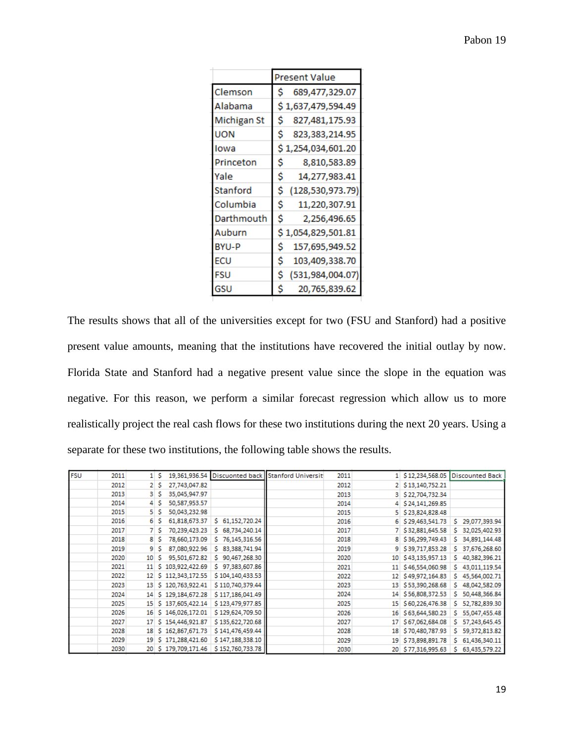| | Present Value |
|---|---|
| Clemson | $ 689,477,329.07 |
| Alabama | $ 1,637,479,594.49 |
| Michigan St | $ 827,481,175.93 |
| UON | $ 823,383,214.95 |
| Iowa | $ 1,254,034,601.20 |
| Princeton | $ 8,810,583.89 |
| Yale | $ 14,277,983.41 |
| Stanford | $ (128,530,973.79) |
| Columbia | $ 11,220,307.91 |
| Darthmouth | $ 2,256,496.65 |
| Auburn | $ 1,054,829,501.81 |
| BYU-P | $ 157,695,949.52 |
| ECU | $ 103,409,338.70 |
| FSU | $ (531,984,004.07) |
| GSU | $ 20,765,839.62 |

The results shows that all of the universities except for two (FSU and Stanford) had a positive present value amounts, meaning that the institutions have recovered the initial outlay by now. Florida State and Stanford had a negative present value since the slope in the equation was negative. For this reason, we perform a similar forecast regression which allow us to more realistically project the real cash flows for these two institutions during the next 20 years. Using a separate for these two institutions, the following table shows the results.

| FSU | | | | Discounted back | Stanford Universit | | | | Discounted Back |
|---|---|---|---|---|---|---|---|---|---|
| | 2011 | 1 | $ 19,361,936.54 | | | 2011 | 1 | $ 12,234,568.05 | |
| | 2012 | 2 | $ 27,743,047.82 | | | 2012 | 2 | $ 13,140,752.21 | |
| | 2013 | 3 | $ 35,045,947.97 | | | 2013 | 3 | $ 22,704,732.34 | |
| | 2014 | 4 | $ 50,587,953.57 | | | 2014 | 4 | $ 24,141,269.85 | |
| | 2015 | 5 | $ 50,043,232.98 | | | 2015 | 5 | $ 23,824,828.48 | |
| | 2016 | 6 | $ 61,818,673.37 | $ 61,152,720.24 | | 2016 | 6 | $ 29,463,541.73 | $ 29,077,393.94 |
| | 2017 | 7 | $ 70,239,423.23 | $ 68,734,240.14 | | 2017 | 7 | $ 32,881,645.58 | $ 32,025,402.93 |
| | 2018 | 8 | $ 78,660,173.09 | $ 76,145,316.56 | | 2018 | 8 | $ 36,299,749.43 | $ 34,891,144.48 |
| | 2019 | 9 | $ 87,080,922.96 | $ 83,388,741.94 | | 2019 | 9 | $ 39,717,853.28 | $ 37,676,268.60 |
| | 2020 | 10 | $ 95,501,672.82 | $ 90,467,268.30 | | 2020 | 10 | $ 43,135,957.13 | $ 40,382,396.21 |
| | 2021 | 11 | $ 103,922,422.69 | $ 97,383,607.86 | | 2021 | 11 | $ 46,554,060.98 | $ 43,011,119.54 |
| | 2022 | 12 | $ 112,343,172.55 | $ 104,140,433.53 | | 2022 | 12 | $ 49,972,164.83 | $ 45,564,002.71 |
| | 2023 | 13 | $ 120,763,922.41 | $ 110,740,379.44 | | 2023 | 13 | $ 53,390,268.68 | $ 48,042,582.09 |
| | 2024 | 14 | $ 129,184,672.28 | $ 117,186,041.49 | | 2024 | 14 | $ 56,808,372.53 | $ 50,448,366.84 |
| | 2025 | 15 | $ 137,605,422.14 | $ 123,479,977.85 | | 2025 | 15 | $ 60,226,476.38 | $ 52,782,839.30 |
| | 2026 | 16 | $ 146,026,172.01 | $ 129,624,709.50 | | 2026 | 16 | $ 63,644,580.23 | $ 55,047,455.48 |
| | 2027 | 17 | $ 154,446,921.87 | $ 135,622,720.68 | | 2027 | 17 | $ 67,062,684.08 | $ 57,243,645.45 |
| | 2028 | 18 | $ 162,867,671.73 | $ 141,476,459.44 | | 2028 | 18 | $ 70,480,787.93 | $ 59,372,813.82 |
| | 2029 | 19 | $ 171,288,421.60 | $ 147,188,338.10 | | 2029 | 19 | $ 73,898,891.78 | $ 61,436,340.11 |
| | 2030 | 20 | $ 179,709,171.46 | $ 152,760,733.78 | | 2030 | 20 | $ 77,316,995.63 | $ 63,435,579.22 |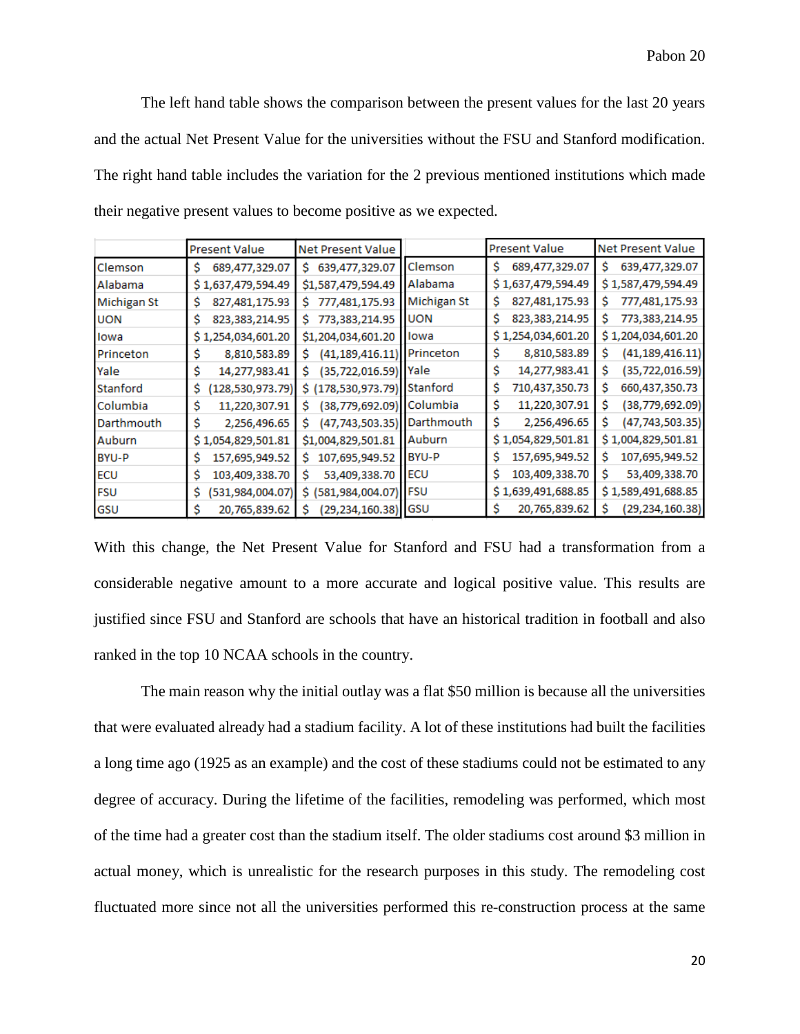The left hand table shows the comparison between the present values for the last 20 years and the actual Net Present Value for the universities without the FSU and Stanford modification. The right hand table includes the variation for the 2 previous mentioned institutions which made their negative present values to become positive as we expected.

| | Present Value | Net Present Value |
|---|---|---|
| Clemson | $ 689,477,329.07 | $ 639,477,329.07 |
| Alabama | $ 1,637,479,594.49 | $1,587,479,594.49 |
| Michigan St | $ 827,481,175.93 | $ 777,481,175.93 |
| UON | $ 823,383,214.95 | $ 773,383,214.95 |
| Iowa | $ 1,254,034,601.20 | $1,204,034,601.20 |
| Princeton | $ 8,810,583.89 | $ (41,189,416.11) |
| Yale | $ 14,277,983.41 | $ (35,722,016.59) |
| Stanford | $ (128,530,973.79) | $ (178,530,973.79) |
| Columbia | $ 11,220,307.91 | $ (38,779,692.09) |
| Darthmouth | $ 2,256,496.65 | $ (47,743,503.35) |
| Auburn | $ 1,054,829,501.81 | $1,004,829,501.81 |
| BYU-P | $ 157,695,949.52 | $ 107,695,949.52 |
| ECU | $ 103,409,338.70 | $ 53,409,338.70 |
| FSU | $ (531,984,004.07) | $ (581,984,004.07) |
| GSU | $ 20,765,839.62 | $ (29,234,160.38) |

| | Present Value | Net Present Value |
|---|---|---|
| Clemson | $ 689,477,329.07 | $ 639,477,329.07 |
| Alabama | $ 1,637,479,594.49 | $ 1,587,479,594.49 |
| Michigan St | $ 827,481,175.93 | $ 777,481,175.93 |
| UON | $ 823,383,214.95 | $ 773,383,214.95 |
| Iowa | $ 1,254,034,601.20 | $ 1,204,034,601.20 |
| Princeton | $ 8,810,583.89 | $ (41,189,416.11) |
| Yale | $ 14,277,983.41 | $ (35,722,016.59) |
| Stanford | $ 710,437,350.73 | $ 660,437,350.73 |
| Columbia | $ 11,220,307.91 | $ (38,779,692.09) |
| Darthmouth | $ 2,256,496.65 | $ (47,743,503.35) |
| Auburn | $ 1,054,829,501.81 | $ 1,004,829,501.81 |
| BYU-P | $ 157,695,949.52 | $ 107,695,949.52 |
| ECU | $ 103,409,338.70 | $ 53,409,338.70 |
| FSU | $ 1,639,491,688.85 | $ 1,589,491,688.85 |
| GSU | $ 20,765,839.62 | $ (29,234,160.38) |

With this change, the Net Present Value for Stanford and FSU had a transformation from a considerable negative amount to a more accurate and logical positive value. This results are justified since FSU and Stanford are schools that have an historical tradition in football and also ranked in the top 10 NCAA schools in the country.

The main reason why the initial outlay was a flat $50 million is because all the universities that were evaluated already had a stadium facility. A lot of these institutions had built the facilities a long time ago (1925 as an example) and the cost of these stadiums could not be estimated to any degree of accuracy. During the lifetime of the facilities, remodeling was performed, which most of the time had a greater cost than the stadium itself. The older stadiums cost around $3 million in actual money, which is unrealistic for the research purposes in this study. The remodeling cost fluctuated more since not all the universities performed this re-construction process at the same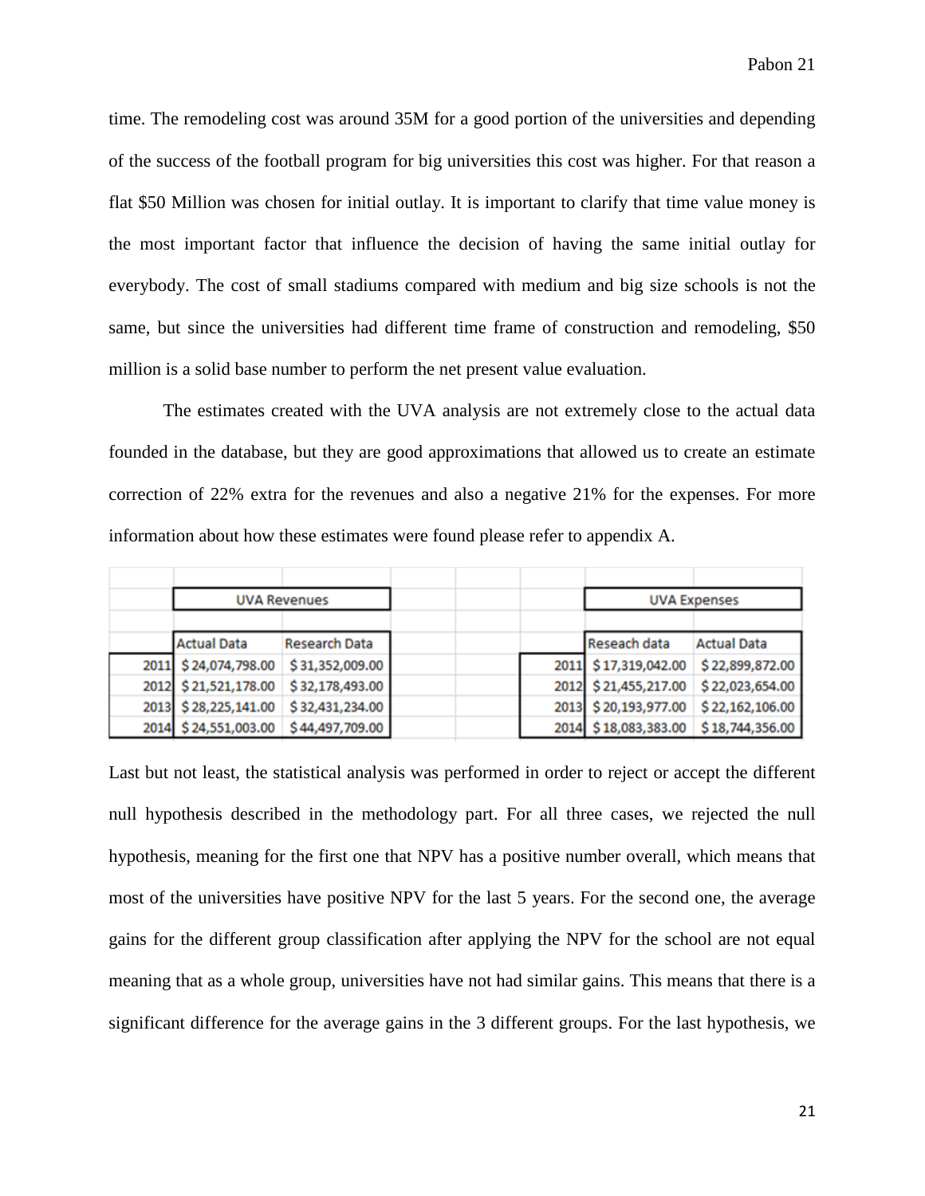time. The remodeling cost was around 35M for a good portion of the universities and depending of the success of the football program for big universities this cost was higher. For that reason a flat $50 Million was chosen for initial outlay. It is important to clarify that time value money is the most important factor that influence the decision of having the same initial outlay for everybody. The cost of small stadiums compared with medium and big size schools is not the same, but since the universities had different time frame of construction and remodeling, $50 million is a solid base number to perform the net present value evaluation.

The estimates created with the UVA analysis are not extremely close to the actual data founded in the database, but they are good approximations that allowed us to create an estimate correction of 22% extra for the revenues and also a negative 21% for the expenses. For more information about how these estimates were found please refer to appendix A.

| | UVA Revenues | |
|---|---|---|
| | Actual Data | Research Data |
| 2011 | $ 24,074,798.00 | $ 31,352,009.00 |
| 2012 | $ 21,521,178.00 | $ 32,178,493.00 |
| 2013 | $ 28,225,141.00 | $ 32,431,234.00 |
| 2014 | $ 24,551,003.00 | $ 44,497,709.00 |

| | UVA Expenses | |
|---|---|---|
| | Reseach data | Actual Data |
| 2011 | $ 17,319,042.00 | $ 22,899,872.00 |
| 2012 | $ 21,455,217.00 | $ 22,023,654.00 |
| 2013 | $ 20,193,977.00 | $ 22,162,106.00 |
| 2014 | $ 18,083,383.00 | $ 18,744,356.00 |

Last but not least, the statistical analysis was performed in order to reject or accept the different null hypothesis described in the methodology part. For all three cases, we rejected the null hypothesis, meaning for the first one that NPV has a positive number overall, which means that most of the universities have positive NPV for the last 5 years. For the second one, the average gains for the different group classification after applying the NPV for the school are not equal meaning that as a whole group, universities have not had similar gains. This means that there is a significant difference for the average gains in the 3 different groups. For the last hypothesis, we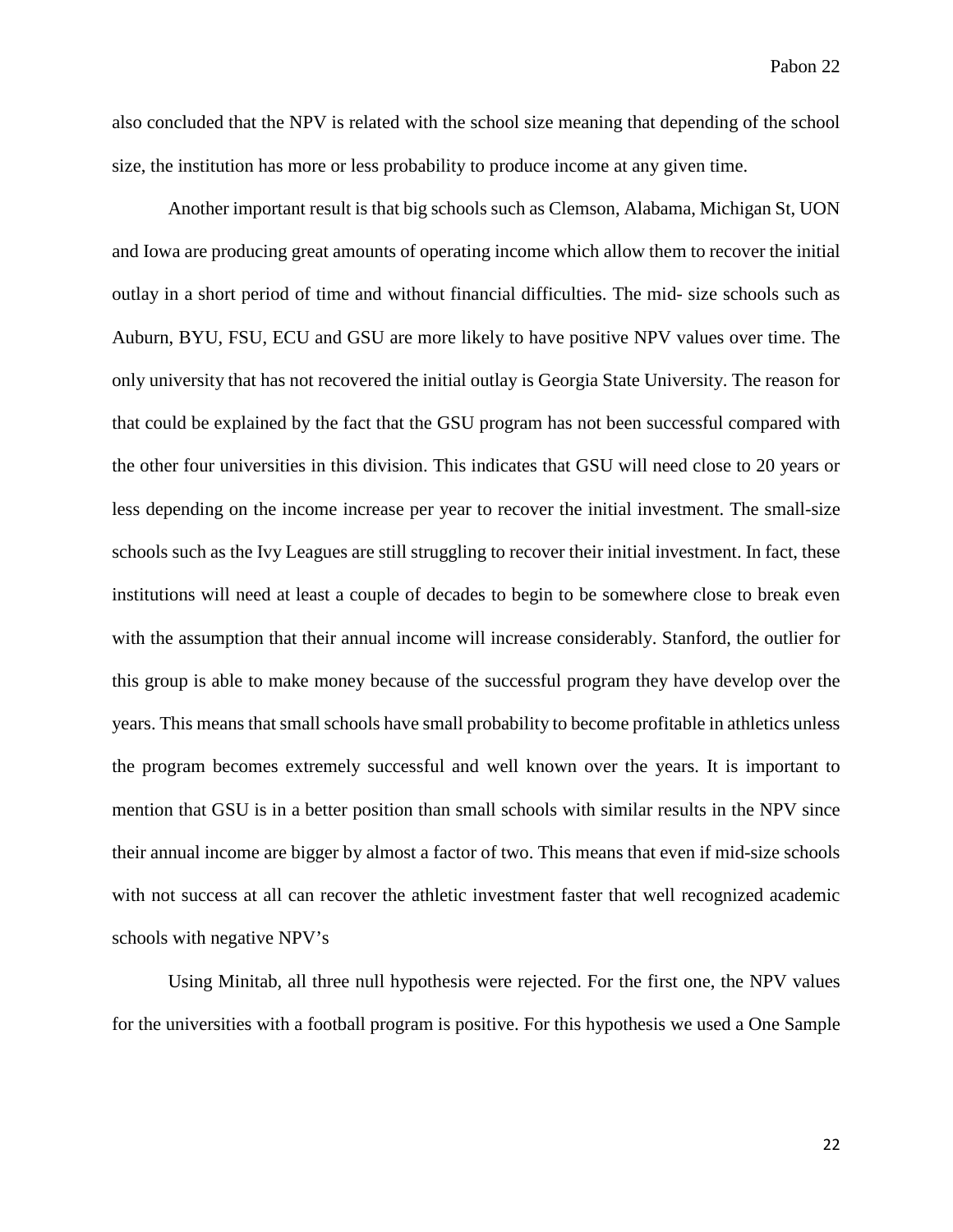also concluded that the NPV is related with the school size meaning that depending of the school size, the institution has more or less probability to produce income at any given time.

Another important result is that big schools such as Clemson, Alabama, Michigan St, UON and Iowa are producing great amounts of operating income which allow them to recover the initial outlay in a short period of time and without financial difficulties. The mid- size schools such as Auburn, BYU, FSU, ECU and GSU are more likely to have positive NPV values over time. The only university that has not recovered the initial outlay is Georgia State University. The reason for that could be explained by the fact that the GSU program has not been successful compared with the other four universities in this division. This indicates that GSU will need close to 20 years or less depending on the income increase per year to recover the initial investment. The small-size schools such as the Ivy Leagues are still struggling to recover their initial investment. In fact, these institutions will need at least a couple of decades to begin to be somewhere close to break even with the assumption that their annual income will increase considerably. Stanford, the outlier for this group is able to make money because of the successful program they have develop over the years. This means that small schools have small probability to become profitable in athletics unless the program becomes extremely successful and well known over the years. It is important to mention that GSU is in a better position than small schools with similar results in the NPV since their annual income are bigger by almost a factor of two. This means that even if mid-size schools with not success at all can recover the athletic investment faster that well recognized academic schools with negative NPV's

Using Minitab, all three null hypothesis were rejected. For the first one, the NPV values for the universities with a football program is positive. For this hypothesis we used a One Sample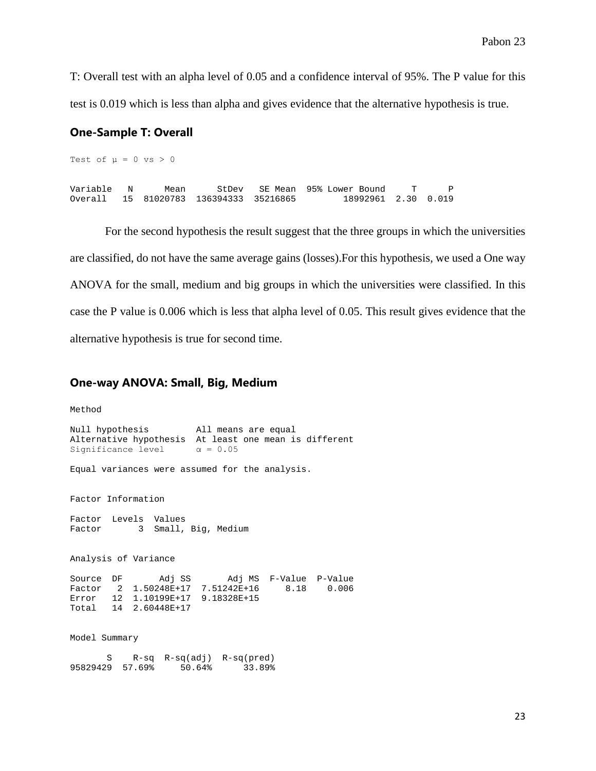T: Overall test with an alpha level of 0.05 and a confidence interval of 95%. The P value for this test is 0.019 which is less than alpha and gives evidence that the alternative hypothesis is true.

### One-Sample T: Overall

```
Test of μ = 0 vs > 0

Variable   N      Mean      StDev   SE Mean  95% Lower Bound     T      P
Overall   15  81020783  136394333  35216865         18992961  2.30  0.019
```

For the second hypothesis the result suggest that the three groups in which the universities are classified, do not have the same average gains (losses).For this hypothesis, we used a One way ANOVA for the small, medium and big groups in which the universities were classified. In this case the P value is 0.006 which is less that alpha level of 0.05. This result gives evidence that the alternative hypothesis is true for second time.

### One-way ANOVA: Small, Big, Medium

```
Method

Null hypothesis         All means are equal
Alternative hypothesis  At least one mean is different
Significance level      α = 0.05

Equal variances were assumed for the analysis.


Factor Information

Factor  Levels  Values
Factor       3  Small, Big, Medium


Analysis of Variance

Source  DF       Adj SS       Adj MS  F-Value  P-Value
Factor   2  1.50248E+17  7.51242E+16     8.18    0.006
Error   12  1.10199E+17  9.18328E+15
Total   14  2.60448E+17


Model Summary

       S    R-sq  R-sq(adj)  R-sq(pred)
95829429  57.69%     50.64%      33.89%
```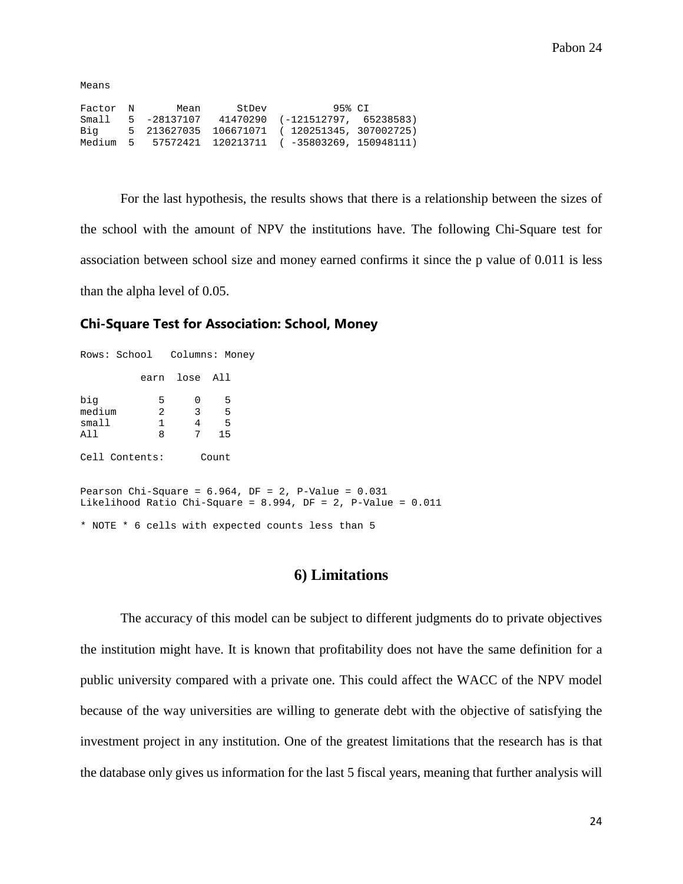```
Means

Factor  N       Mean      StDev            95% CI
Small   5  -28137107   41470290  (-121512797,  65238583)
Big     5  213627035  106671071  ( 120251345, 307002725)
Medium  5   57572421  120213711  ( -35803269, 150948111)
```

For the last hypothesis, the results shows that there is a relationship between the sizes of the school with the amount of NPV the institutions have. The following Chi-Square test for association between school size and money earned confirms it since the p value of 0.011 is less than the alpha level of 0.05.

### Chi-Square Test for Association: School, Money

```
Rows: School   Columns: Money

          earn  lose  All

big          5     0    5
medium       2     3    5
small        1     4    5
All          8     7   15

Cell Contents:      Count


Pearson Chi-Square = 6.964, DF = 2, P-Value = 0.031
Likelihood Ratio Chi-Square = 8.994, DF = 2, P-Value = 0.011

* NOTE * 6 cells with expected counts less than 5
```

## 6) Limitations

The accuracy of this model can be subject to different judgments do to private objectives the institution might have. It is known that profitability does not have the same definition for a public university compared with a private one. This could affect the WACC of the NPV model because of the way universities are willing to generate debt with the objective of satisfying the investment project in any institution. One of the greatest limitations that the research has is that the database only gives us information for the last 5 fiscal years, meaning that further analysis will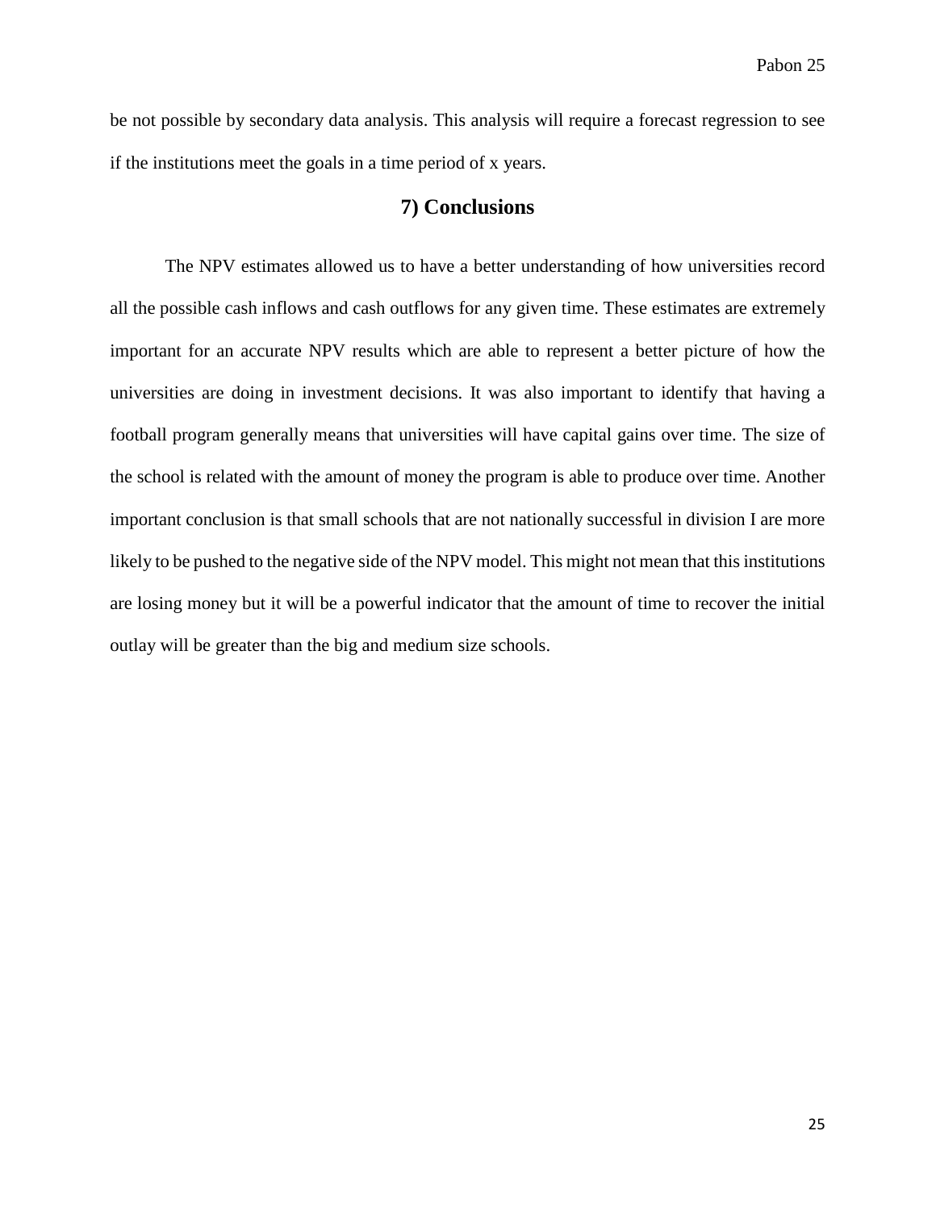be not possible by secondary data analysis. This analysis will require a forecast regression to see if the institutions meet the goals in a time period of x years.

## 7) Conclusions

The NPV estimates allowed us to have a better understanding of how universities record all the possible cash inflows and cash outflows for any given time. These estimates are extremely important for an accurate NPV results which are able to represent a better picture of how the universities are doing in investment decisions. It was also important to identify that having a football program generally means that universities will have capital gains over time. The size of the school is related with the amount of money the program is able to produce over time. Another important conclusion is that small schools that are not nationally successful in division I are more likely to be pushed to the negative side of the NPV model. This might not mean that this institutions are losing money but it will be a powerful indicator that the amount of time to recover the initial outlay will be greater than the big and medium size schools.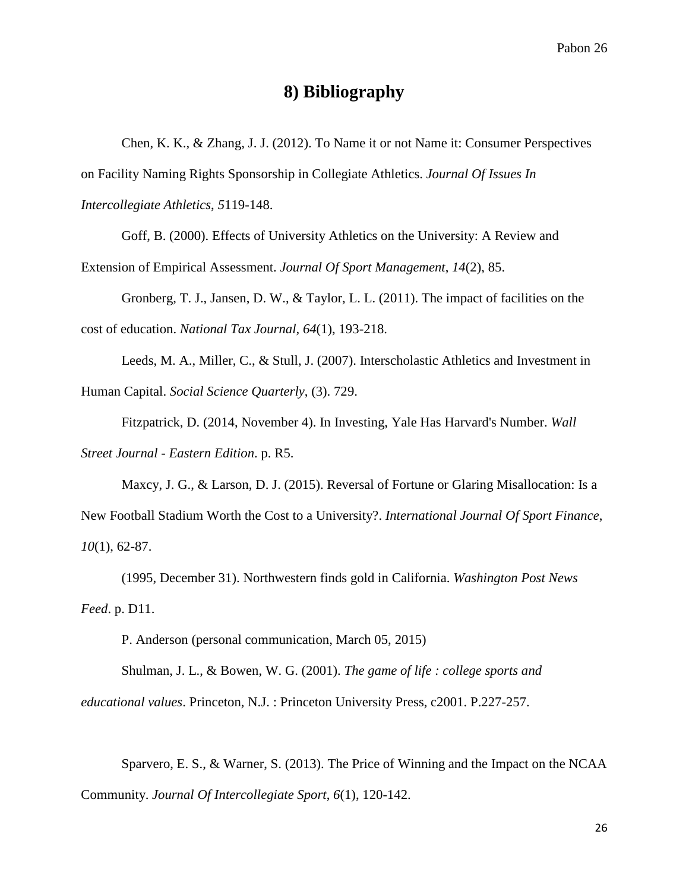# 8) Bibliography

Chen, K. K., & Zhang, J. J. (2012). To Name it or not Name it: Consumer Perspectives on Facility Naming Rights Sponsorship in Collegiate Athletics. *Journal Of Issues In Intercollegiate Athletics*, *5*119-148.

Goff, B. (2000). Effects of University Athletics on the University: A Review and Extension of Empirical Assessment. *Journal Of Sport Management*, *14*(2), 85.

Gronberg, T. J., Jansen, D. W., & Taylor, L. L. (2011). The impact of facilities on the cost of education. *National Tax Journal*, *64*(1), 193-218.

Leeds, M. A., Miller, C., & Stull, J. (2007). Interscholastic Athletics and Investment in Human Capital. *Social Science Quarterly*, (3). 729.

Fitzpatrick, D. (2014, November 4). In Investing, Yale Has Harvard's Number. *Wall Street Journal - Eastern Edition*. p. R5.

Maxcy, J. G., & Larson, D. J. (2015). Reversal of Fortune or Glaring Misallocation: Is a New Football Stadium Worth the Cost to a University?. *International Journal Of Sport Finance*, *10*(1), 62-87.

(1995, December 31). Northwestern finds gold in California. *Washington Post News Feed*. p. D11.

P. Anderson (personal communication, March 05, 2015)

Shulman, J. L., & Bowen, W. G. (2001). *The game of life : college sports and educational values*. Princeton, N.J. : Princeton University Press, c2001. P.227-257.

Sparvero, E. S., & Warner, S. (2013). The Price of Winning and the Impact on the NCAA Community. *Journal Of Intercollegiate Sport*, *6*(1), 120-142.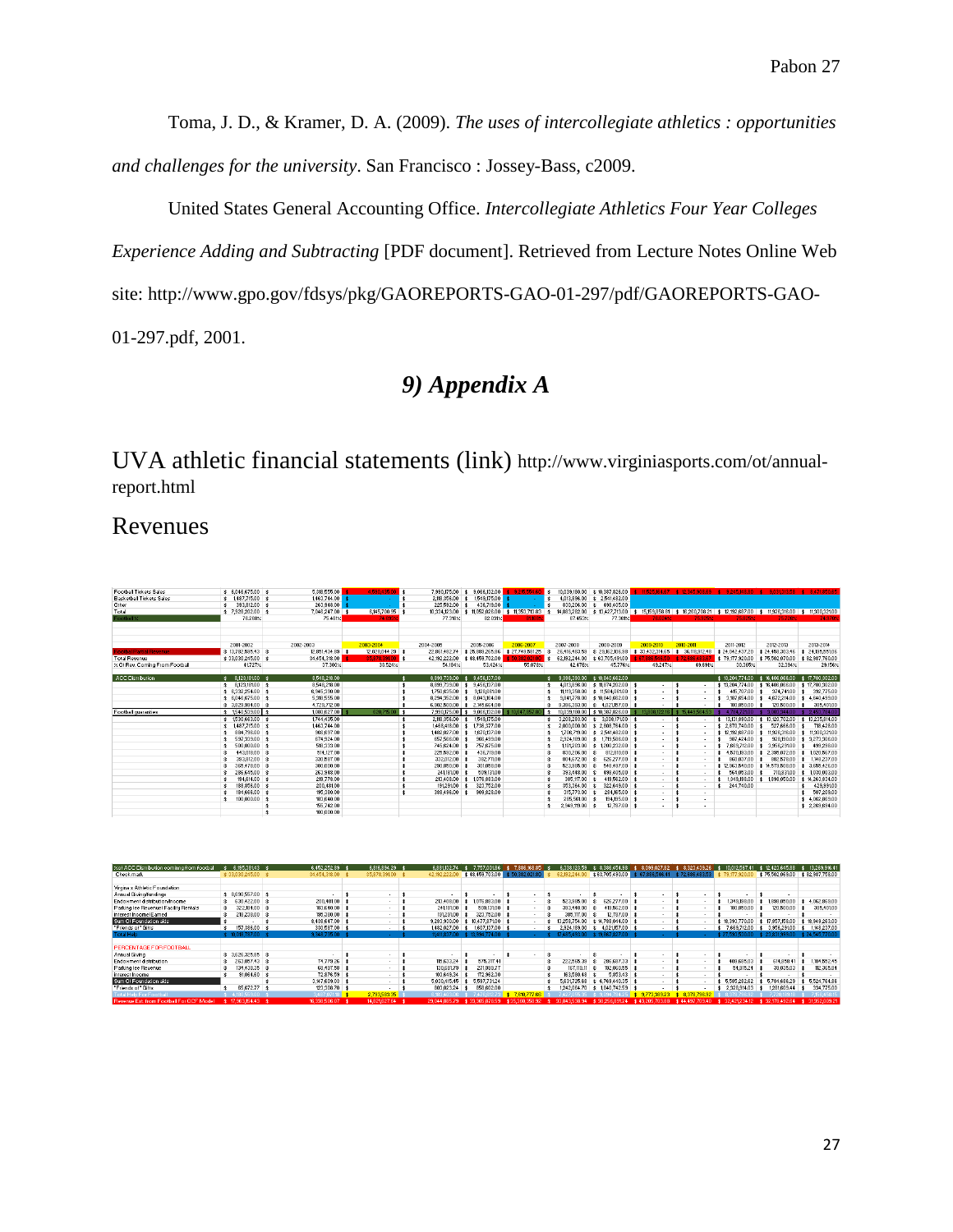Toma, J. D., & Kramer, D. A. (2009). *The uses of intercollegiate athletics : opportunities and challenges for the university*. San Francisco : Jossey-Bass, c2009.

United States General Accounting Office. *Intercollegiate Athletics Four Year Colleges Experience Adding and Subtracting* [PDF document]. Retrieved from Lecture Notes Online Web site: http://www.gpo.gov/fdsys/pkg/GAOREPORTS-GAO-01-297/pdf/GAOREPORTS-GAO-01-297.pdf, 2001.

# *9) Appendix A*

## UVA athletic financial statements (link) http://www.virginiasports.com/ot/annual-report.html

## Revenues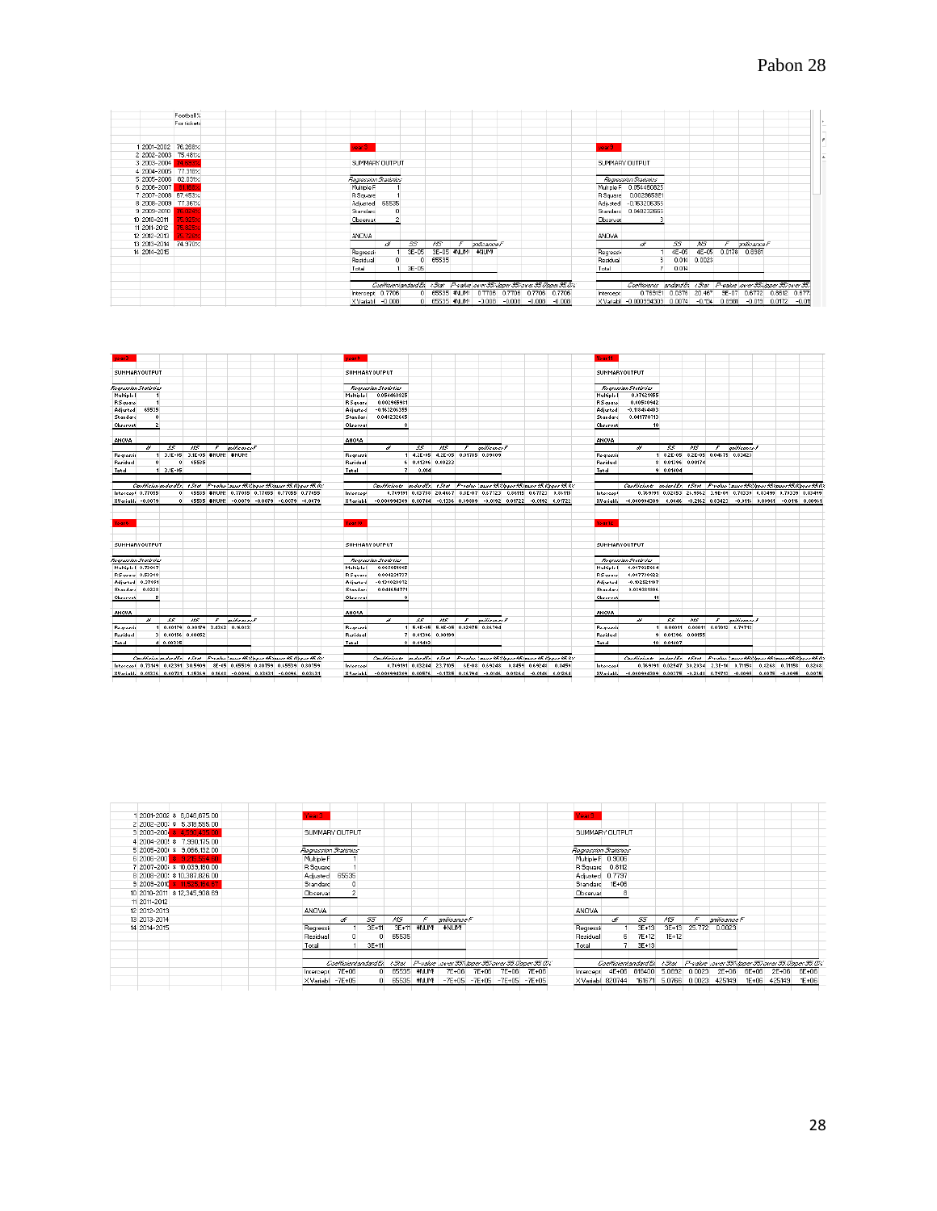| | Football % For tickets |
|---|---|
| 1 2001-2002 | 76.268% |
| 2 2002-2003 | 75.481% |
| 3 2003-2004 | 71.331% |
| 4 2004-2005 | 77.318% |
| 5 2005-2006 | 82.031% |
| 6 2006-2007 | 81.156% |
| 7 2007-2008 | 67.453% |
| 8 2008-2009 | 77.361% |
| 9 2009-2010 | 71.824% |
| 10 2010-2011 | 75.305% |
| 11 2011-2012 | 75.925% |
| 12 2012-2013 | 75.736% |
| 13 2013-2014 | 74.970% |
| 14 2014-2015 | |

Year 3

SUMMARY OUTPUT

| *Regression Statistics* | |
|---|---|
| Multiple R | 1 |
| R Square | 1 |
| Adjusted | 65535 |
| Standard | 0 |
| Observat | 2 |

ANOVA

| | df | SS | MS | F | Significance F |
|---|---|---|---|---|---|
| Regressi | 1 | 3E-05 | 3E-05 | #NUM! | #NUM! |
| Residual | 0 | 0 | 65535 | | |
| Total | 1 | 3E-05 | | | |

| | Coefficients | Standard Err | t Stat | P-value | Lower 95% | Upper 95% | Lower 95.0% | Upper 95.0% |
|---|---|---|---|---|---|---|---|---|
| Intercept | 0.7706 | 0 | 65535 | #NUM! | 0.7706 | 0.7706 | 0.7706 | 0.7706 |
| X Variabl | -0.008 | 0 | 65535 | #NUM! | -0.008 | -0.008 | -0.008 | -0.008 |

Year 8

SUMMARY OUTPUT

| *Regression Statistics* | |
|---|---|
| Multiple R | 0.054450825 |
| R Square | 0.002965891 |
| Adjusted | -0.163206385 |
| Standard | 0.048232665 |
| Observat | 8 |

ANOVA

| | df | SS | MS | F | Significance F |
|---|---|---|---|---|---|
| Regressi | 1 | 4E-05 | 4E-05 | 0.0178 | 0.8981 |
| Residual | 6 | 0.014 | 0.0023 | | |
| Total | 7 | 0.014 | | | |

| | Coefficients | Standard Err | t Stat | P-value | Lower 95% | Upper 95% | Lower 95.0% | Upper 95.0% |
|---|---|---|---|---|---|---|---|---|
| Intercept | 0.769191 | 0.0378 | 20.467 | 9E-07 | 0.6772 | 0.8612 | 0.677 | |
| X Variabl | -0.000994303 | 0.0074 | -0.134 | 0.8981 | -0.019 | 0.0172 | -0.01 | |

Year 3

SUMMARY OUTPUT

| *Regression Statistics* | |
|---|---|
| Multiple R | 1 |
| R Square | 1 |
| Adjusted | 65535 |
| Standard | 0 |
| Observat | 2 |

ANOVA

| | df | SS | MS | F | Significance F |
|---|---|---|---|---|---|
| Regressi | 1 | 3.1E-05 | 3.1E-05 | #NUM! | #NUM! |
| Residual | 0 | 0 | 65535 | | |
| Total | 1 | 3.1E-05 | | | |

| | Coefficients | Standard Err | t Stat | P-value | Lower 95% | Upper 95% | Lower 95.0% | Upper 95.0% |
|---|---|---|---|---|---|---|---|---|
| Intercept | 0.77055 | 0 | 65535 | #NUM! | 0.77055 | 0.77055 | 0.77055 | 0.77055 |
| X Variabl | -0.0079 | 0 | 65535 | #NUM! | -0.0079 | -0.0079 | -0.0079 | -0.0079 |

Year 8

SUMMARY OUTPUT

| *Regression Statistics* | |
|---|---|
| Multiple R | 0.054450825 |
| R Square | 0.002965891 |
| Adjusted | -0.163206385 |
| Standard | 0.048232645 |
| Observat | 8 |

ANOVA

| | df | SS | MS | F | Significance F |
|---|---|---|---|---|---|
| Regressi | 1 | 4.1E-05 | 4.1E-05 | 0.01785 | 0.89809 |
| Residual | 6 | 0.01396 | 0.00233 | | |
| Total | 7 | 0.014 | | | |

| | Coefficients | Standard Err | t Stat | P-value | Lower 95% | Upper 95% | Lower 95.0% | Upper 95.0% |
|---|---|---|---|---|---|---|---|---|
| Intercept | 0.769191 | 0.03758 | 20.4667 | 8.8E-07 | 0.67723 | 0.86115 | 0.67723 | 0.86115 |
| X Variabl | -0.000994309 | 0.00744 | -0.1336 | 0.89809 | -0.0192 | 0.01722 | -0.0192 | 0.01722 |

Year 11

SUMMARY OUTPUT

| *Regression Statistics* | |
|---|---|
| Multiple R | 0.07621155 |
| R Square | 0.00580818 |
| Adjusted | -0.11846403 |
| Standard | 0.041770713 |
| Observat | 10 |

ANOVA

| | df | SS | MS | F | Significance F |
|---|---|---|---|---|---|
| Regressi | 1 | 8.2E-05 | 8.2E-05 | 0.04675 | 0.83423 |
| Residual | 8 | 0.01396 | 0.00174 | | |
| Total | 9 | 0.01404 | | | |

| | Coefficients | Standard Err | t Stat | P-value | Lower 95% | Upper 95% | Lower 95.0% | Upper 95.0% |
|---|---|---|---|---|---|---|---|---|
| Intercept | 0.769191 | 0.03153 | 21.9562 | 2.9E-09 | 0.70339 | 0.83499 | 0.70339 | 0.83499 |
| X Variabl | -0.000994309 | 0.0046 | -0.2162 | 0.83423 | -0.0116 | 0.00961 | -0.0116 | 0.00961 |

Year 6

SUMMARY OUTPUT

| *Regression Statistics* | |
|---|---|
| Multiple R | 0.72967 |
| R Square | 0.53240 |
| Adjusted | 0.37651 |
| Standard | 0.0228 |
| Observat | 5 |

ANOVA

| | df | SS | MS | F | Significance F |
|---|---|---|---|---|---|
| Regressi | 1 | 0.00178 | 0.00178 | 3.4242 | 0.16612 |
| Residual | 3 | 0.00156 | 0.00052 | | |
| Total | 4 | 0.00335 | | | |

| | Coefficients | Standard Err | t Stat | P-value | Lower 95% | Upper 95% | Lower 95.0% | Upper 95.0% |
|---|---|---|---|---|---|---|---|---|
| Intercept | 0.73149 | 0.02391 | 30.5909 | 8E-05 | 0.65539 | 0.80759 | 0.65539 | 0.80759 |
| X Variabl | 0.01336 | 0.00721 | 1.85239 | 0.1612 | -0.0096 | 0.03631 | -0.0096 | 0.03631 |

Year 10

SUMMARY OUTPUT

| *Regression Statistics* | |
|---|---|
| Multiple R | 0.065051045 |
| R Square | 0.004231737 |
| Adjusted | -0.138020872 |
| Standard | 0.04658771 |
| Observat | 9 |

ANOVA

| | df | SS | MS | F | Significance F |
|---|---|---|---|---|---|
| Regressi | 1 | 5.4E-05 | 5.4E-05 | 0.02475 | 0.84748 |
| Residual | 7 | 0.01396 | 0.00199 | | |
| Total | 8 | 0.01402 | | | |

| | Coefficients | Standard Err | t Stat | P-value | Lower 95% | Upper 95% | Lower 95.0% | Upper 95.0% |
|---|---|---|---|---|---|---|---|---|
| Intercept | 0.769191 | 0.03244 | 23.7105 | 6E-08 | 0.69248 | 0.84591 | 0.69248 | 0.84591 |
| X Variabl | -0.000994309 | 0.00576 | -0.1725 | 0.86794 | -0.0146 | 0.01264 | -0.0146 | 0.01264 |

Year 12

SUMMARY OUTPUT

| *Regression Statistics* | |
|---|---|
| Multiple R | 0.077902464 |
| R Square | 0.006068794 |
| Adjusted | -0.104367007 |
| Standard | 0.039391306 |
| Observat | 11 |

ANOVA

| | df | SS | MS | F | Significance F |
|---|---|---|---|---|---|
| Regressi | 1 | 8.6E-05 | 8.6E-05 | 0.05495 | 0.81993 |
| Residual | 9 | 0.01396 | 0.00155 | | |
| Total | 10 | 0.01405 | | | |

| | Coefficients | Standard Err | t Stat | P-value | Lower 95% | Upper 95% | Lower 95.0% | Upper 95.0% |
|---|---|---|---|---|---|---|---|---|
| Intercept | 0.769191 | 0.02547 | 30.2004 | 2.3E-10 | 0.71158 | 0.82681 | 0.71158 | 0.82681 |
| X Variabl | -0.000994309 | 0.00375 | -0.2345 | 0.81993 | -0.0094 | 0.00749 | -0.0094 | 0.00749 |

| | |
|---|---|
| 1 2001-2002 | $ 8,048,675.00 |
| 2 2002-2003 | $ 5,318,555.00 |
| 3 2003-2004 | $ 4,590,475.00 |
| 4 2004-2005 | $ 7,990,175.00 |
| 5 2005-2006 | $ 9,086,132.00 |
| 6 2006-2007 | $ 11,786,314.00 |
| 7 2007-2008 | $ 10,039,180.00 |
| 8 2008-2009 | $ 10,387,826.00 |
| 9 2009-2010 | $ 11,575,354.87 |
| 10 2010-2011 | $ 12,345,908.69 |
| 11 2011-2012 | |
| 12 2012-2013 | |
| 13 2013-2014 | |
| 14 2014-2015 | |

Year 3

SUMMARY OUTPUT

| *Regression Statistics* | |
|---|---|
| Multiple R | 1 |
| R Square | 1 |
| Adjusted | 65535 |
| Standard | 0 |
| Observat | 2 |

ANOVA

| | df | SS | MS | F | Significance F |
|---|---|---|---|---|---|
| Regressi | 1 | 3E+11 | 3E+11 | #NUM! | #NUM! |
| Residual | 0 | 0 | 65535 | | |
| Total | 1 | 3E+11 | | | |

| | Coefficients | Standard Err | t Stat | P-value | Lower 95% | Upper 95% | Lower 95.0% | Upper 95.0% |
|---|---|---|---|---|---|---|---|---|
| Intercept | 7E+06 | 0 | 65535 | #NUM! | 7E+06 | 7E+06 | 7E+06 | 7E+06 |
| X Variabl | -7E+05 | 0 | 65535 | #NUM! | -7E+05 | -7E+05 | -7E+05 | -7E+05 |

Year 8

SUMMARY OUTPUT

| *Regression Statistics* | |
|---|---|
| Multiple R | 0.9006 |
| R Square | 0.8112 |
| Adjusted | 0.7797 |
| Standard | 1E+06 |
| Observat | 8 |

ANOVA

| | df | SS | MS | F | Significance F |
|---|---|---|---|---|---|
| Regressi | 1 | 3E+13 | 3E+13 | 25.772 | 0.0023 |
| Residual | 6 | 7E+12 | 1E+12 | | |
| Total | 7 | 3E+13 | | | |

| | Coefficients | Standard Err | t Stat | P-value | Lower 95% | Upper 95% | Lower 95.0% | Upper 95.0% |
|---|---|---|---|---|---|---|---|---|
| Intercept | 4E+06 | 818400 | 5.0892 | 0.0023 | 2E+06 | 6E+06 | 2E+06 | 6E+06 |
| X Variabl | 820744 | 161671 | 5.0766 | 0.0023 | 425149 | 1E+06 | 425149 | 1E+06 |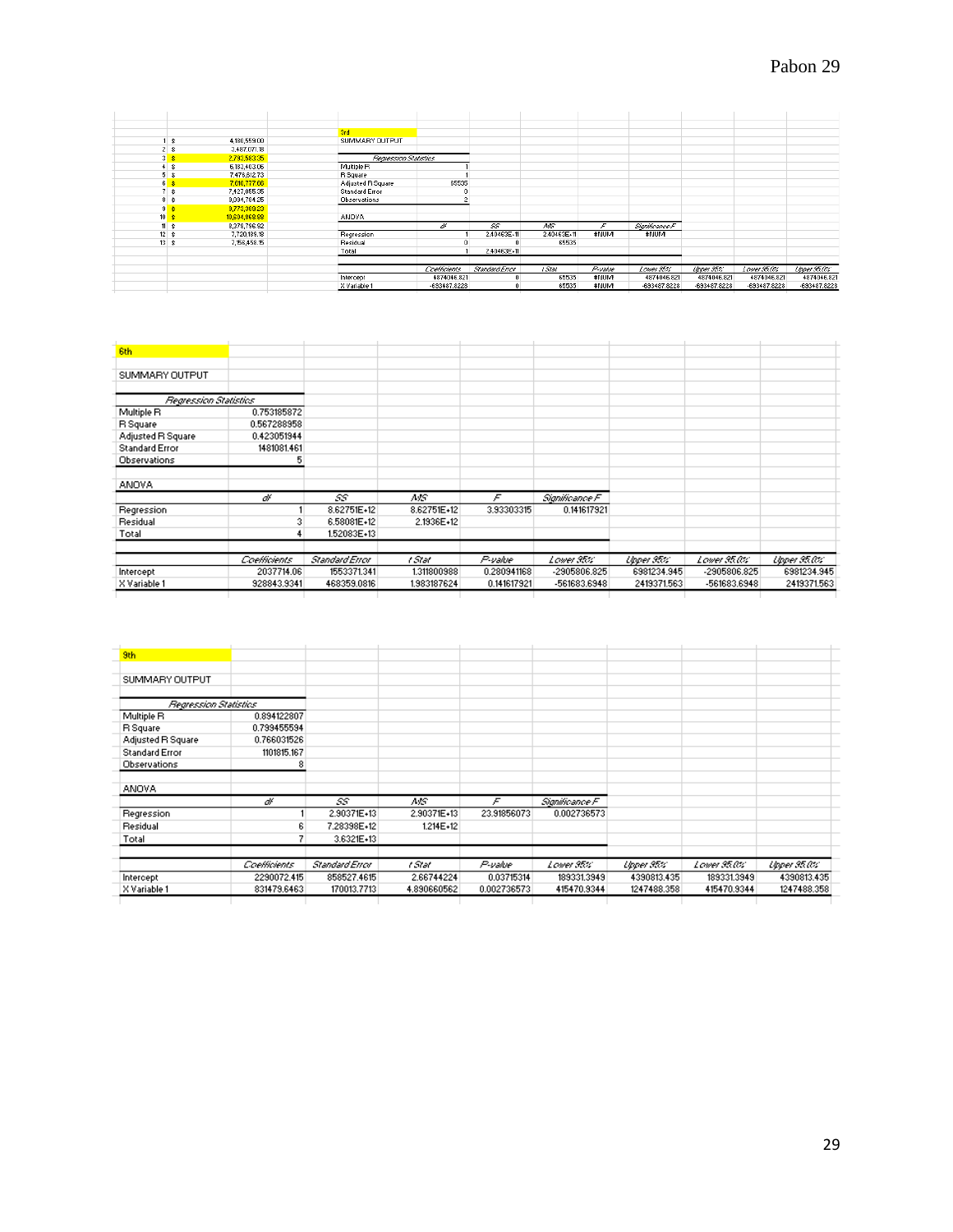| | | |
|---|---|---|
| 1 | $ | 4,180,559.00 |
| 2 | $ | 3,487,071.18 |
| 3 | $ | 2,790,583.35 |
| 4 | $ | 6,183,403.06 |
| 5 | $ | 7,475,812.73 |
| 6 | $ | 7,610,777.66 |
| 7 | $ | 7,427,055.35 |
| 8 | $ | 8,034,784.25 |
| 9 | $ | 9,775,369.23 |
| 10 | $ | 10,604,869.88 |
| 11 | $ | 8,379,796.92 |
| 12 | $ | 7,720,186.18 |
| 13 | $ | 7,156,458.15 |

3rd

SUMMARY OUTPUT

| *Regression Statistics* | |
|---|---|
| Multiple R | 1 |
| R Square | 1 |
| Adjusted R Square | 65535 |
| Standard Error | 0 |
| Observations | 2 |

ANOVA

| | *df* | *SS* | *MS* | *F* | *Significance F* |
|---|---|---|---|---|---|
| Regression | 1 | 2.40463E+11 | 2.40463E+11 | #NUM! | #NUM! |
| Residual | 0 | 0 | 65535 | | |
| Total | 1 | 2.40463E+11 | | | |

| | *Coefficients* | *Standard Error* | *t Stat* | *P-value* | *Lower 95%* | *Upper 95%* | *Lower 95.0%* | *Upper 95.0%* |
|---|---|---|---|---|---|---|---|---|
| Intercept | 4874046.821 | 0 | 65535 | #NUM! | 4874046.821 | 4874046.821 | 4874046.821 | 4874046.821 |
| X Variable 1 | -693487.8228 | 0 | 65535 | #NUM! | -693487.8228 | -693487.8228 | -693487.8228 | -693487.8228 |

6th

SUMMARY OUTPUT

| *Regression Statistics* | |
|---|---|
| Multiple R | 0.753185872 |
| R Square | 0.567288958 |
| Adjusted R Square | 0.423051944 |
| Standard Error | 1481081.461 |
| Observations | 5 |

ANOVA

| | *df* | *SS* | *MS* | *F* | *Significance F* |
|---|---|---|---|---|---|
| Regression | 1 | 8.62751E+12 | 8.62751E+12 | 3.93303315 | 0.141617921 |
| Residual | 3 | 6.58081E+12 | 2.1936E+12 | | |
| Total | 4 | 1.52083E+13 | | | |

| | *Coefficients* | *Standard Error* | *t Stat* | *P-value* | *Lower 95%* | *Upper 95%* | *Lower 95.0%* | *Upper 95.0%* |
|---|---|---|---|---|---|---|---|---|
| Intercept | 2037714.06 | 1553371.341 | 1.311800988 | 0.280941168 | -2905806.825 | 6981234.945 | -2905806.825 | 6981234.945 |
| X Variable 1 | 928843.9341 | 468359.0816 | 1.983187624 | 0.141617921 | -561683.6948 | 2419371.563 | -561683.6948 | 2419371.563 |

9th

SUMMARY OUTPUT

| *Regression Statistics* | |
|---|---|
| Multiple R | 0.894122807 |
| R Square | 0.799455594 |
| Adjusted R Square | 0.766031526 |
| Standard Error | 1101815.167 |
| Observations | 8 |

ANOVA

| | *df* | *SS* | *MS* | *F* | *Significance F* |
|---|---|---|---|---|---|
| Regression | 1 | 2.90371E+13 | 2.90371E+13 | 23.91856073 | 0.002736573 |
| Residual | 6 | 7.28398E+12 | 1.214E+12 | | |
| Total | 7 | 3.6321E+13 | | | |

| | *Coefficients* | *Standard Error* | *t Stat* | *P-value* | *Lower 95%* | *Upper 95%* | *Lower 95.0%* | *Upper 95.0%* |
|---|---|---|---|---|---|---|---|---|
| Intercept | 2290072.415 | 858527.4615 | 2.66744224 | 0.03715314 | 189331.3949 | 4390813.435 | 189331.3949 | 4390813.435 |
| X Variable 1 | 831479.6463 | 170013.7713 | 4.890660562 | 0.002736573 | 415470.9344 | 1247488.358 | 415470.9344 | 1247488.358 |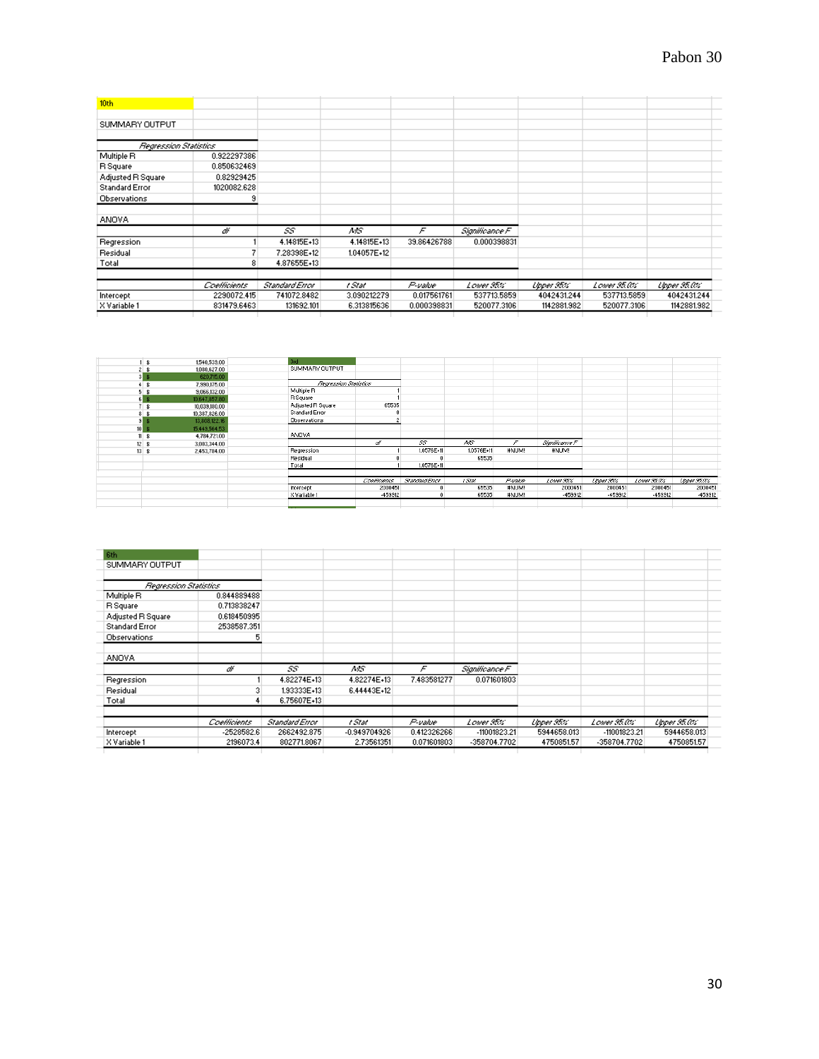**10th**

SUMMARY OUTPUT

| *Regression Statistics* | |
|---|---|
| Multiple R | 0.922297386 |
| R Square | 0.850632469 |
| Adjusted R Square | 0.82929425 |
| Standard Error | 1020082.628 |
| Observations | 9 |

ANOVA

| | *df* | *SS* | *MS* | *F* | *Significance F* |
|---|---|---|---|---|---|
| Regression | 1 | 4.14815E+13 | 4.14815E+13 | 39.86426788 | 0.000398831 |
| Residual | 7 | 7.28398E+12 | 1.04057E+12 | | |
| Total | 8 | 4.87655E+13 | | | |

| | *Coefficients* | *Standard Error* | *t Stat* | *P-value* | *Lower 95%* | *Upper 95%* | *Lower 95.0%* | *Upper 95.0%* |
|---|---|---|---|---|---|---|---|---|
| Intercept | 2290072.415 | 741072.8482 | 3.090212279 | 0.017561761 | 537713.5859 | 4042431.244 | 537713.5859 | 4042431.244 |
| X Variable 1 | 831479.6463 | 131692.101 | 6.313815636 | 0.000398831 | 520077.3106 | 1142881.982 | 520077.3106 | 1142881.982 |

| | |
|---|---|
| 1 | $ 1,540,539.00 |
| 2 | $ 1,080,627.00 |
| 3 | $ 620,715.00 |
| 4 | $ 7,990,175.00 |
| 5 | $ 9,066,132.00 |
| 6 | $ 10,647,857.80 |
| 7 | $ 10,039,180.00 |
| 8 | $ 10,387,826.00 |
| 9 | $ 13,808,122.16 |
| 10 | $ 15,449,564.53 |
| 11 | $ 4,784,721.00 |
| 12 | $ 3,083,344.00 |
| 13 | $ 2,453,784.00 |

**3rd**

SUMMARY OUTPUT

| *Regression Statistics* | |
|---|---|
| Multiple R | 1 |
| R Square | 1 |
| Adjusted R Square | 65535 |
| Standard Error | 0 |
| Observations | 2 |

ANOVA

| | *df* | *SS* | *MS* | *F* | *Significance F* |
|---|---|---|---|---|---|
| Regression | 1 | 1.0576E+11 | 1.0576E+11 | #NUM! | #NUM! |
| Residual | 0 | 0 | 65535 | | |
| Total | 1 | 1.0576E+11 | | | |

| | *Coefficients* | *Standard Error* | *t Stat* | *P-value* | *Lower 95%* | *Upper 95%* | *Lower 95.0%* | *Upper 95.0%* |
|---|---|---|---|---|---|---|---|---|
| Intercept | 2000451 | 0 | 65535 | #NUM! | 2000451 | 2000451 | 2000451 | 2000451 |
| X Variable 1 | -459912 | 0 | 65535 | #NUM! | -459912 | -459912 | -459912 | -459912 |

**6th**

SUMMARY OUTPUT

| *Regression Statistics* | |
|---|---|
| Multiple R | 0.844889488 |
| R Square | 0.713838247 |
| Adjusted R Square | 0.618450995 |
| Standard Error | 2538587.351 |
| Observations | 5 |

ANOVA

| | *df* | *SS* | *MS* | *F* | *Significance F* |
|---|---|---|---|---|---|
| Regression | 1 | 4.82274E+13 | 4.82274E+13 | 7.483581277 | 0.071601803 |
| Residual | 3 | 1.93333E+13 | 6.44443E+12 | | |
| Total | 4 | 6.75607E+13 | | | |

| | *Coefficients* | *Standard Error* | *t Stat* | *P-value* | *Lower 95%* | *Upper 95%* | *Lower 95.0%* | *Upper 95.0%* |
|---|---|---|---|---|---|---|---|---|
| Intercept | -2528582.6 | 2662492.875 | -0.949704926 | 0.412326266 | -11001823.21 | 5944658.013 | -11001823.21 | 5944658.013 |
| X Variable 1 | 2196073.4 | 802771.8067 | 2.73561351 | 0.071601803 | -358704.7702 | 4750851.57 | -358704.7702 | 4750851.57 |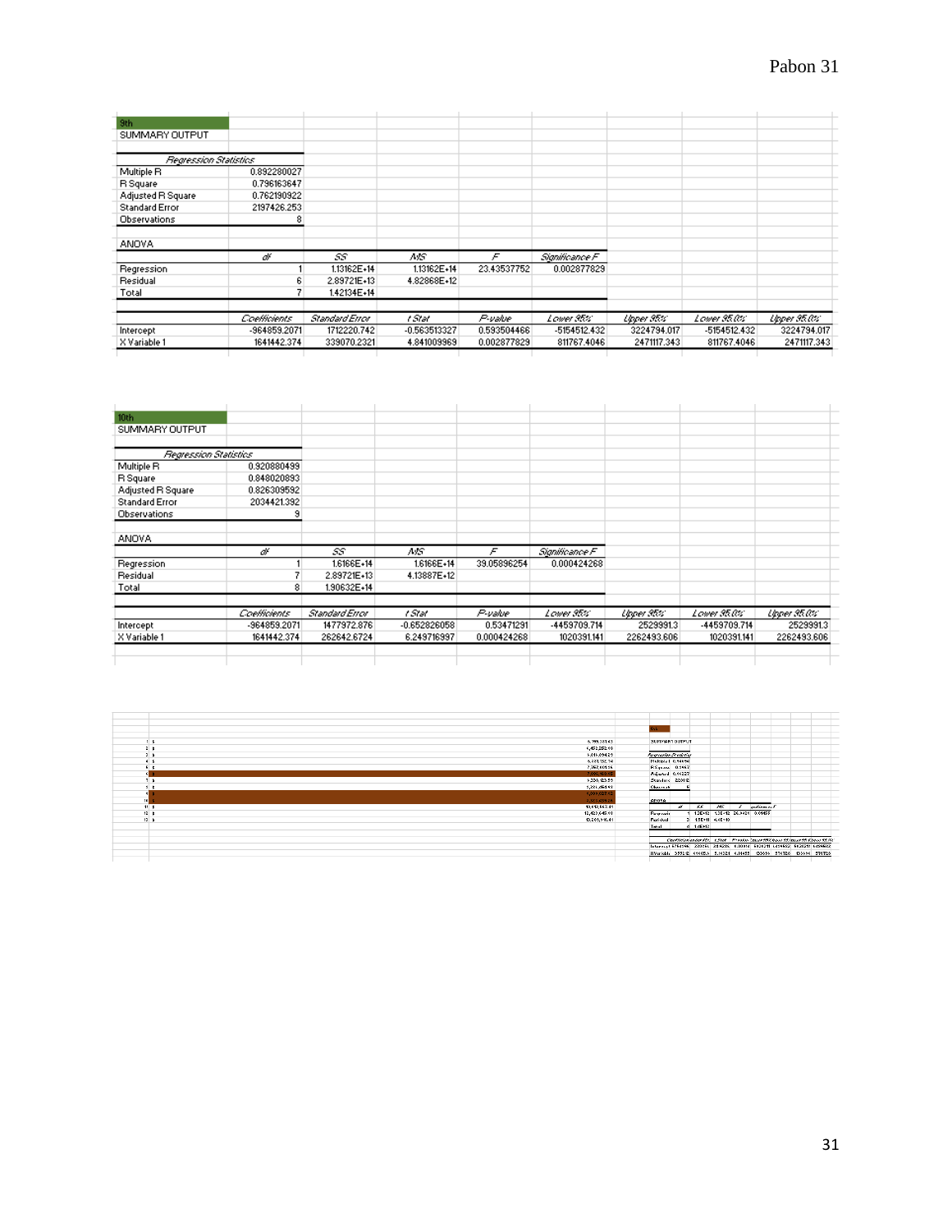| 9th | | | | | | | | |
|---|---|---|---|---|---|---|---|---|
| SUMMARY OUTPUT | | | | | | | | |
| | | | | | | | | |
| *Regression Statistics* | | | | | | | | |
| Multiple R | 0.892280027 | | | | | | | |
| R Square | 0.796163647 | | | | | | | |
| Adjusted R Square | 0.762190922 | | | | | | | |
| Standard Error | 2197426.253 | | | | | | | |
| Observations | 8 | | | | | | | |
| | | | | | | | | |
| ANOVA | | | | | | | | |
| | *df* | *SS* | *MS* | *F* | *Significance F* | | | |
| Regression | 1 | 1.13162E+14 | 1.13162E+14 | 23.43537752 | 0.002877829 | | | |
| Residual | 6 | 2.89721E+13 | 4.82868E+12 | | | | | |
| Total | 7 | 1.42134E+14 | | | | | | |
| | | | | | | | | |
| | *Coefficients* | *Standard Error* | *t Stat* | *P-value* | *Lower 95%* | *Upper 95%* | *Lower 95.0%* | *Upper 95.0%* |
| Intercept | -964859.2071 | 1712220.742 | -0.563513327 | 0.593504466 | -5154512.432 | 3224794.017 | -5154512.432 | 3224794.017 |
| X Variable 1 | 1641442.374 | 339070.2321 | 4.841009969 | 0.002877829 | 811767.4046 | 2471117.343 | 811767.4046 | 2471117.343 |

| 10th | | | | | | | | |
|---|---|---|---|---|---|---|---|---|
| SUMMARY OUTPUT | | | | | | | | |
| | | | | | | | | |
| *Regression Statistics* | | | | | | | | |
| Multiple R | 0.920880499 | | | | | | | |
| R Square | 0.848020893 | | | | | | | |
| Adjusted R Square | 0.826309592 | | | | | | | |
| Standard Error | 2034421.392 | | | | | | | |
| Observations | 9 | | | | | | | |
| | | | | | | | | |
| ANOVA | | | | | | | | |
| | *df* | *SS* | *MS* | *F* | *Significance F* | | | |
| Regression | 1 | 1.6166E+14 | 1.6166E+14 | 39.05896254 | 0.000424268 | | | |
| Residual | 7 | 2.89721E+13 | 4.13887E+12 | | | | | |
| Total | 8 | 1.90632E+14 | | | | | | |
| | | | | | | | | |
| | *Coefficients* | *Standard Error* | *t Stat* | *P-value* | *Lower 95%* | *Upper 95%* | *Lower 95.0%* | *Upper 95.0%* |
| Intercept | -964859.2071 | 1477972.876 | -0.652826058 | 0.53471291 | -4459709.714 | 2529991.3 | -4459709.714 | 2529991.3 |
| X Variable 1 | 1641442.374 | 262642.6724 | 6.249716997 | 0.000424268 | 1020391.141 | 2262493.606 | 1020391.141 | 2262493.606 |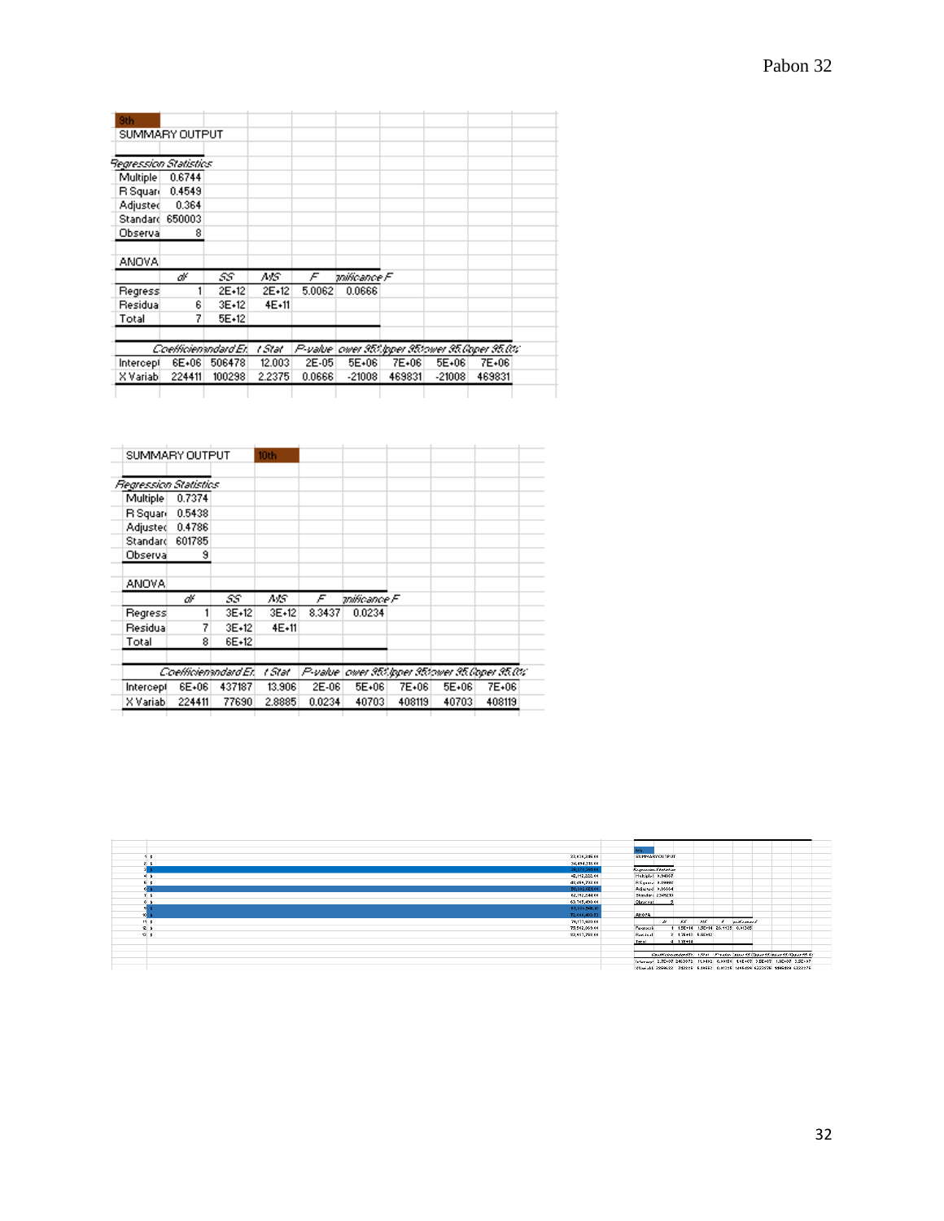| 9th | | | | | | | | |
|---|---|---|---|---|---|---|---|---|
| SUMMARY OUTPUT | | | | | | | | |
| | | | | | | | | |
| *Regression Statistics* | | | | | | | | |
| Multiple | 0.6744 | | | | | | | |
| R Squar | 0.4549 | | | | | | | |
| Adjustec | 0.364 | | | | | | | |
| Standarc | 650003 | | | | | | | |
| Observa | 8 | | | | | | | |
| | | | | | | | | |
| ANOVA | | | | | | | | |
| | *df* | *SS* | *MS* | *F* | *gnificance F* | | | |
| Regress | 1 | 2E+12 | 2E+12 | 5.0062 | 0.0666 | | | |
| Residua | 6 | 3E+12 | 4E+11 | | | | | |
| Total | 7 | 5E+12 | | | | | | |
| | | | | | | | | |
| | *Coefficien* | *tandard Er* | *t Stat* | *P-value* | *ower 95%* | *Jpper 95%* | *ower 95.0%* | *Jpper 95.0%* |
| Intercept | 6E+06 | 506478 | 12.003 | 2E-05 | 5E+06 | 7E+06 | 5E+06 | 7E+06 |
| X Variab | 224411 | 100298 | 2.2375 | 0.0666 | -21008 | 469831 | -21008 | 469831 |

| SUMMARY OUTPUT | | | 10th | | | | | |
|---|---|---|---|---|---|---|---|---|
| | | | | | | | | |
| *Regression Statistics* | | | | | | | | |
| Multiple | 0.7374 | | | | | | | |
| R Squar | 0.5438 | | | | | | | |
| Adjustec | 0.4786 | | | | | | | |
| Standarc | 601785 | | | | | | | |
| Observa | 9 | | | | | | | |
| | | | | | | | | |
| ANOVA | | | | | | | | |
| | *df* | *SS* | *MS* | *F* | *gnificance F* | | | |
| Regress | 1 | 3E+12 | 3E+12 | 8.3437 | 0.0234 | | | |
| Residua | 7 | 3E+12 | 4E+11 | | | | | |
| Total | 8 | 6E+12 | | | | | | |
| | | | | | | | | |
| | *Coefficien* | *tandard Er* | *t Stat* | *P-value* | *ower 95%* | *Jpper 95%* | *ower 95.0%* | *Jpper 95.0%* |
| Intercept | 6E+06 | 437187 | 13.906 | 2E-06 | 5E+06 | 7E+06 | 5E+06 | 7E+06 |
| X Variab | 224411 | 77690 | 2.8885 | 0.0234 | 40703 | 408119 | 40703 | 408119 |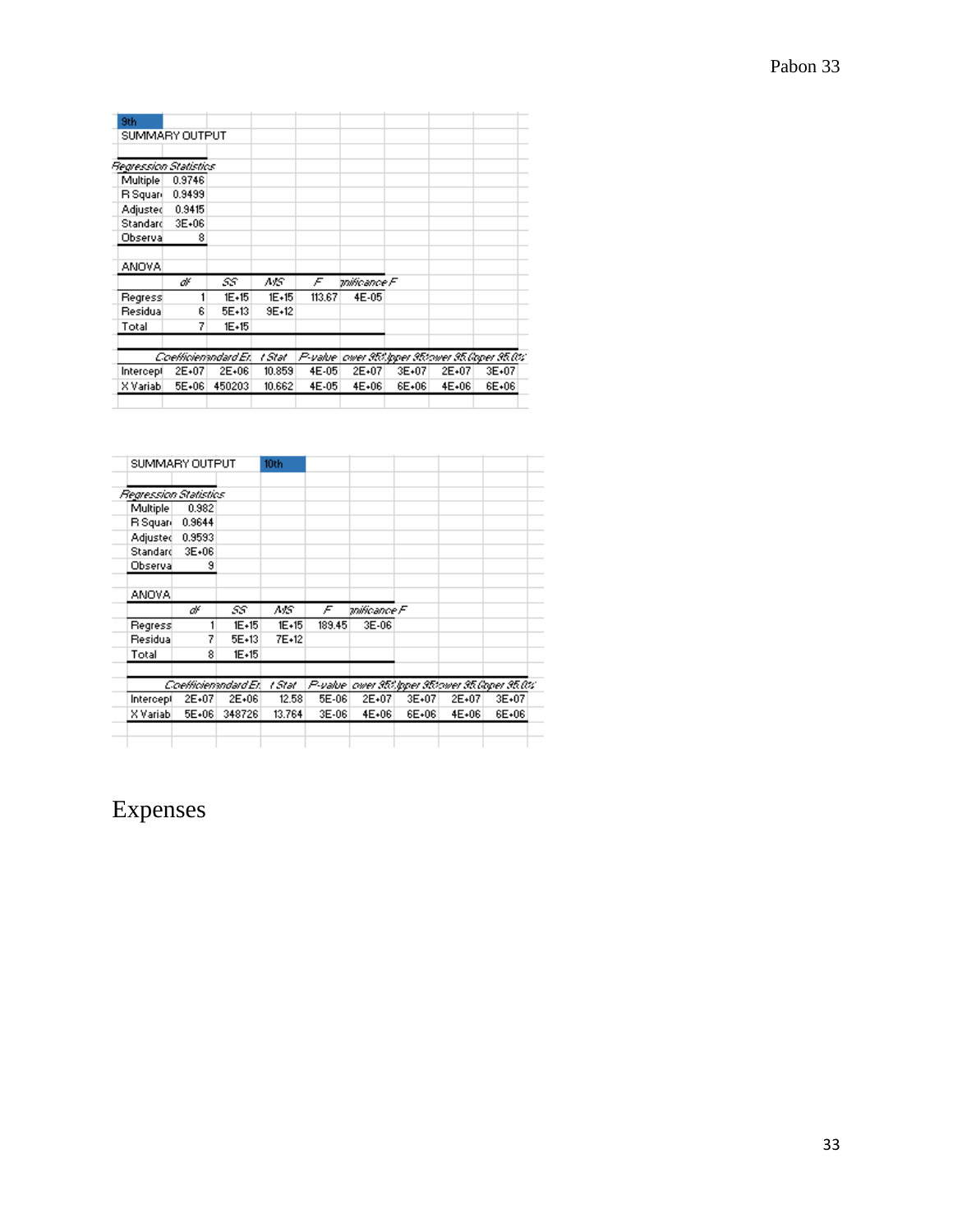| 9th | | | | | | | | |
|---|---|---|---|---|---|---|---|---|
| SUMMARY OUTPUT | | | | | | | | |
| | | | | | | | | |
| *Regression Statistics* | | | | | | | | |
| Multiple | 0.9746 | | | | | | | |
| R Square | 0.9499 | | | | | | | |
| Adjusted | 0.9415 | | | | | | | |
| Standard | 3E+06 | | | | | | | |
| Observa | 8 | | | | | | | |
| | | | | | | | | |
| ANOVA | | | | | | | | |
| | *df* | *SS* | *MS* | *F* | *gnificance F* | | | |
| Regress | 1 | 1E+15 | 1E+15 | 113.67 | 4E-05 | | | |
| Residua | 6 | 5E+13 | 9E+12 | | | | | |
| Total | 7 | 1E+15 | | | | | | |
| | | | | | | | | |
| | *Coefficien* | *andard Er* | *t Stat* | *P-value* | *ower 95%* | *pper 95%* | *ower 95.0%* | *pper 95.0%* |
| Intercept | 2E+07 | 2E+06 | 10.859 | 4E-05 | 2E+07 | 3E+07 | 2E+07 | 3E+07 |
| X Variab | 5E+06 | 450203 | 10.662 | 4E-05 | 4E+06 | 6E+06 | 4E+06 | 6E+06 |

| SUMMARY OUTPUT | | | 10th | | | | | |
|---|---|---|---|---|---|---|---|---|
| | | | | | | | | |
| *Regression Statistics* | | | | | | | | |
| Multiple | 0.982 | | | | | | | |
| R Square | 0.9644 | | | | | | | |
| Adjusted | 0.9593 | | | | | | | |
| Standard | 3E+06 | | | | | | | |
| Observa | 9 | | | | | | | |
| | | | | | | | | |
| ANOVA | | | | | | | | |
| | *df* | *SS* | *MS* | *F* | *gnificance F* | | | |
| Regress | 1 | 1E+15 | 1E+15 | 189.45 | 3E-06 | | | |
| Residua | 7 | 5E+13 | 7E+12 | | | | | |
| Total | 8 | 1E+15 | | | | | | |
| | | | | | | | | |
| | *Coefficien* | *andard Er* | *t Stat* | *P-value* | *ower 95%* | *pper 95%* | *ower 95.0%* | *pper 95.0%* |
| Intercept | 2E+07 | 2E+06 | 12.58 | 5E-06 | 2E+07 | 3E+07 | 2E+07 | 3E+07 |
| X Variab | 5E+06 | 348726 | 13.764 | 3E-06 | 4E+06 | 6E+06 | 4E+06 | 6E+06 |

# Expenses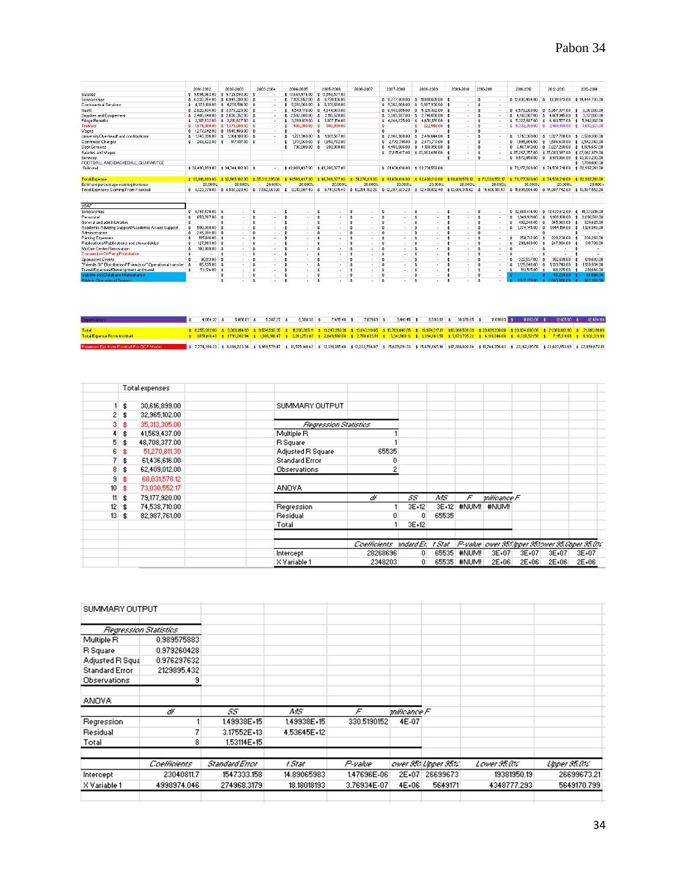| | 2001-2002 | 2002-2003 | 2003-2004 | 2004-2005 | 2005-2006 | 2006-2007 | 2007-2008 | 2008-2009 | 2009-2010 | 2010-2011 | 2011-2012 | 2012-2013 | 2013-2014 |
|---|---|---|---|---|---|---|---|---|---|---|---|---|---|
| Salaries | $ 9,594,963.00 | $ 9,729,598.00 | $ - | $ 13,661,474.00 | $ 17,656,577.00 | | | | | | | | |
| Scholarships | $ 6,332,254.00 | $ 6,965,390.00 | $ - | $ 7,905,552.00 | $ 8,729,170.00 | | $ 9,277,809.00 | $ 11,881,655.00 | $ - | $ - | $ 12,800,494.00 | $ 13,311,513.00 | $ 14,444,790.00 |
| Contractual Services | $ 4,573,108.00 | $ 4,259,514.00 | $ - | $ 5,291,098.00 | $ 8,320,888.00 | | $ 9,362,008.00 | $ 9,007,930.00 | $ - | $ - | | | |
| Travel | $ 2,620,104.00 | $ 3,379,220.00 | $ - | $ 4,549,178.00 | $ 4,344,803.00 | | $ 6,446,685.00 | $ 5,326,352.00 | $ - | $ - | $ 6,878,260.00 | $ 6,597,377.00 | $ 6,361,100.00 |
| Supplies and Equipment | $ 2,465,848.00 | $ 2,630,352.00 | $ - | $ 2,582,605.00 | $ 3,115,570.00 | | $ 3,565,587.00 | $ 2,741,658.00 | $ - | $ - | $ 4,102,067.00 | $ 4,071,145.00 | $ 3,973,100.00 |
| Fringe Benefits | $ 2,317,832.00 | $ 2,210,627.00 | $ - | $ 3,390,801.00 | $ 3,807,114.00 | | $ 4,246,275.00 | $ 4,650,170.00 | $ - | $ - | $ 5,027,667.00 | $ 5,103,557.00 | $ 5,342,182.00 |
| Transfers | $ 1,676,000.00 | $ 1,376,000.00 | $ - | $ 500,000.00 | $ 500,000.00 | | $ - | $ 322,640.00 | $ - | $ - | $ 5,032,380.00 | $ 2,969,981.00 | $ 3,653,901.00 |
| Wages | $ 1,277,842.00 | $ 1,546,488.00 | $ - | $ - | $ - | | $ - | $ - | $ - | $ - | | | |
| University Overhead and contributions | $ 1,145,396.00 | $ 1,364,100.00 | $ - | $ 1,721,300.00 | $ 1,861,567.00 | | $ 2,368,300.00 | $ 2,416,644.00 | $ - | $ - | $ 1,712,300.00 | $ 1,327,730.00 | $ 2,520,380.00 |
| Contingent Charges | $ 265,622.00 | $ 917,817.00 | $ - | $ 1,731,063.00 | $ 1,650,782.00 | | $ 2,772,791.00 | $ 2,473,717.00 | $ - | $ - | $ 1,995,904.00 | $ 1,581,438.00 | $ 2,542,340.00 |
| Debt Services | | | | $ 705,000.00 | $ 690,000.00 | | $ 4,468,006.00 | $ 4,108,350.00 | $ - | $ - | $ 6,167,013.00 | $ 3,627,290.00 | $ 4,505,657.00 |
| Salaries and Wages | | | | | | | $ 17,815,417.00 | $ 20,003,498.00 | $ - | $ - | $ 25,257,357.00 | $ 25,083,367.00 | $ 27,042,979.00 |
| Services | | | | | | | | | $ - | $ - | $ 9,672,468.00 | $ 9,971,064.00 | $ 10,353,230.00 |
| FOOTBALL AND BASKETBALL GUARANTEE | | | | | | | | | | | | | $ 1,700,000.00 |
| Subtotal | $ 32,490,899.00 | $ 34,344,102.00 | $ - | $ 42,068,437.00 | $ 48,208,377.00 | | $ 61,436,616.00 | $ 62,731,552.00 | | | $ 75,177,920.00 | $ 74,538,710.00 | $ 82,987,761.00 |
| | | | | | | | | | | | | | |
| Total Expense | $ 30,616,899.00 | $ 32,965,102.00 | $ 35,313,305.00 | $ 41,569,437.00 | $ 48,708,377.00 | $ 51,270,811.30 | $ 61,436,616.00 | $ 62,409,012.00 | $ 68,031,578.12 | $ 73,030,552.17 | $ 79,177,920.00 | $ 74,538,710.00 | $ 82,987,761.00 |
| Estimate percentage coming from rev | 20.00% | 20.00% | 20.00% | 20.00% | 20.00% | 20.00% | 20.00% | 20.00% | 20.00% | 20.00% | 20.00% | 20.00% | 20.00% |
| Total Expenses Coming From Football | $ 6,123,379.80 | $ 6,593,020.40 | $ 7,062,661.00 | $ 8,313,887.40 | $ 9,741,675.40 | $ 10,254,162.26 | $ 12,287,323.20 | $ 12,481,802.40 | $ 13,606,315.62 | $ 14,606,110.43 | $ 15,835,584.00 | $ 14,907,742.00 | $ 16,597,552.20 |
| | | | | | | | | | | | | | |
| VSAF | | | | | | | | | | | | | |
| Scholarships | $ 6,197,570.00 | $ - | $ - | $ - | $ - | $ - | $ - | $ - | $ - | $ - | $ 12,698,414.00 | $ 13,437,612.00 | $ 14,377,816.00 |
| Personnel | $ 650,767.00 | $ - | $ - | $ - | $ - | $ - | $ - | $ - | $ - | $ - | $ 1,949,931.00 | $ 1,909,100.00 | $ 2,096,561.00 |
| General and administrative | $ - | $ - | $ - | $ - | $ - | $ - | $ - | $ - | $ - | $ - | $ 402,248.00 | $ 365,968.00 | $ 329,625.00 |
| Academic Advising Support/Academic Affairs Support | $ 560,000.00 | $ - | $ - | $ - | $ - | $ - | $ - | $ - | $ - | $ - | $ 1,074,145.00 | $ 1,044,150.00 | $ 1,120,948.00 |
| Administrative | $ 245,184.00 | $ - | $ - | $ - | $ - | $ - | $ - | $ - | $ - | $ - | $ - | $ - | $ - |
| Parking Expenses | $ 195,816.00 | $ - | $ - | $ - | $ - | $ - | $ - | $ - | $ - | $ - | $ 250,712.00 | $ 220,238.00 | $ 226,280.00 |
| Publications/Publications and stewardships | $ 127,983.00 | $ - | $ - | $ - | $ - | $ - | $ - | $ - | $ - | $ - | $ 296,480.00 | $ 247,866.00 | $ 310,706.00 |
| McCue Center Renovation | $ 100,000.00 | $ - | $ - | $ - | $ - | $ - | $ - | $ - | $ - | $ - | $ - | $ - | $ - |
| Concession Of Percy Foundation | $ - | $ - | $ - | $ - | $ - | $ - | $ - | $ - | $ - | $ - | $ - | $ - | $ - |
| Sponsored Events | $ 90,113.00 | $ - | $ - | $ - | $ - | $ - | $ - | $ - | $ - | $ - | $ 322,557.00 | $ 352,691.00 | $ 619,830.00 |
| "Friends Of" Distribution/"Friends of" Operational transfer | $ 85,825.00 | $ - | $ - | $ - | $ - | $ - | $ - | $ - | $ - | $ - | $ 1,125,848.00 | $ 1,133,740.00 | $ 1,139,034.00 |
| Travel Expenses/Development and travel | $ 53,174.00 | $ - | $ - | $ - | $ - | $ - | $ - | $ - | $ - | $ - | $ 192,515.00 | $ 188,225.00 | $ 201,656.00 |
| Website and Database Maintenance | | $ - | $ - | $ - | $ - | $ - | $ - | $ - | $ - | $ - | $ - | $ 85,239.00 | $ 85,096.00 |
| Athletic Operational Support | | $ - | $ - | $ - | $ - | $ - | $ - | $ - | $ - | $ - | $ 2,517,179.00 | $ 2,003,808.00 | $ 962,200.00 |
| | | | | | | | | | | | | | |
| Depreciation | $ 4,664.32 | $ 5,056.01 | $ 5,267.27 | $ 6,308.30 | $ 7,495.40 | $ 7,621.63 | $ 9,441.45 | $ 9,590.93 | $ 10,378.65 | $ 11,691.03 | $ 11,663.00 | $ 12,031.00 | $ 12,434.00 |
| | | | | | | | | | | | | | |
| Total | $ 8,255,092.00 | $ 8,368,014.93 | $ 9,534,592.35 | $ 11,306,265.11 | $ 13,247,950.01 | $ 13,643,119.05 | $ 16,709,840.05 | $ 16,974,217.61 | $ 18,368,526.09 | $ 20,691,230.00 | $ 20,634,860.00 | $ 21,368,612.00 | $ 21,681,191.00 |
| Total Expense From football | $ 1,651,018.40 | $ 1,731,202.94 | $ 1,906,918.47 | $ 2,261,253.02 | $ 2,649,590.00 | $ 2,758,623.81 | $ 3,341,968.13 | $ 3,394,863.58 | $ 3,573,705.22 | $ 4,138,246.00 | $ 6,326,521.50 | $ 7,151,911.69 | $ 6,302,319.30 |
| | | | | | | | | | | | | | |
| Expenses Est. from Football For OCF Model | $ 7,774,398.20 | $ 8,324,223.34 | $ 8,969,579.47 | $ 10,575,140.42 | $ 12,391,265.40 | $ 13,012,786.07 | $ 15,629,291.33 | $ 15,876,665.98 | $ 17,180,020.84 | $ 18,744,356.43 | $ 22,162,105.50 | $ 22,059,653.69 | $ 22,899,872.10 |

| | Total expenses |
|---|---|
| 1 | $ 30,616,899.00 |
| 2 | $ 32,965,102.00 |
| 3 | $ 35,313,305.00 |
| 4 | $ 41,569,437.00 |
| 5 | $ 48,708,377.00 |
| 6 | $ 51,270,811.30 |
| 7 | $ 61,436,616.00 |
| 8 | $ 62,409,012.00 |
| 9 | $ 68,031,578.12 |
| 10 | $ 73,030,552.17 |
| 11 | $ 79,177,920.00 |
| 12 | $ 74,538,710.00 |
| 13 | $ 82,987,761.00 |

SUMMARY OUTPUT

| *Regression Statistics* | |
|---|---|
| Multiple R | 1 |
| R Square | 1 |
| Adjusted R Square | 65535 |
| Standard Error | 0 |
| Observations | 2 |

ANOVA

| | *df* | *SS* | *MS* | *F* | *Significance F* |
|---|---|---|---|---|---|
| Regression | 1 | 3E+12 | 3E+12 | #NUM! | #NUM! |
| Residual | 0 | 0 | 65535 | | |
| Total | 1 | 3E+12 | | | |

| | *Coefficients* | *Standard Error* | *t Stat* | *P-value* | *Lower 95%* | *Upper 95%* | *Lower 95.0%* | *Upper 95.0%* |
|---|---|---|---|---|---|---|---|---|
| Intercept | 28268696 | 0 | 65535 | #NUM! | 3E+07 | 3E+07 | 3E+07 | 3E+07 |
| X Variable 1 | 2348203 | 0 | 65535 | #NUM! | 2E+06 | 2E+06 | 2E+06 | 2E+06 |

SUMMARY OUTPUT

| *Regression Statistics* | |
|---|---|
| Multiple R | 0.989575883 |
| R Square | 0.979260428 |
| Adjusted R Square | 0.976297632 |
| Standard Error | 2129895.432 |
| Observations | 9 |

ANOVA

| | *df* | *SS* | *MS* | *F* | *Significance F* |
|---|---|---|---|---|---|
| Regression | 1 | 1.49938E+15 | 1.49938E+15 | 330.5190152 | 4E-07 |
| Residual | 7 | 3.17552E+13 | 4.53645E+12 | | |
| Total | 8 | 1.53114E+15 | | | |

| | *Coefficients* | *Standard Error* | *t Stat* | *P-value* | *Lower 95%* | *Upper 95%* | *Lower 95.0%* | *Upper 95.0%* |
|---|---|---|---|---|---|---|---|---|
| Intercept | 23040811.7 | 1547333.158 | 14.89065983 | 1.47696E-06 | 2E+07 | 26699673 | 19381950.19 | 26699673.21 |
| X Variable 1 | 4998974.046 | 274968.3179 | 18.18018193 | 3.76934E-07 | 4E+06 | 5649171 | 4348777.293 | 5649170.799 |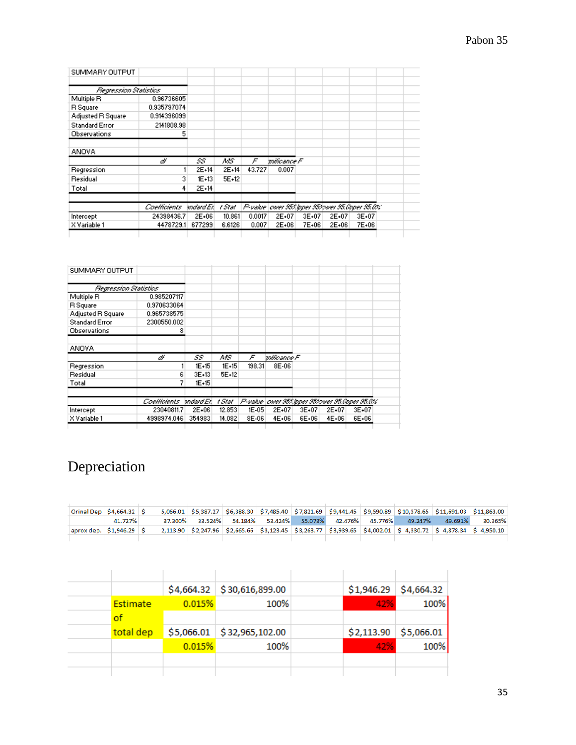SUMMARY OUTPUT

| Regression Statistics | |
|---|---|
| Multiple R | 0.96736605 |
| R Square | 0.935797074 |
| Adjusted R Square | 0.914396099 |
| Standard Error | 2141808.98 |
| Observations | 5 |

ANOVA

| | df | SS | MS | F | gnificance F |
|---|---|---|---|---|---|
| Regression | 1 | 2E+14 | 2E+14 | 43.727 | 0.007 |
| Residual | 3 | 1E+13 | 5E+12 | | |
| Total | 4 | 2E+14 | | | |

| | Coefficients | andard Er | t Stat | P-value | ower 95% | pper 95% | ower 95.0% | pper 95.0% |
|---|---|---|---|---|---|---|---|---|
| Intercept | 24398436.7 | 2E+06 | 10.861 | 0.0017 | 2E+07 | 3E+07 | 2E+07 | 3E+07 |
| X Variable 1 | 4478729.1 | 677299 | 6.6126 | 0.007 | 2E+06 | 7E+06 | 2E+06 | 7E+06 |

SUMMARY OUTPUT

| Regression Statistics | |
|---|---|
| Multiple R | 0.985207117 |
| R Square | 0.970633064 |
| Adjusted R Square | 0.965738575 |
| Standard Error | 2300550.002 |
| Observations | 8 |

ANOVA

| | df | SS | MS | F | gnificance F |
|---|---|---|---|---|---|
| Regression | 1 | 1E+15 | 1E+15 | 198.31 | 8E-06 |
| Residual | 6 | 3E+13 | 5E+12 | | |
| Total | 7 | 1E+15 | | | |

| | Coefficients | andard Er | t Stat | P-value | ower 95% | pper 95% | ower 95.0% | pper 95.0% |
|---|---|---|---|---|---|---|---|---|
| Intercept | 23040811.7 | 2E+06 | 12.853 | 1E-05 | 2E+07 | 3E+07 | 2E+07 | 3E+07 |
| X Variable 1 | 4998974.046 | 354983 | 14.082 | 8E-06 | 4E+06 | 6E+06 | 4E+06 | 6E+06 |

# Depreciation

| Orinal Dep | $4,664.32 | $ 5,066.01 | $5,387.27 | $6,388.30 | $7,485.40 | $7,821.69 | $9,441.45 | $9,590.89 | $10,378.65 | $11,691.03 | $11,863.00 |
|---|---|---|---|---|---|---|---|---|---|---|---|
| | 41.727% | 37.300% | 33.524% | 54.184% | 53.424% | 55.078% | 42.476% | 45.776% | 49.247% | 49.691% | 30.365% |
| aprox dep. | $1,946.29 | $ 2,113.90 | $2,247.96 | $2,665.66 | $3,123.45 | $3,263.77 | $3,939.65 | $4,002.01 | $ 4,330.72 | $ 4,878.34 | $ 4,950.10 |

| | $4,664.32 | $ 30,616,899.00 | | $1,946.29 | $4,664.32 |
|---|---|---|---|---|---|
| Estimate | 0.015% | 100% | | 42% | 100% |
| of | | | | | |
| total dep | $5,066.01 | $ 32,965,102.00 | | $2,113.90 | $5,066.01 |
| | 0.015% | 100% | | 42% | 100% |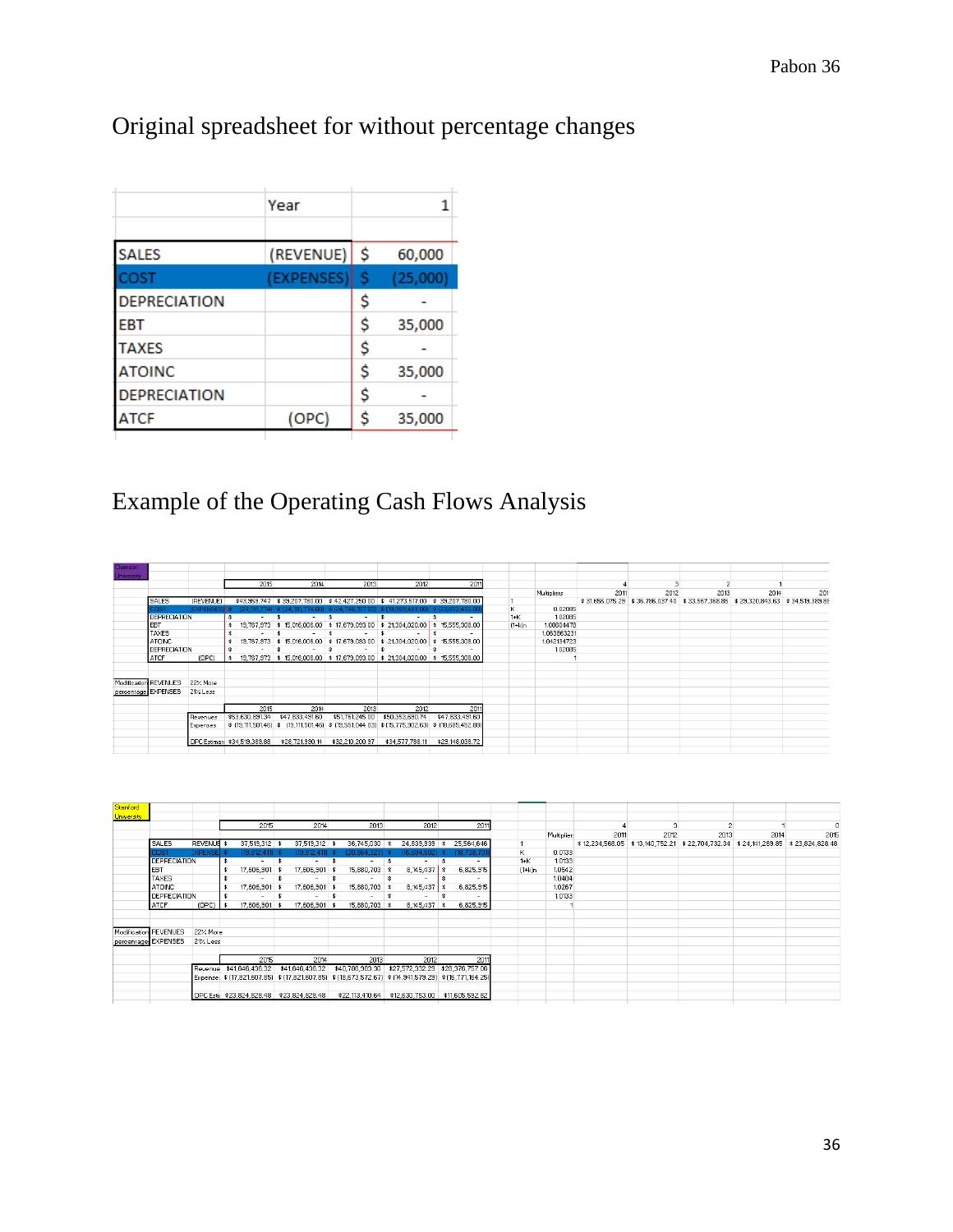## Original spreadsheet for without percentage changes

| | Year | 1 |
|---|---|---|
| | | |
| SALES | (REVENUE) | $ 60,000 |
| COST | (EXPENSES) | $ (25,000) |
| DEPRECIATION | | $ - |
| EBT | | $ 35,000 |
| TAXES | | $ - |
| ATOINC | | $ 35,000 |
| DEPRECIATION | | $ - |
| ATCF | (OPC) | $ 35,000 |

## Example of the Operating Cash Flows Analysis

Clemson University

| | | 2015 | 2014 | 2013 | 2012 | 2011 |
|---|---|---|---|---|---|---|
| SALES | (REVENUE) | $43,959,747 | $ 39,207,780.00 | $ 42,427,250.00 | $ 41,273,517.00 | $ 39,207,780.00 |
| COST | (EXPENSES) | $ (24,191,774) | $ (24,191,774.00) | $ (24,748,157.00) | $ (19,969,497.00) | $ (23,652,472.00) |
| DEPRECIATION | | $ - | $ - | $ - | $ - | $ - |
| EBT | | $ 19,767,973 | $ 15,016,006.00 | $ 17,679,093.00 | $ 21,304,020.00 | $ 15,555,308.00 |
| TAXES | | $ - | $ - | $ - | $ - | $ - |
| ATOINC | | $ 19,767,973 | $ 15,016,006.00 | $ 17,679,093.00 | $ 21,304,020.00 | $ 15,555,308.00 |
| DEPRECIATION | | $ - | $ - | $ - | $ - | $ - |
| ATCF | (OPC) | $ 19,767,973 | $ 15,016,006.00 | $ 17,679,093.00 | $ 21,304,020.00 | $ 15,555,308.00 |

| | Multipliers |
|---|---|
| 1 | |
| K | 0.02085 |
| 1+K | 1.02085 |
| (1+k)n | 1.08604478 |
| | 1.063563231 |
| | 1.042134723 |
| | 1.02085 |
| | 1 |

| 4 | 3 | 2 | 1 | |
|---|---|---|---|---|
| 2011 | 2012 | 2013 | 2014 | 2015 |
| $ 31,656,075.29 | $ 36,786,037.40 | $ 33,567,368.85 | $ 29,320,843.63 | $ 34,519,389.88 |

| Modification percentage | REVENUES | 22% More |
|---|---|---|
| | EXPENSES | 21% Less |

| | 2015 | 2014 | 2013 | 2012 | 2011 |
|---|---|---|---|---|---|
| Revenues | $53,630,891.34 | $47,833,491.60 | $51,761,245.00 | $50,353,690.74 | $47,833,491.60 |
| Expenses | $ (19,111,501.46) | $ (19,111,501.46) | $ (19,551,044.03) | $ (15,775,902.63) | $ (18,685,452.88) |
| OPC Estimate | $34,519,389.88 | $28,721,990.14 | $32,210,200.97 | $34,577,788.11 | $29,148,038.72 |

Stanford University

| | | 2015 | 2014 | 2013 | 2012 | 2011 |
|---|---|---|---|---|---|---|
| SALES | REVENUE | $ 37,519,312 | $ 37,519,312 | $ 36,745,030 | $ 24,839,939 | $ 25,564,646 |
| COST | EXPENSE | $ (19,912,411) | $ (19,912,411) | $ (20,864,327) | $ (16,694,502) | $ (18,738,731) |
| DEPRECIATION | | $ - | $ - | $ - | $ - | $ - |
| EBT | | $ 17,606,901 | $ 17,606,901 | $ 15,880,703 | $ 8,145,437 | $ 6,825,915 |
| TAXES | | $ - | $ - | $ - | $ - | $ - |
| ATOINC | | $ 17,606,901 | $ 17,606,901 | $ 15,880,703 | $ 8,145,437 | $ 6,825,915 |
| DEPRECIATION | | $ - | $ - | $ - | $ - | $ - |
| ATCF | (OPC) | $ 17,606,901 | $ 17,606,901 | $ 15,880,703 | $ 8,145,437 | $ 6,825,915 |

| | Multiplier |
|---|---|
| 1 | |
| K | 0.0133 |
| 1+K | 1.0133 |
| (1+k)n | 1.0542 |
| | 1.0404 |
| | 1.0267 |
| | 1.0133 |
| | 1 |

| 4 | 3 | 2 | 1 | 0 |
|---|---|---|---|---|
| 2011 | 2012 | 2013 | 2014 | 2015 |
| $ 12,234,568.05 | $ 13,140,752.21 | $ 22,704,732.34 | $ 24,141,269.85 | $ 23,824,828.48 |

| Modification percentage | REVENUES | 22% More |
|---|---|---|
| | EXPENSES | 21% Less |

| | 2015 | 2014 | 2013 | 2012 | 2011 |
|---|---|---|---|---|---|
| Revenue | $41,646,436.32 | $41,646,436.32 | $40,786,983.30 | $27,572,332.29 | $28,376,757.06 |
| Expense | $ (17,821,607.85) | $ (17,821,607.85) | $ (18,673,572.67) | $ (14,941,579.29) | $ (16,771,164.25) |
| OPC Esti | $23,824,828.48 | $23,824,828.48 | $22,113,410.64 | $12,630,753.00 | $11,605,592.82 |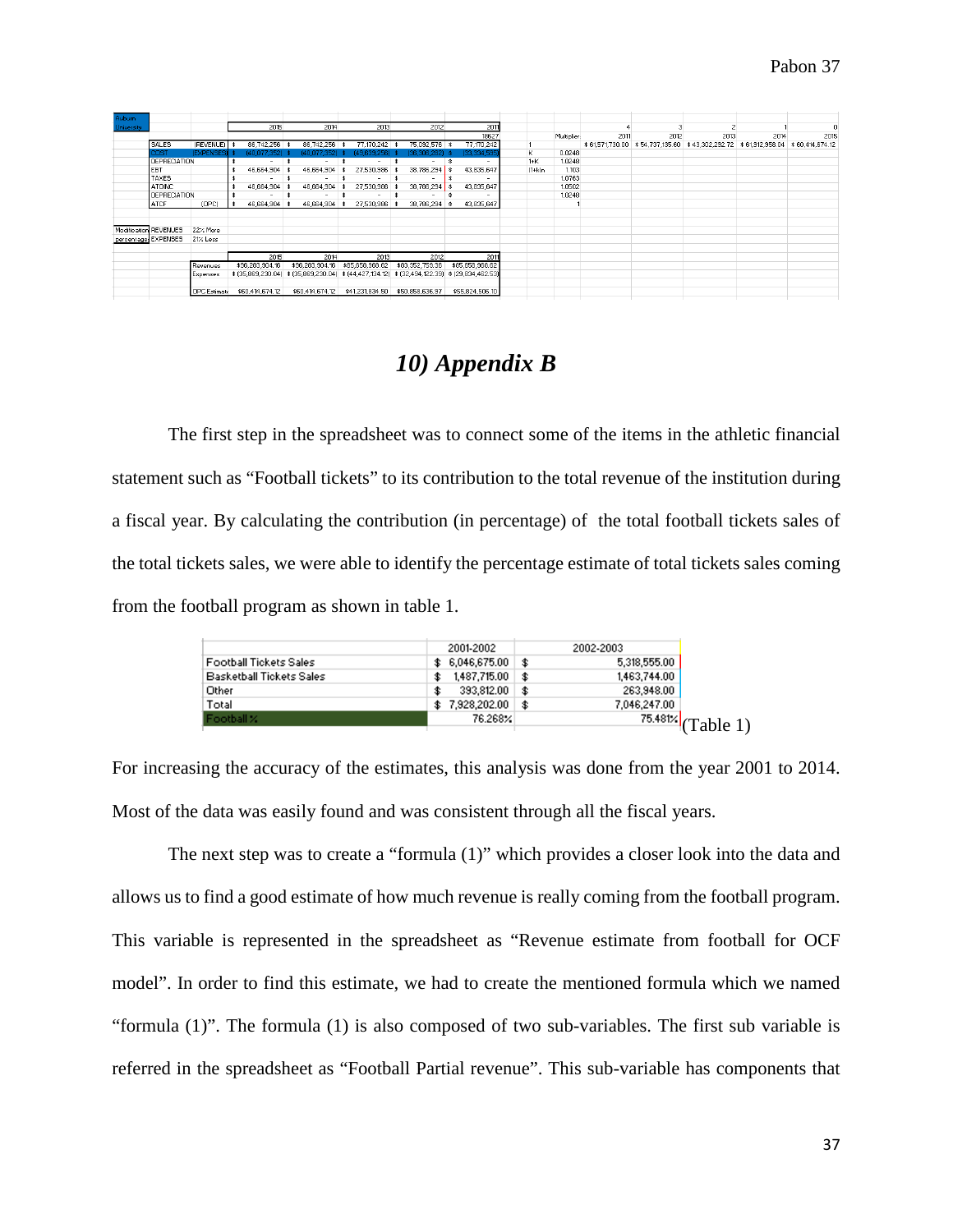| Auburn University | | | 2015 | 2014 | 2013 | 2012 | 2011 | | | 4 | 3 | 2 | 1 | 0 |
|---|---|---|---|---|---|---|---|---|---|---|---|---|---|---|
| | | | | | | | 18627 | | Multiplier | 2011 | 2012 | 2013 | 2014 | 2015 |
| | SALES | (REVENUE) | $ 86,742,256 | $ 86,742,256 | $ 77,170,242 | $ 75,092,576 | $ 77,170,242 | 1 | | $ 61,571,730.00 | $ 54,737,195.60 | $ 43,302,292.72 | $ 61,912,958.04 | $ 60,414,674.12 |
| | COST | (EXPENSES) | $ (40,077,352) | $ (40,077,352) | $ (49,639,256) | $ (36,306,282) | $ (33,334,595) | K | 0.0248 | | | | | |
| | DEPRECIATION | | $ - | $ - | $ - | $ - | $ - | 1+K | 1.0248 | | | | | |
| | EBT | | $ 46,664,904 | $ 46,664,904 | $ 27,530,986 | $ 38,786,294 | $ 43,835,647 | (1+k)n | 1.103 | | | | | |
| | TAXES | | $ - | $ - | $ - | $ - | $ - | | 1.0763 | | | | | |
| | ATOINC | | $ 46,664,904 | $ 46,664,904 | $ 27,530,986 | $ 38,786,294 | $ 43,835,647 | | 1.0502 | | | | | |
| | DEPRECIATION | | $ - | $ - | $ - | $ - | $ - | | 1.0248 | | | | | |
| | ATCF | (OPC) | $ 46,664,904 | $ 46,664,904 | $ 27,530,986 | $ 38,786,294 | $ 43,835,647 | | 1 | | | | | |
| Modification percentages | REVENUES | 22% More | | | | | | | | | | | | |
| | EXPENSES | 21% Less | | | | | | | | | | | | |
| | | | 2015 | 2014 | 2013 | 2012 | 2011 | | | | | | | |
| | | Revenues | $96,283,904.16 | $96,283,904.16 | $85,658,968.62 | $83,352,759.36 | $85,658,968.62 | | | | | | | |
| | | Expenses | $ (35,869,230.04) | $ (35,869,230.04) | $ (44,427,134.12) | $ (32,494,122.39) | $ (29,834,462.53) | | | | | | | |
| | | OPC Estimate | $60,414,674.12 | $60,414,674.12 | $41,231,834.50 | $50,858,636.97 | $55,824,506.10 | | | | | | | |

# 10) Appendix B

The first step in the spreadsheet was to connect some of the items in the athletic financial statement such as "Football tickets" to its contribution to the total revenue of the institution during a fiscal year. By calculating the contribution (in percentage) of the total football tickets sales of the total tickets sales, we were able to identify the percentage estimate of total tickets sales coming from the football program as shown in table 1.

| | 2001-2002 | 2002-2003 |
|---|---|---|
| Football Tickets Sales | $ 6,046,675.00 | $ 5,318,555.00 |
| Basketball Tickets Sales | $ 1,487,715.00 | $ 1,463,744.00 |
| Other | $ 393,812.00 | $ 263,948.00 |
| Total | $ 7,928,202.00 | $ 7,046,247.00 |
| Football % | 76.268% | 75.481% |

(Table 1)

For increasing the accuracy of the estimates, this analysis was done from the year 2001 to 2014. Most of the data was easily found and was consistent through all the fiscal years.

The next step was to create a "formula (1)" which provides a closer look into the data and allows us to find a good estimate of how much revenue is really coming from the football program. This variable is represented in the spreadsheet as "Revenue estimate from football for OCF model". In order to find this estimate, we had to create the mentioned formula which we named "formula (1)". The formula (1) is also composed of two sub-variables. The first sub variable is referred in the spreadsheet as "Football Partial revenue". This sub-variable has components that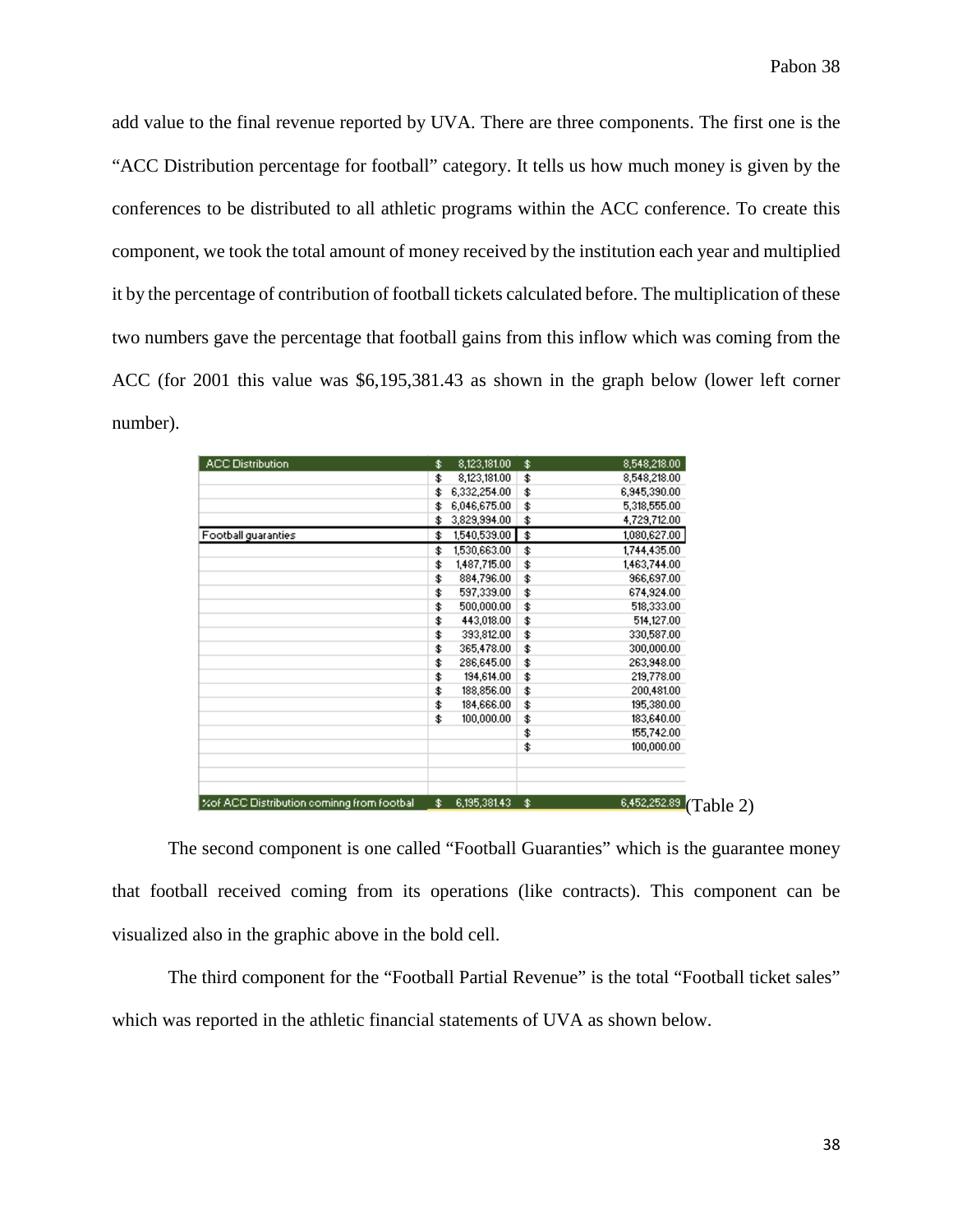add value to the final revenue reported by UVA. There are three components. The first one is the "ACC Distribution percentage for football" category. It tells us how much money is given by the conferences to be distributed to all athletic programs within the ACC conference. To create this component, we took the total amount of money received by the institution each year and multiplied it by the percentage of contribution of football tickets calculated before. The multiplication of these two numbers gave the percentage that football gains from this inflow which was coming from the ACC (for 2001 this value was $6,195,381.43 as shown in the graph below (lower left corner number).

| ACC Distribution | $ 8,123,181.00 | $ 8,548,218.00 |
|---|---|---|
| | $ 8,123,181.00 | $ 8,548,218.00 |
| | $ 6,332,254.00 | $ 6,945,390.00 |
| | $ 6,046,675.00 | $ 5,318,555.00 |
| | $ 3,829,994.00 | $ 4,729,712.00 |
| Football guaranties | $ 1,540,539.00 | $ 1,080,627.00 |
| | $ 1,530,663.00 | $ 1,744,435.00 |
| | $ 1,487,715.00 | $ 1,463,744.00 |
| | $ 884,796.00 | $ 966,697.00 |
| | $ 597,339.00 | $ 674,924.00 |
| | $ 500,000.00 | $ 518,333.00 |
| | $ 443,018.00 | $ 514,127.00 |
| | $ 393,812.00 | $ 330,587.00 |
| | $ 365,478.00 | $ 300,000.00 |
| | $ 286,645.00 | $ 263,948.00 |
| | $ 194,614.00 | $ 219,778.00 |
| | $ 188,856.00 | $ 200,481.00 |
| | $ 184,666.00 | $ 195,380.00 |
| | $ 100,000.00 | $ 183,640.00 |
| | | $ 155,742.00 |
| | | $ 100,000.00 |
| | | |
| | | |
| %of ACC Distribution cominng from footbal | $ 6,195,381.43 | $ 6,452,252.89 |

(Table 2)

The second component is one called "Football Guaranties" which is the guarantee money that football received coming from its operations (like contracts). This component can be visualized also in the graphic above in the bold cell.

The third component for the "Football Partial Revenue" is the total "Football ticket sales" which was reported in the athletic financial statements of UVA as shown below.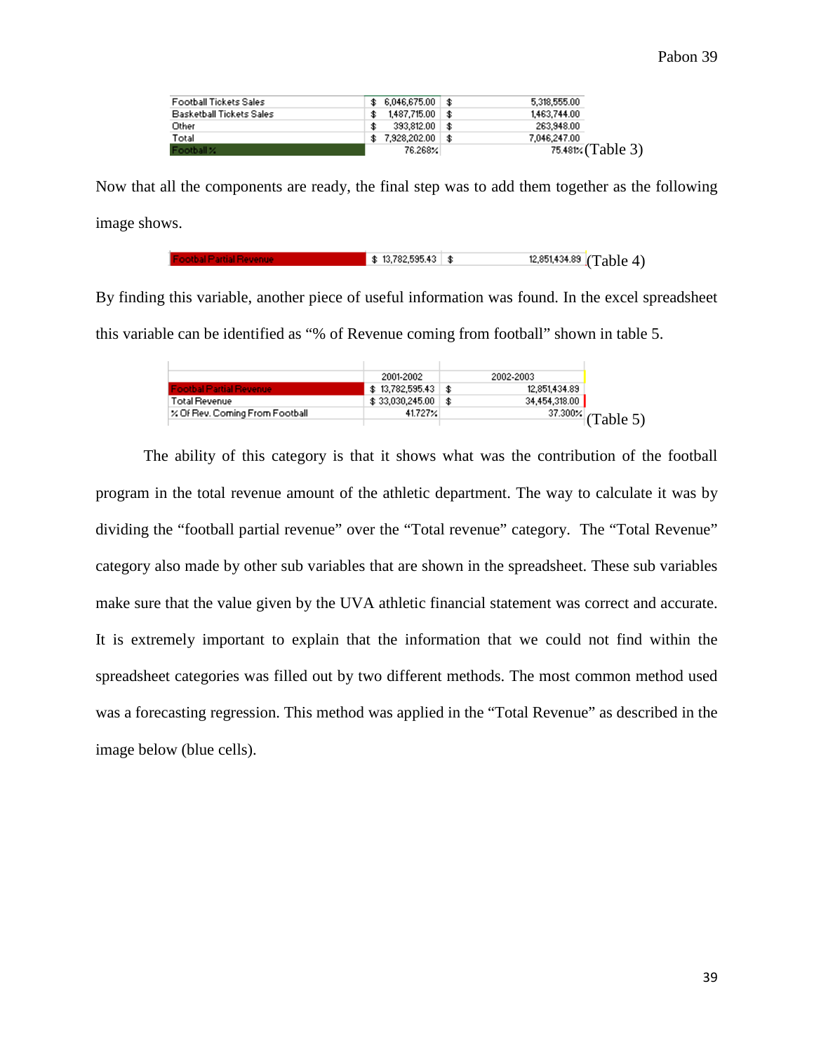| | | |
|---|---|---|
| Football Tickets Sales | $ 6,046,675.00 | $ 5,318,555.00 |
| Basketball Tickets Sales | $ 1,487,715.00 | $ 1,463,744.00 |
| Other | $ 393,812.00 | $ 263,948.00 |
| Total | $ 7,928,202.00 | $ 7,046,247.00 |
| Football % | 76.268% | 75.481% |

(Table 3)

Now that all the components are ready, the final step was to add them together as the following image shows.

| | | |
|---|---|---|
| Footbal Partial Revenue | $ 13,782,595.43 | $ 12,851,434.89 |

(Table 4)

By finding this variable, another piece of useful information was found. In the excel spreadsheet this variable can be identified as "% of Revenue coming from football" shown in table 5.

| | 2001-2002 | 2002-2003 |
|---|---|---|
| Footbal Partial Revenue | $ 13,782,595.43 | $ 12,851,434.89 |
| Total Revenue | $ 33,030,245.00 | $ 34,454,318.00 |
| % Of Rev. Coming From Football | 41.727% | 37.300% |

(Table 5)

The ability of this category is that it shows what was the contribution of the football program in the total revenue amount of the athletic department. The way to calculate it was by dividing the "football partial revenue" over the "Total revenue" category. The "Total Revenue" category also made by other sub variables that are shown in the spreadsheet. These sub variables make sure that the value given by the UVA athletic financial statement was correct and accurate. It is extremely important to explain that the information that we could not find within the spreadsheet categories was filled out by two different methods. The most common method used was a forecasting regression. This method was applied in the "Total Revenue" as described in the image below (blue cells).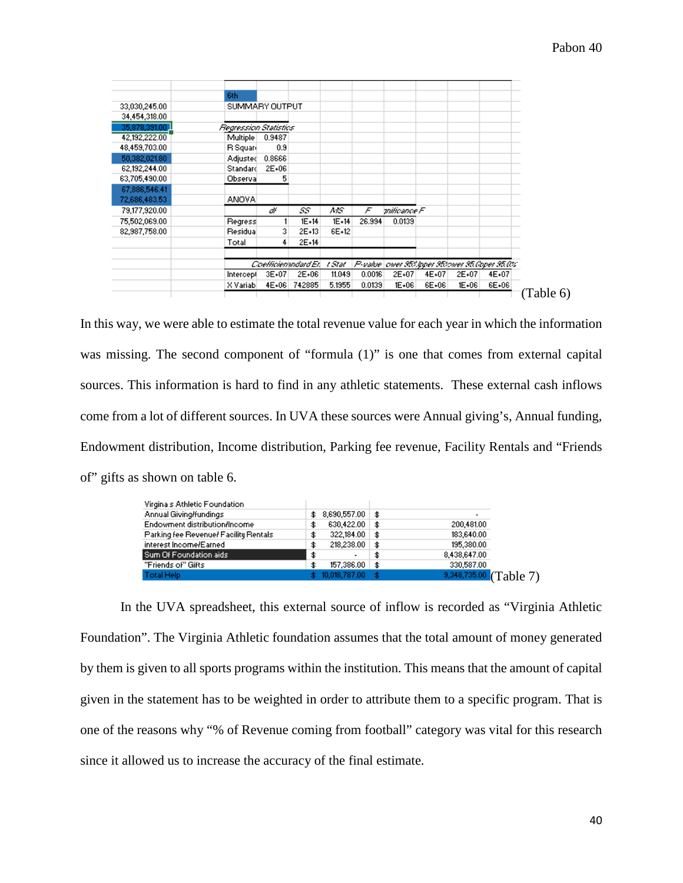| | 6th | | | | | | | | |
|---|---|---|---|---|---|---|---|---|---|
| 33,030,245.00 | SUMMARY OUTPUT | | | | | | | | |
| 34,454,318.00 | | | | | | | | | |
| 35,878,391.00 | *Regression Statistics* | | | | | | | | |
| 42,192,222.00 | Multiple | 0.9487 | | | | | | | |
| 48,459,703.00 | R Squar | 0.9 | | | | | | | |
| 50,382,021.80 | Adjustec | 0.8666 | | | | | | | |
| 62,192,244.00 | Standarc | 2E+06 | | | | | | | |
| 63,705,490.00 | Observa | 5 | | | | | | | |
| 67,886,546.41 | | | | | | | | | |
| 72,686,483.53 | ANOVA | | | | | | | | |
| 79,177,920.00 | | *df* | *SS* | *MS* | *F* | *gnificance F* | | | |
| 75,502,069.00 | Regress | 1 | 1E+14 | 1E+14 | 26.994 | 0.0139 | | | |
| 82,987,758.00 | Residua | 3 | 2E+13 | 6E+12 | | | | | |
| | Total | 4 | 2E+14 | | | | | | |
| | | | | | | | | | |
| | | *Coefficien* | *tandard Er* | *t Stat* | *P-value* | *ower 95%* | *pper 95%* | *ower 95.0%* | *pper 95.0%* |
| | Intercept | 3E+07 | 2E+06 | 11.049 | 0.0016 | 2E+07 | 4E+07 | 2E+07 | 4E+07 |
| | X Variab | 4E+06 | 742885 | 5.1955 | 0.0139 | 1E+06 | 6E+06 | 1E+06 | 6E+06 |

(Table 6)

In this way, we were able to estimate the total revenue value for each year in which the information was missing. The second component of "formula (1)" is one that comes from external capital sources. This information is hard to find in any athletic statements. These external cash inflows come from a lot of different sources. In UVA these sources were Annual giving's, Annual funding, Endowment distribution, Income distribution, Parking fee revenue, Facility Rentals and "Friends of" gifts as shown on table 6.

| Virgina s Athletic Foundation | | |
|---|---|---|
| Annual Giving/fundings | $ 8,690,557.00 | $ - |
| Endowment distribution/Income | $ 630,422.00 | $ 200,481.00 |
| Parking fee Revenue/ Facility Rentals | $ 322,184.00 | $ 183,640.00 |
| interest Income/Earned | $ 218,238.00 | $ 195,380.00 |
| Sum Of Foundation aids | $ - | $ 8,438,647.00 |
| "Friends of" Gifts | $ 157,386.00 | $ 330,587.00 |
| Total Help | $ 10,018,787.00 | $ 9,348,735.00 |

(Table 7)

In the UVA spreadsheet, this external source of inflow is recorded as "Virginia Athletic Foundation". The Virginia Athletic foundation assumes that the total amount of money generated by them is given to all sports programs within the institution. This means that the amount of capital given in the statement has to be weighted in order to attribute them to a specific program. That is one of the reasons why "% of Revenue coming from football" category was vital for this research since it allowed us to increase the accuracy of the final estimate.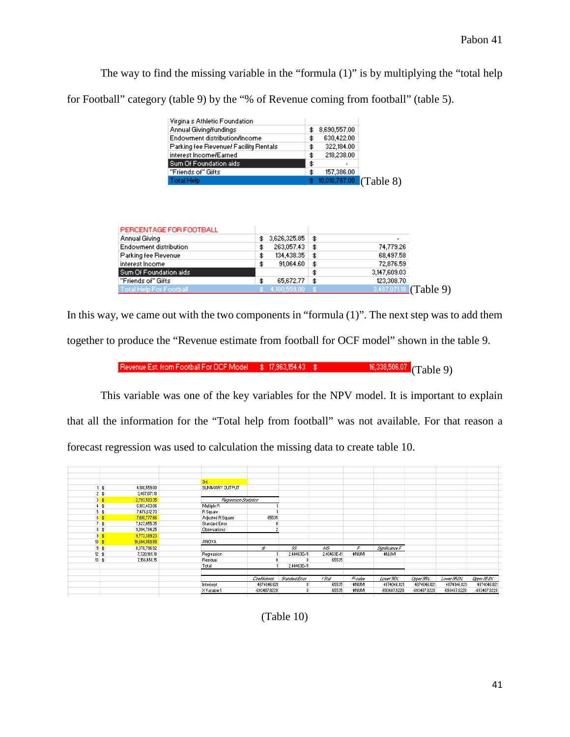The way to find the missing variable in the "formula (1)" is by multiplying the "total help for Football" category (table 9) by the "% of Revenue coming from football" (table 5).

| Virgina s Athletic Foundation | |
|---|---|
| Annual Giving/fundings | $ 8,690,557.00 |
| Endowment distribution/Income | $ 630,422.00 |
| Parking fee Revenue/ Facility Rentals | $ 322,184.00 |
| interest Income/Earned | $ 218,238.00 |
| Sum Of Foundation aids | $ - |
| "Friends of" Gifts | $ 157,386.00 |
| Total Help | $ 10,018,787.00 |

(Table 8)

| PERCENTAGE FOR FOOTBALL | | |
|---|---|---|
| Annual Giving | $ 3,626,325.85 | $ - |
| Endowment distribution | $ 263,057.43 | $ 74,779.26 |
| Parking fee Revenue | $ 134,438.35 | $ 68,497.58 |
| interest Income | $ 91,064.60 | $ 72,876.59 |
| Sum Of Foundation aids | | $ 3,147,609.03 |
| "Friends of" Gifts | $ 65,672.77 | $ 123,308.70 |
| Total Help For Football | $ 4,180,559.00 | $ 3,487,071.18 |

(Table 9)

In this way, we came out with the two components in "formula (1)". The next step was to add them together to produce the "Revenue estimate from football for OCF model" shown in the table 9.

| Revenue Est. from Football For OCF Model | $ 17,963,154.43 | $ 16,338,506.07 |
|---|---|---|

(Table 9)

This variable was one of the key variables for the NPV model. It is important to explain that all the information for the "Total help from football" was not available. For that reason a forecast regression was used to calculation the missing data to create table 10.

| | |
|---|---|
| 1 | $ 4,180,559.00 |
| 2 | $ 3,487,071.18 |
| 3 | $ 2,793,583.35 |
| 4 | $ 6,183,403.06 |
| 5 | $ 7,476,812.73 |
| 6 | $ 7,610,777.66 |
| 7 | $ 7,427,055.35 |
| 8 | $ 9,094,794.25 |
| 9 | $ 9,773,389.23 |
| 10 | $ 10,604,868.88 |
| 11 | $ 8,378,796.82 |
| 12 | $ 7,720,185.18 |
| 13 | $ 7,156,458.15 |

3rd

SUMMARY OUTPUT

| *Regression Statistics* | |
|---|---|
| Multiple R | 1 |
| R Square | 1 |
| Adjusted R Square | 65535 |
| Standard Error | 0 |
| Observations | 2 |

ANOVA

| | *df* | *SS* | *MS* | *F* | *Significance F* |
|---|---|---|---|---|---|
| Regression | 1 | 2.40463E+11 | 2.40463E+11 | #NUM! | #NUM! |
| Residual | 0 | 0 | 65535 | | |
| Total | 1 | 2.40463E+11 | | | |

| | *Coefficients* | *Standard Error* | *t Stat* | *P-value* | *Lower 95%* | *Upper 95%* | *Lower 95.0%* | *Upper 95.0%* |
|---|---|---|---|---|---|---|---|---|
| Intercept | 4874046.821 | 0 | 65535 | #NUM! | 4874046.821 | 4874046.821 | 4874046.821 | 4874046.821 |
| X Variable 1 | -693487.8228 | 0 | 65535 | #NUM! | -693487.8228 | -693487.8228 | -693487.8228 | -693487.8228 |

(Table 10)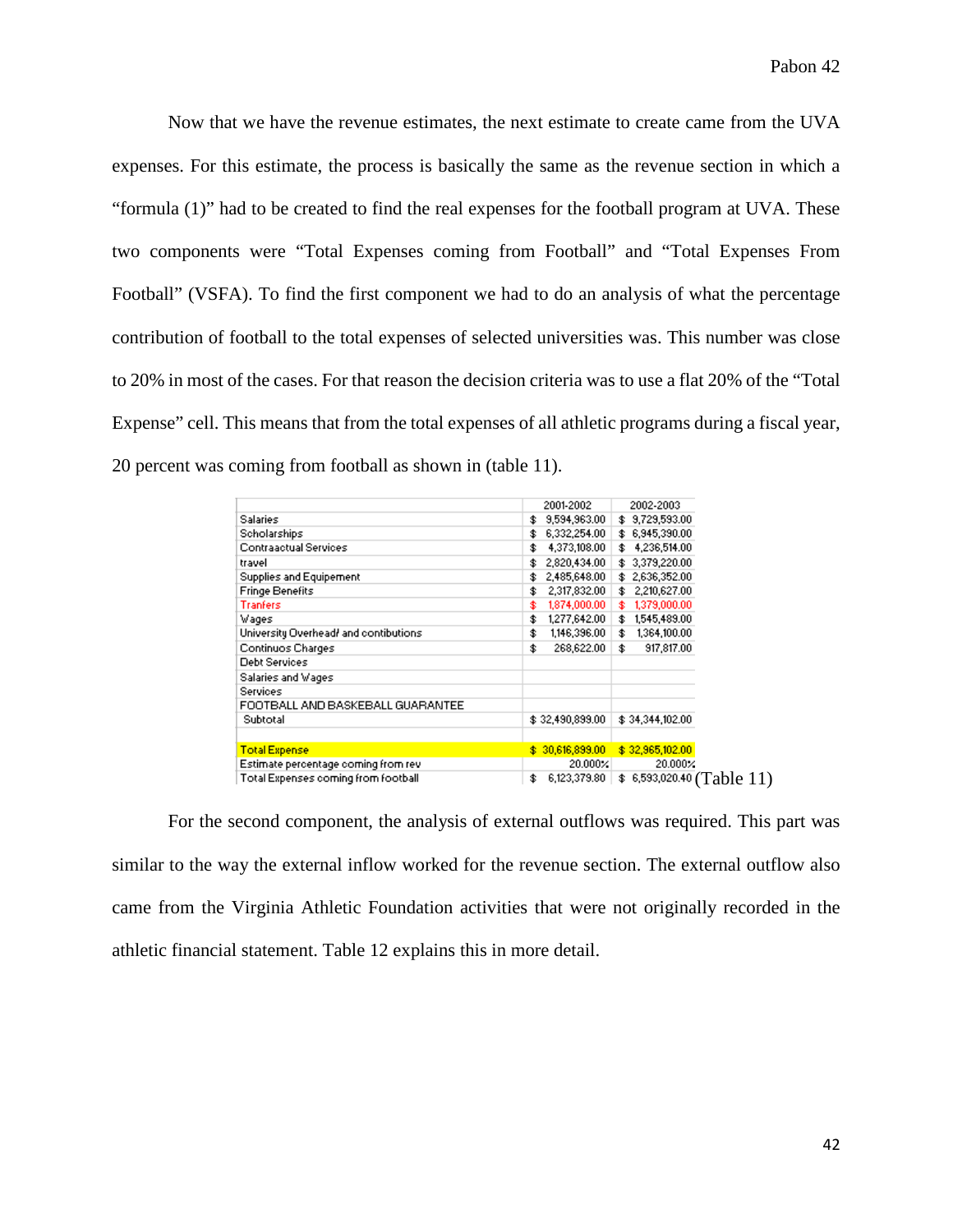Now that we have the revenue estimates, the next estimate to create came from the UVA expenses. For this estimate, the process is basically the same as the revenue section in which a "formula (1)" had to be created to find the real expenses for the football program at UVA. These two components were "Total Expenses coming from Football" and "Total Expenses From Football" (VSFA). To find the first component we had to do an analysis of what the percentage contribution of football to the total expenses of selected universities was. This number was close to 20% in most of the cases. For that reason the decision criteria was to use a flat 20% of the "Total Expense" cell. This means that from the total expenses of all athletic programs during a fiscal year, 20 percent was coming from football as shown in (table 11).

| | 2001-2002 | 2002-2003 |
|---|---|---|
| Salaries | $ 9,594,963.00 | $ 9,729,593.00 |
| Scholarships | $ 6,332,254.00 | $ 6,945,390.00 |
| Contraactual Services | $ 4,373,108.00 | $ 4,236,514.00 |
| travel | $ 2,820,434.00 | $ 3,379,220.00 |
| Supplies and Equipement | $ 2,485,648.00 | $ 2,636,352.00 |
| Fringe Benefits | $ 2,317,832.00 | $ 2,210,627.00 |
| Tranfers | $ 1,874,000.00 | $ 1,379,000.00 |
| Wages | $ 1,277,642.00 | $ 1,545,489.00 |
| University Overhead/ and contibutions | $ 1,146,396.00 | $ 1,364,100.00 |
| Continuos Charges | $ 268,622.00 | $ 917,817.00 |
| Debt Services | | |
| Salaries and Wages | | |
| Services | | |
| FOOTBALL AND BASKEBALL GUARANTEE | | |
| Subtotal | $ 32,490,899.00 | $ 34,344,102.00 |
| | | |
| Total Expense | $ 30,616,899.00 | $ 32,965,102.00 |
| Estimate percentage coming from rev | 20.000% | 20.000% |
| Total Expenses coming from football | $ 6,123,379.80 | $ 6,593,020.40 |

(Table 11)

For the second component, the analysis of external outflows was required. This part was similar to the way the external inflow worked for the revenue section. The external outflow also came from the Virginia Athletic Foundation activities that were not originally recorded in the athletic financial statement. Table 12 explains this in more detail.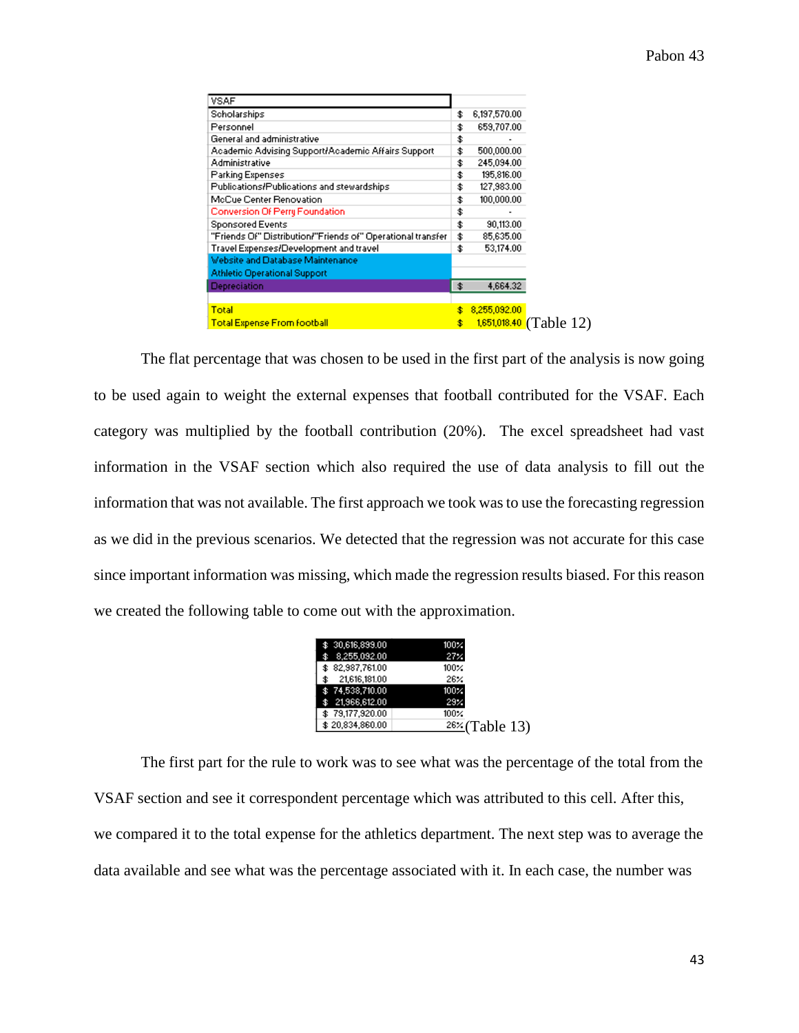| VSAF | |
|---|---|
| Scholarships | $ 6,197,570.00 |
| Personnel | $ 659,707.00 |
| General and administrative | $ - |
| Academic Advising Support/Academic Affairs Support | $ 500,000.00 |
| Administrative | $ 245,094.00 |
| Parking Expenses | $ 195,816.00 |
| Publications/Publications and stewardships | $ 127,983.00 |
| McCue Center Renovation | $ 100,000.00 |
| Conversion Of Perry Foundation | $ - |
| Sponsored Events | $ 90,113.00 |
| "Friends Of" Distribution/"Friends of" Operational transfer | $ 85,635.00 |
| Travel Expenses/Development and travel | $ 53,174.00 |
| Website and Database Maintenance | |
| Athletic Operational Support | |
| Depreciation | $ 4,664.32 |
| | |
| Total | $ 8,255,092.00 |
| Total Expense From football | $ 1,651,018.40 |

(Table 12)

The flat percentage that was chosen to be used in the first part of the analysis is now going to be used again to weight the external expenses that football contributed for the VSAF. Each category was multiplied by the football contribution (20%). The excel spreadsheet had vast information in the VSAF section which also required the use of data analysis to fill out the information that was not available. The first approach we took was to use the forecasting regression as we did in the previous scenarios. We detected that the regression was not accurate for this case since important information was missing, which made the regression results biased. For this reason we created the following table to come out with the approximation.

| | |
|---|---|
| $ 30,616,899.00 | 100% |
| $ 8,255,092.00 | 27% |
| $ 82,987,761.00 | 100% |
| $ 21,616,181.00 | 26% |
| $ 74,538,710.00 | 100% |
| $ 21,966,612.00 | 29% |
| $ 79,177,920.00 | 100% |
| $ 20,834,860.00 | 26% |

(Table 13)

The first part for the rule to work was to see what was the percentage of the total from the VSAF section and see it correspondent percentage which was attributed to this cell. After this, we compared it to the total expense for the athletics department. The next step was to average the data available and see what was the percentage associated with it. In each case, the number was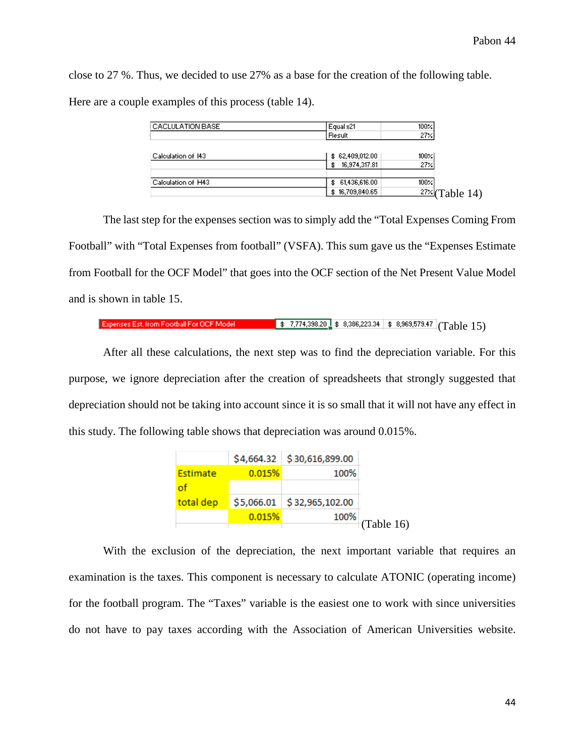close to 27 %. Thus, we decided to use 27% as a base for the creation of the following table. Here are a couple examples of this process (table 14).

| CACLULATION BASE | Equal x21 | 100% |
|---|---|---|
| | Result | 27% |
| | | |
| Calculation of I43 | $ 62,409,012.00 | 100% |
| | $ 16,974,317.81 | 27% |
| | | |
| Calculation of H43 | $ 61,436,616.00 | 100% |
| | $ 16,709,840.65 | 27% |

(Table 14)

The last step for the expenses section was to simply add the "Total Expenses Coming From Football" with "Total Expenses from football" (VSFA). This sum gave us the "Expenses Estimate from Football for the OCF Model" that goes into the OCF section of the Net Present Value Model and is shown in table 15.

| Expenses Est. from Football For OCF Model | $ 7,774,398.20 | $ 8,386,223.34 | $ 8,969,579.47 |
|---|---|---|---|

(Table 15)

After all these calculations, the next step was to find the depreciation variable. For this purpose, we ignore depreciation after the creation of spreadsheets that strongly suggested that depreciation should not be taking into account since it is so small that it will not have any effect in this study. The following table shows that depreciation was around 0.015%.

| | $4,664.32 | $ 30,616,899.00 |
|---|---|---|
| Estimate | 0.015% | 100% |
| of | | |
| total dep | $5,066.01 | $ 32,965,102.00 |
| | 0.015% | 100% |

(Table 16)

With the exclusion of the depreciation, the next important variable that requires an examination is the taxes. This component is necessary to calculate ATONIC (operating income) for the football program. The "Taxes" variable is the easiest one to work with since universities do not have to pay taxes according with the Association of American Universities website.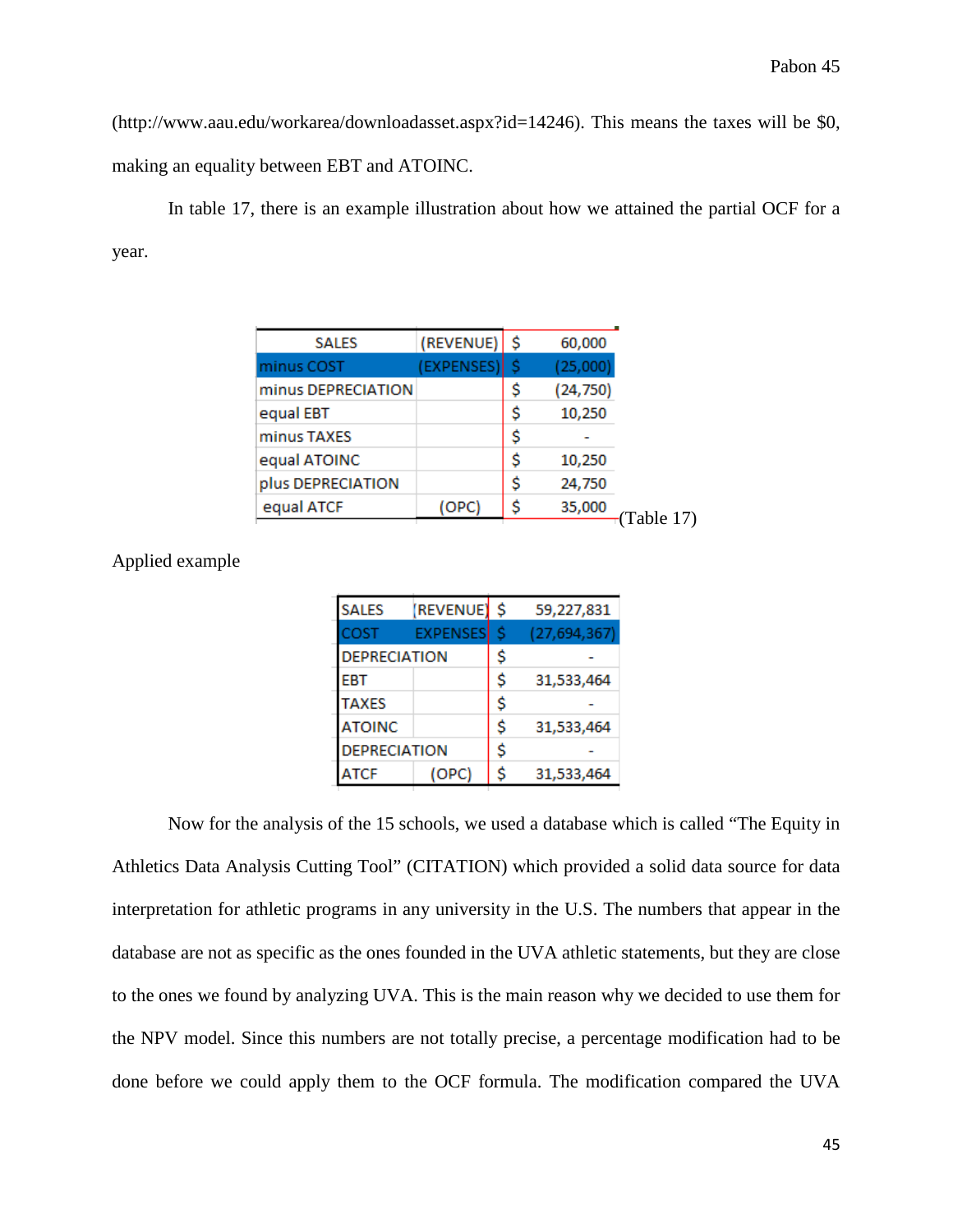(http://www.aau.edu/workarea/downloadasset.aspx?id=14246). This means the taxes will be $0, making an equality between EBT and ATOINC.

In table 17, there is an example illustration about how we attained the partial OCF for a year.

| SALES | (REVENUE) | $ | 60,000 |
|---|---|---|---|
| minus COST | (EXPENSES) | $ | (25,000) |
| minus DEPRECIATION | | $ | (24,750) |
| equal EBT | | $ | 10,250 |
| minus TAXES | | $ | - |
| equal ATOINC | | $ | 10,250 |
| plus DEPRECIATION | | $ | 24,750 |
| equal ATCF | (OPC) | $ | 35,000 |

(Table 17)

Applied example

| SALES | (REVENUE) | $ | 59,227,831 |
|---|---|---|---|
| COST | EXPENSES | $ | (27,694,367) |
| DEPRECIATION | | $ | - |
| EBT | | $ | 31,533,464 |
| TAXES | | $ | - |
| ATOINC | | $ | 31,533,464 |
| DEPRECIATION | | $ | - |
| ATCF | (OPC) | $ | 31,533,464 |

Now for the analysis of the 15 schools, we used a database which is called "The Equity in Athletics Data Analysis Cutting Tool" (CITATION) which provided a solid data source for data interpretation for athletic programs in any university in the U.S. The numbers that appear in the database are not as specific as the ones founded in the UVA athletic statements, but they are close to the ones we found by analyzing UVA. This is the main reason why we decided to use them for the NPV model. Since this numbers are not totally precise, a percentage modification had to be done before we could apply them to the OCF formula. The modification compared the UVA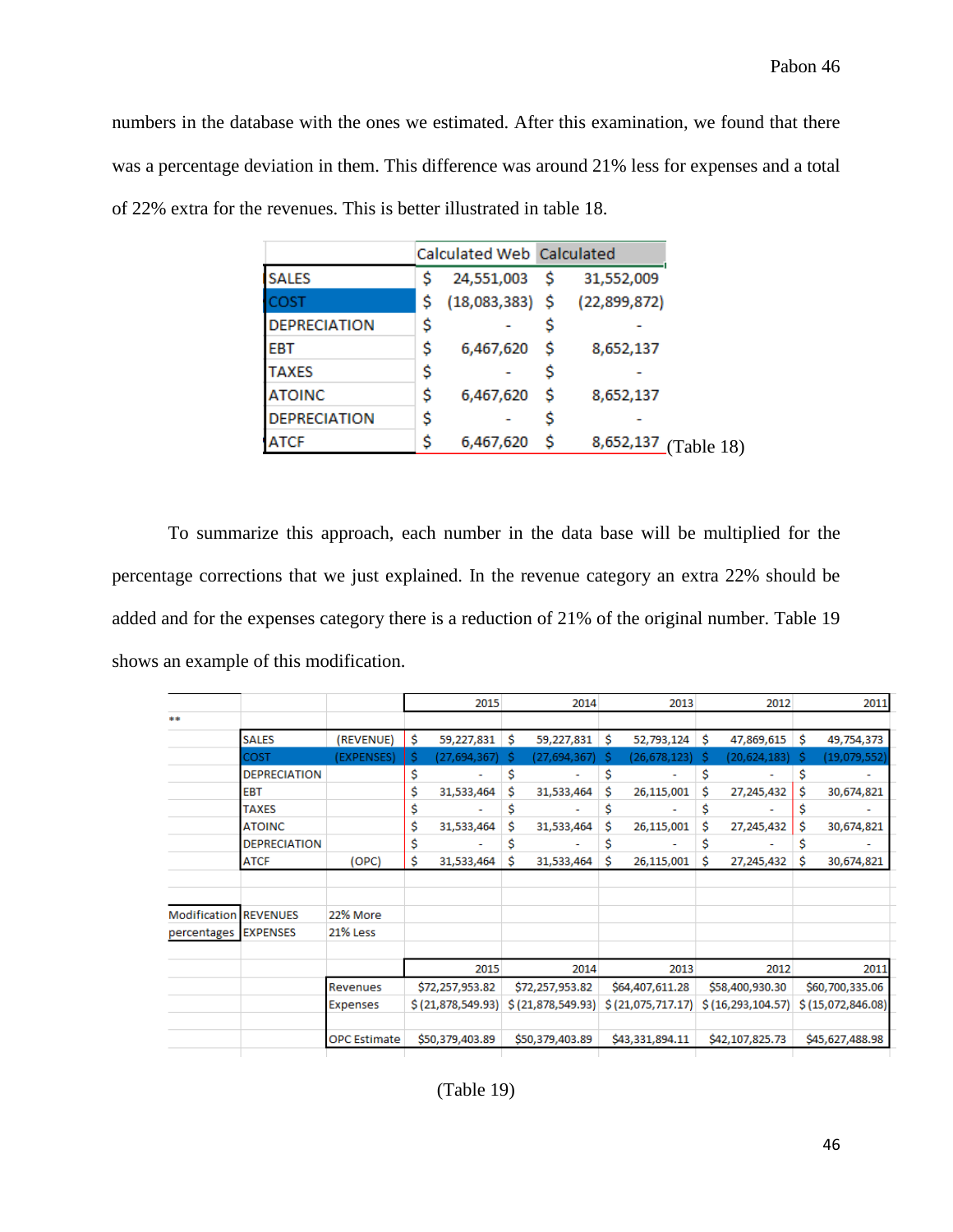numbers in the database with the ones we estimated. After this examination, we found that there was a percentage deviation in them. This difference was around 21% less for expenses and a total of 22% extra for the revenues. This is better illustrated in table 18.

| | Calculated Web | Calculated |
|---|---|---|
| SALES | $ 24,551,003 | $ 31,552,009 |
| COST | $ (18,083,383) | $ (22,899,872) |
| DEPRECIATION | $ - | $ - |
| EBT | $ 6,467,620 | $ 8,652,137 |
| TAXES | $ - | $ - |
| ATOINC | $ 6,467,620 | $ 8,652,137 |
| DEPRECIATION | $ - | $ - |
| ATCF | $ 6,467,620 | $ 8,652,137 |

(Table 18)

To summarize this approach, each number in the data base will be multiplied for the percentage corrections that we just explained. In the revenue category an extra 22% should be added and for the expenses category there is a reduction of 21% of the original number. Table 19 shows an example of this modification.

| | | | 2015 | 2014 | 2013 | 2012 | 2011 |
|---|---|---|---|---|---|---|---|
| ** | | | | | | | |
| | SALES | (REVENUE) | $ 59,227,831 | $ 59,227,831 | $ 52,793,124 | $ 47,869,615 | $ 49,754,373 |
| | COST | (EXPENSES) | $ (27,694,367) | $ (27,694,367) | $ (26,678,123) | $ (20,624,183) | $ (19,079,552) |
| | DEPRECIATION | | $ - | $ - | $ - | $ - | $ - |
| | EBT | | $ 31,533,464 | $ 31,533,464 | $ 26,115,001 | $ 27,245,432 | $ 30,674,821 |
| | TAXES | | $ - | $ - | $ - | $ - | $ - |
| | ATOINC | | $ 31,533,464 | $ 31,533,464 | $ 26,115,001 | $ 27,245,432 | $ 30,674,821 |
| | DEPRECIATION | | $ - | $ - | $ - | $ - | $ - |
| | ATCF | (OPC) | $ 31,533,464 | $ 31,533,464 | $ 26,115,001 | $ 27,245,432 | $ 30,674,821 |
| | | | | | | | |
| Modification | REVENUES | 22% More | | | | | |
| percentages | EXPENSES | 21% Less | | | | | |
| | | | 2015 | 2014 | 2013 | 2012 | 2011 |
| | | Revenues | $72,257,953.82 | $72,257,953.82 | $64,407,611.28 | $58,400,930.30 | $60,700,335.06 |
| | | Expenses | $ (21,878,549.93) | $ (21,878,549.93) | $ (21,075,717.17) | $ (16,293,104.57) | $ (15,072,846.08) |
| | | OPC Estimate | $50,379,403.89 | $50,379,403.89 | $43,331,894.11 | $42,107,825.73 | $45,627,488.98 |

(Table 19)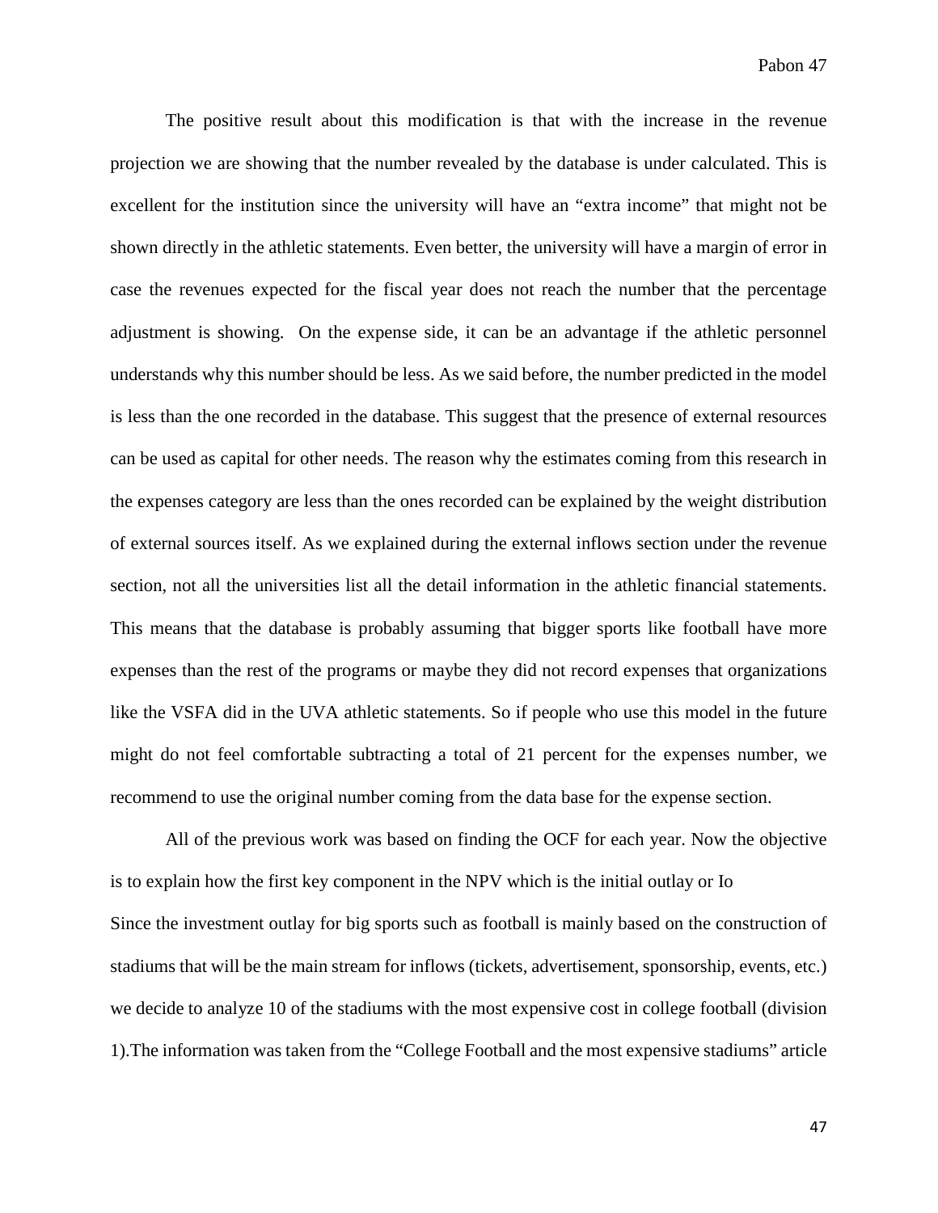The positive result about this modification is that with the increase in the revenue projection we are showing that the number revealed by the database is under calculated. This is excellent for the institution since the university will have an "extra income" that might not be shown directly in the athletic statements. Even better, the university will have a margin of error in case the revenues expected for the fiscal year does not reach the number that the percentage adjustment is showing. On the expense side, it can be an advantage if the athletic personnel understands why this number should be less. As we said before, the number predicted in the model is less than the one recorded in the database. This suggest that the presence of external resources can be used as capital for other needs. The reason why the estimates coming from this research in the expenses category are less than the ones recorded can be explained by the weight distribution of external sources itself. As we explained during the external inflows section under the revenue section, not all the universities list all the detail information in the athletic financial statements. This means that the database is probably assuming that bigger sports like football have more expenses than the rest of the programs or maybe they did not record expenses that organizations like the VSFA did in the UVA athletic statements. So if people who use this model in the future might do not feel comfortable subtracting a total of 21 percent for the expenses number, we recommend to use the original number coming from the data base for the expense section.

All of the previous work was based on finding the OCF for each year. Now the objective is to explain how the first key component in the NPV which is the initial outlay or Io

Since the investment outlay for big sports such as football is mainly based on the construction of stadiums that will be the main stream for inflows (tickets, advertisement, sponsorship, events, etc.) we decide to analyze 10 of the stadiums with the most expensive cost in college football (division 1).The information was taken from the "College Football and the most expensive stadiums" article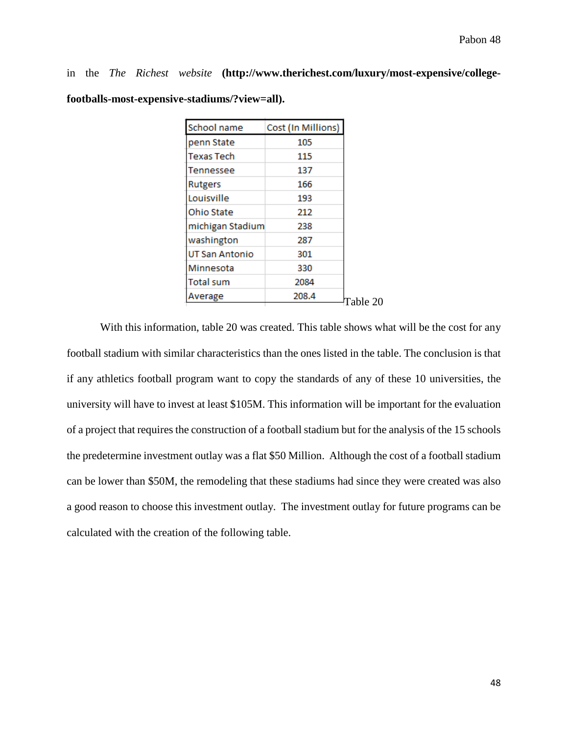in the *The Richest website* **(http://www.therichest.com/luxury/most-expensive/college-footballs-most-expensive-stadiums/?view=all).**

| School name | Cost (In Millions) |
|---|---|
| penn State | 105 |
| Texas Tech | 115 |
| Tennessee | 137 |
| Rutgers | 166 |
| Louisville | 193 |
| Ohio State | 212 |
| michigan Stadium | 238 |
| washington | 287 |
| UT San Antonio | 301 |
| Minnesota | 330 |
| Total sum | 2084 |
| Average | 208.4 |

Table 20

With this information, table 20 was created. This table shows what will be the cost for any football stadium with similar characteristics than the ones listed in the table. The conclusion is that if any athletics football program want to copy the standards of any of these 10 universities, the university will have to invest at least $105M. This information will be important for the evaluation of a project that requires the construction of a football stadium but for the analysis of the 15 schools the predetermine investment outlay was a flat $50 Million. Although the cost of a football stadium can be lower than $50M, the remodeling that these stadiums had since they were created was also a good reason to choose this investment outlay. The investment outlay for future programs can be calculated with the creation of the following table.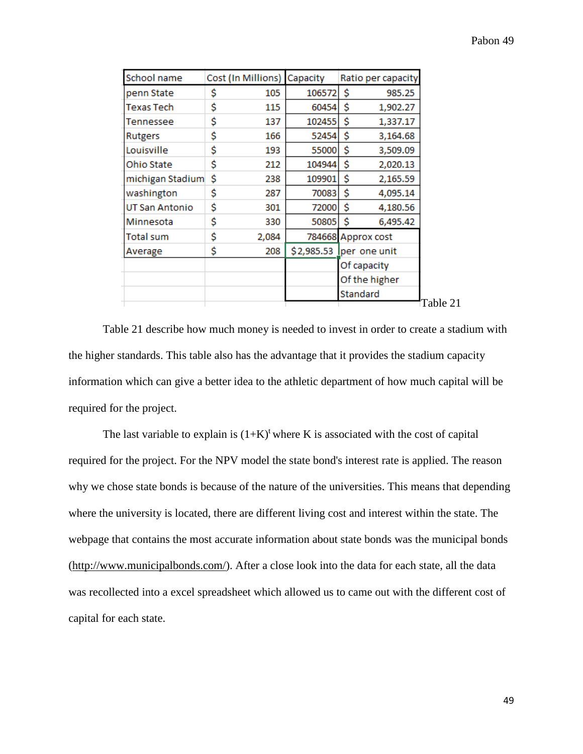| School name | Cost (In Millions) | Capacity | Ratio per capacity |
|---|---|---|---|
| penn State | $ 105 | 106572 | $ 985.25 |
| Texas Tech | $ 115 | 60454 | $ 1,902.27 |
| Tennessee | $ 137 | 102455 | $ 1,337.17 |
| Rutgers | $ 166 | 52454 | $ 3,164.68 |
| Louisville | $ 193 | 55000 | $ 3,509.09 |
| Ohio State | $ 212 | 104944 | $ 2,020.13 |
| michigan Stadium | $ 238 | 109901 | $ 2,165.59 |
| washington | $ 287 | 70083 | $ 4,095.14 |
| UT San Antonio | $ 301 | 72000 | $ 4,180.56 |
| Minnesota | $ 330 | 50805 | $ 6,495.42 |
| Total sum | $ 2,084 | 784668 | Approx cost |
| Average | $ 208 | $2,985.53 | per one unit |
| | | | Of capacity |
| | | | Of the higher |
| | | | Standard |

Table 21

Table 21 describe how much money is needed to invest in order to create a stadium with the higher standards. This table also has the advantage that it provides the stadium capacity information which can give a better idea to the athletic department of how much capital will be required for the project.

The last variable to explain is $(1+K)^t$ where K is associated with the cost of capital required for the project. For the NPV model the state bond's interest rate is applied. The reason why we chose state bonds is because of the nature of the universities. This means that depending where the university is located, there are different living cost and interest within the state. The webpage that contains the most accurate information about state bonds was the municipal bonds (http://www.municipalbonds.com/). After a close look into the data for each state, all the data was recollected into a excel spreadsheet which allowed us to came out with the different cost of capital for each state.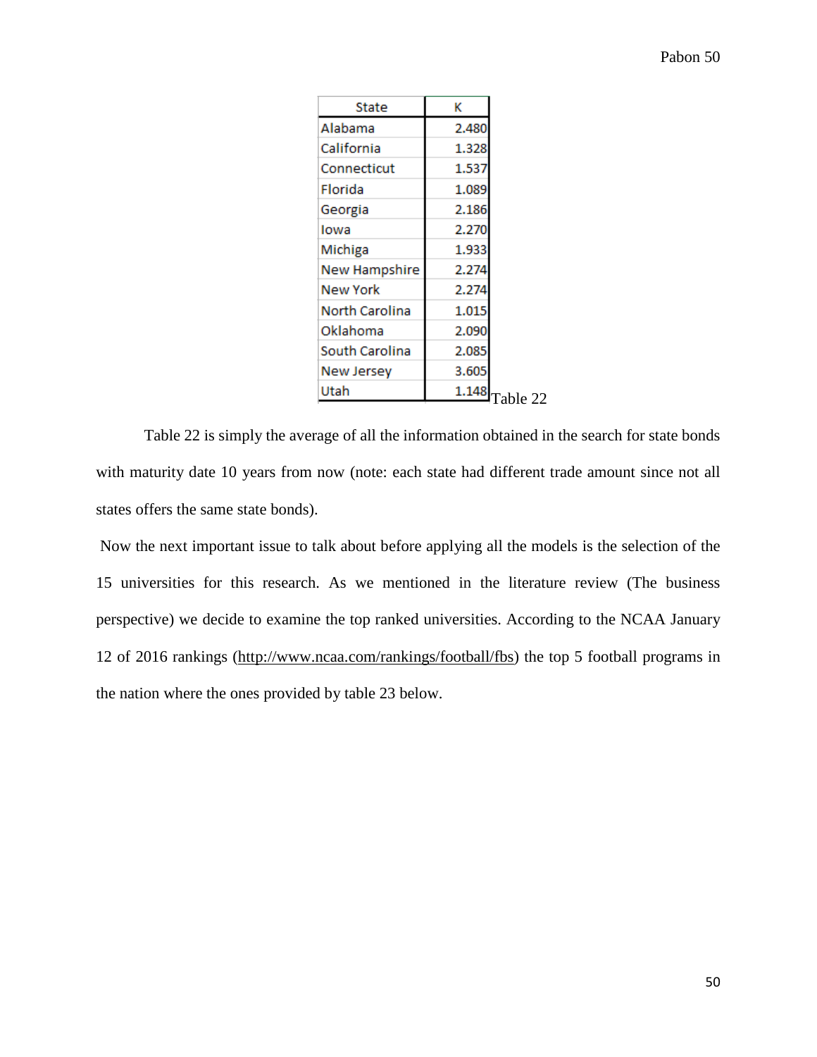| State | K |
|---|---|
| Alabama | 2.480 |
| California | 1.328 |
| Connecticut | 1.537 |
| Florida | 1.089 |
| Georgia | 2.186 |
| Iowa | 2.270 |
| Michiga | 1.933 |
| New Hampshire | 2.274 |
| New York | 2.274 |
| North Carolina | 1.015 |
| Oklahoma | 2.090 |
| South Carolina | 2.085 |
| New Jersey | 3.605 |
| Utah | 1.148 |

Table 22

Table 22 is simply the average of all the information obtained in the search for state bonds with maturity date 10 years from now (note: each state had different trade amount since not all states offers the same state bonds).

Now the next important issue to talk about before applying all the models is the selection of the 15 universities for this research. As we mentioned in the literature review (The business perspective) we decide to examine the top ranked universities. According to the NCAA January 12 of 2016 rankings (http://www.ncaa.com/rankings/football/fbs) the top 5 football programs in the nation where the ones provided by table 23 below.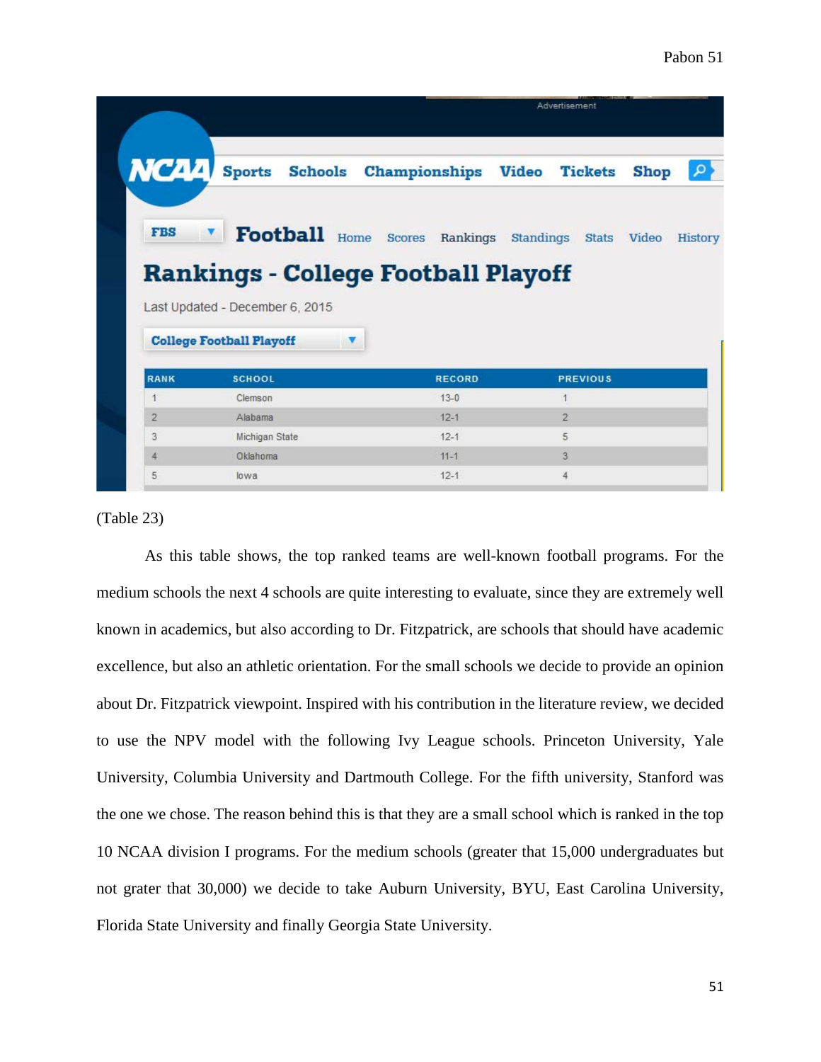| RANK | SCHOOL | RECORD | PREVIOUS |
|---|---|---|---|
| 1 | Clemson | 13-0 | 1 |
| 2 | Alabama | 12-1 | 2 |
| 3 | Michigan State | 12-1 | 5 |
| 4 | Oklahoma | 11-1 | 3 |
| 5 | Iowa | 12-1 | 4 |

(Table 23)

As this table shows, the top ranked teams are well-known football programs. For the medium schools the next 4 schools are quite interesting to evaluate, since they are extremely well known in academics, but also according to Dr. Fitzpatrick, are schools that should have academic excellence, but also an athletic orientation. For the small schools we decide to provide an opinion about Dr. Fitzpatrick viewpoint. Inspired with his contribution in the literature review, we decided to use the NPV model with the following Ivy League schools. Princeton University, Yale University, Columbia University and Dartmouth College. For the fifth university, Stanford was the one we chose. The reason behind this is that they are a small school which is ranked in the top 10 NCAA division I programs. For the medium schools (greater that 15,000 undergraduates but not grater that 30,000) we decide to take Auburn University, BYU, East Carolina University, Florida State University and finally Georgia State University.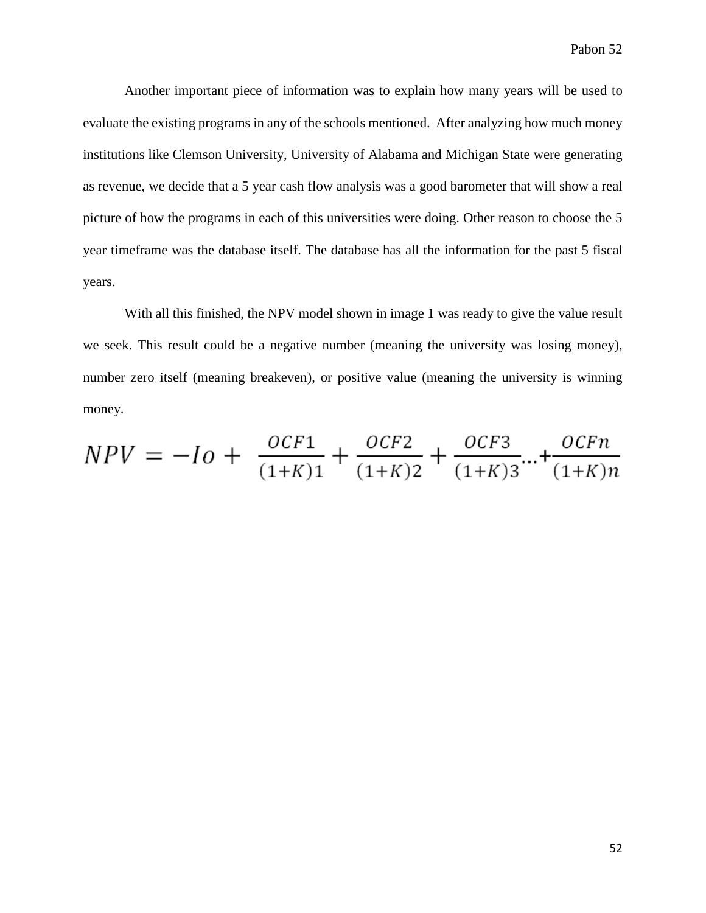Another important piece of information was to explain how many years will be used to evaluate the existing programs in any of the schools mentioned. After analyzing how much money institutions like Clemson University, University of Alabama and Michigan State were generating as revenue, we decide that a 5 year cash flow analysis was a good barometer that will show a real picture of how the programs in each of this universities were doing. Other reason to choose the 5 year timeframe was the database itself. The database has all the information for the past 5 fiscal years.

With all this finished, the NPV model shown in image 1 was ready to give the value result we seek. This result could be a negative number (meaning the university was losing money), number zero itself (meaning breakeven), or positive value (meaning the university is winning money.

$$NPV = -Io + \frac{OCF1}{(1+K)1} + \frac{OCF2}{(1+K)2} + \frac{OCF3}{(1+K)3} ... + \frac{OCFn}{(1+K)n}$$